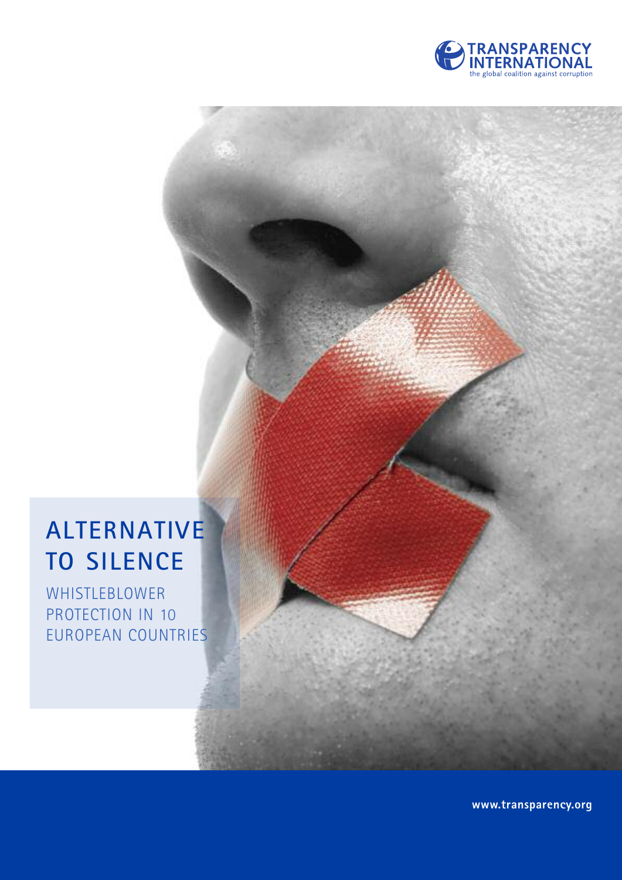TRANSPARENCY INTERNATIONAL

the global coalition against corruption

# ALTERNATIVE TO SILENCE

WHISTLEBLOWER PROTECTION IN 10 EUROPEAN COUNTRIES

www.transparency.org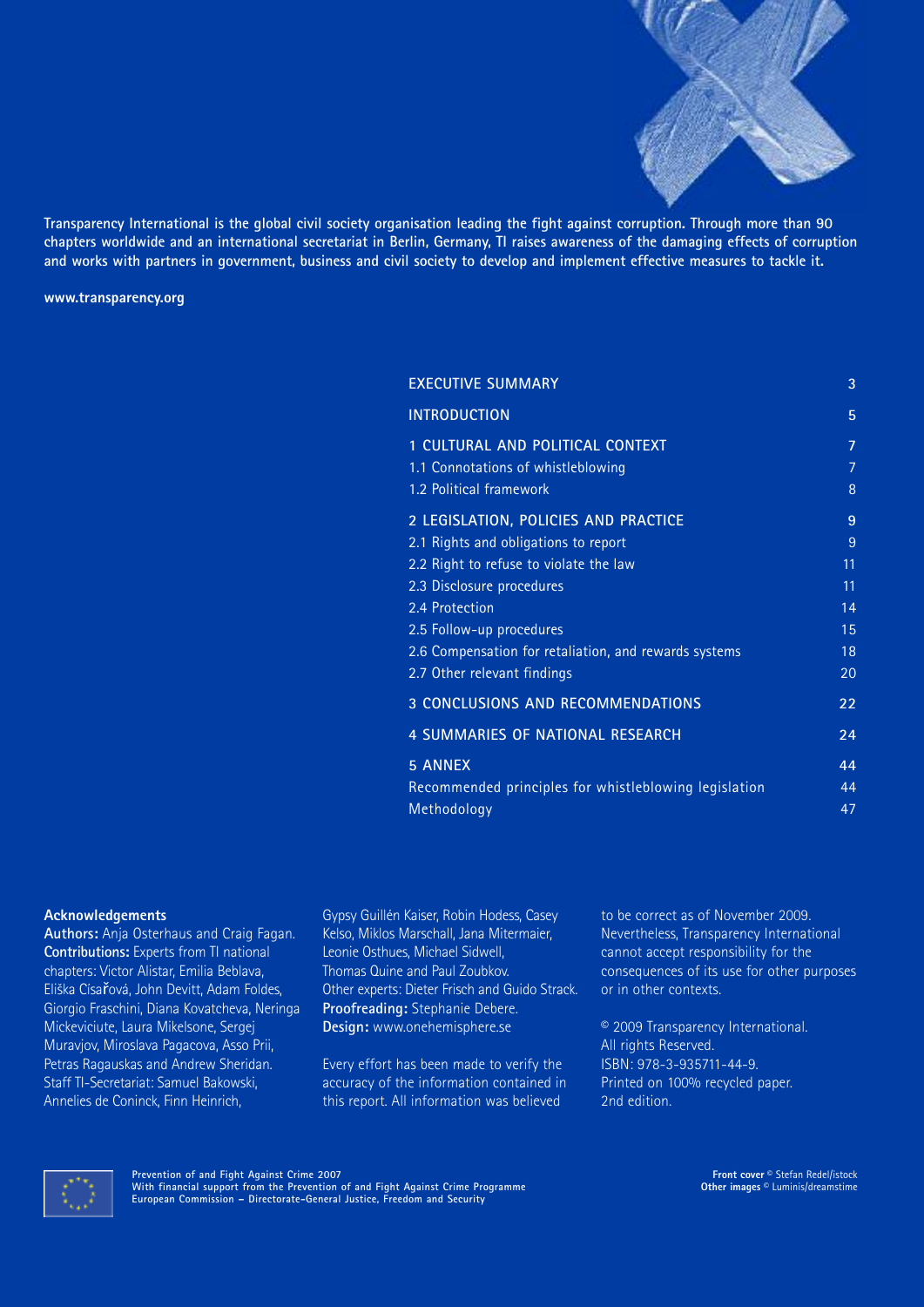**Transparency International is the global civil society organisation leading the fight against corruption. Through more than 90 chapters worldwide and an international secretariat in Berlin, Germany, TI raises awareness of the damaging effects of corruption and works with partners in government, business and civil society to develop and implement effective measures to tackle it.**

**www.transparency.org**

| | |
|---|---|
| EXECUTIVE SUMMARY | 3 |
| INTRODUCTION | 5 |
| 1 CULTURAL AND POLITICAL CONTEXT | 7 |
| 1.1 Connotations of whistleblowing | 7 |
| 1.2 Political framework | 8 |
| 2 LEGISLATION, POLICIES AND PRACTICE | 9 |
| 2.1 Rights and obligations to report | 9 |
| 2.2 Right to refuse to violate the law | 11 |
| 2.3 Disclosure procedures | 11 |
| 2.4 Protection | 14 |
| 2.5 Follow-up procedures | 15 |
| 2.6 Compensation for retaliation, and rewards systems | 18 |
| 2.7 Other relevant findings | 20 |
| 3 CONCLUSIONS AND RECOMMENDATIONS | 22 |
| 4 SUMMARIES OF NATIONAL RESEARCH | 24 |
| 5 ANNEX | 44 |
| Recommended principles for whistleblowing legislation | 44 |
| Methodology | 47 |

**Acknowledgements**
**Authors:** Anja Osterhaus and Craig Fagan.
**Contributions:** Experts from TI national chapters: Victor Alistar, Emilia Beblava, Eliška Císařová, John Devitt, Adam Foldes, Giorgio Fraschini, Diana Kovatcheva, Neringa Mickeviciute, Laura Mikelsone, Sergej Muravjov, Miroslava Pagacova, Asso Prii, Petras Ragauskas and Andrew Sheridan. Staff TI-Secretariat: Samuel Bakowski, Annelies de Coninck, Finn Heinrich, Gypsy Guillén Kaiser, Robin Hodess, Casey Kelso, Miklos Marschall, Jana Mitermaier, Leonie Osthues, Michael Sidwell, Thomas Quine and Paul Zoubkov. Other experts: Dieter Frisch and Guido Strack.
**Proofreading:** Stephanie Debere.
**Design:** www.onehemisphere.se

Every effort has been made to verify the accuracy of the information contained in this report. All information was believed to be correct as of November 2009. Nevertheless, Transparency International cannot accept responsibility for the consequences of its use for other purposes or in other contexts.

© 2009 Transparency International.
All rights Reserved.
ISBN: 978-3-935711-44-9.
Printed on 100% recycled paper.
2nd edition.

**Prevention of and Fight Against Crime 2007**
**With financial support from the Prevention of and Fight Against Crime Programme**
**European Commission – Directorate-General Justice, Freedom and Security**

**Front cover** © Stefan Redel/istock
**Other images** © Luminis/dreamstime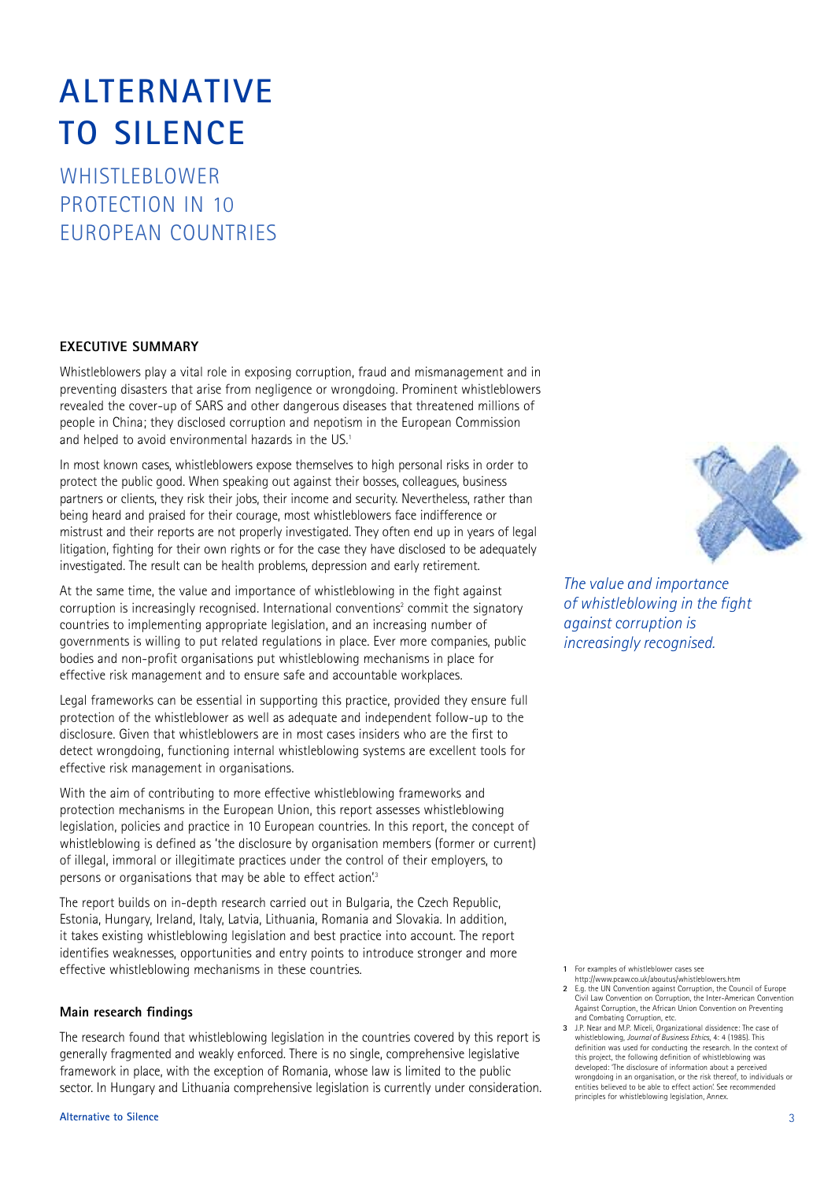# ALTERNATIVE TO SILENCE

## WHISTLEBLOWER PROTECTION IN 10 EUROPEAN COUNTRIES

### EXECUTIVE SUMMARY

Whistleblowers play a vital role in exposing corruption, fraud and mismanagement and in preventing disasters that arise from negligence or wrongdoing. Prominent whistleblowers revealed the cover-up of SARS and other dangerous diseases that threatened millions of people in China; they disclosed corruption and nepotism in the European Commission and helped to avoid environmental hazards in the US.[1]

In most known cases, whistleblowers expose themselves to high personal risks in order to protect the public good. When speaking out against their bosses, colleagues, business partners or clients, they risk their jobs, their income and security. Nevertheless, rather than being heard and praised for their courage, most whistleblowers face indifference or mistrust and their reports are not properly investigated. They often end up in years of legal litigation, fighting for their own rights or for the case they have disclosed to be adequately investigated. The result can be health problems, depression and early retirement.

At the same time, the value and importance of whistleblowing in the fight against corruption is increasingly recognised. International conventions[2] commit the signatory countries to implementing appropriate legislation, and an increasing number of governments is willing to put related regulations in place. Ever more companies, public bodies and non-profit organisations put whistleblowing mechanisms in place for effective risk management and to ensure safe and accountable workplaces.

*The value and importance of whistleblowing in the fight against corruption is increasingly recognised.*

Legal frameworks can be essential in supporting this practice, provided they ensure full protection of the whistleblower as well as adequate and independent follow-up to the disclosure. Given that whistleblowers are in most cases insiders who are the first to detect wrongdoing, functioning internal whistleblowing systems are excellent tools for effective risk management in organisations.

With the aim of contributing to more effective whistleblowing frameworks and protection mechanisms in the European Union, this report assesses whistleblowing legislation, policies and practice in 10 European countries. In this report, the concept of whistleblowing is defined as 'the disclosure by organisation members (former or current) of illegal, immoral or illegitimate practices under the control of their employers, to persons or organisations that may be able to effect action'.[3]

The report builds on in-depth research carried out in Bulgaria, the Czech Republic, Estonia, Hungary, Ireland, Italy, Latvia, Lithuania, Romania and Slovakia. In addition, it takes existing whistleblowing legislation and best practice into account. The report identifies weaknesses, opportunities and entry points to introduce stronger and more effective whistleblowing mechanisms in these countries.

#### Main research findings

The research found that whistleblowing legislation in the countries covered by this report is generally fragmented and weakly enforced. There is no single, comprehensive legislative framework in place, with the exception of Romania, whose law is limited to the public sector. In Hungary and Lithuania comprehensive legislation is currently under consideration.

---

1 For examples of whistleblower cases see http://www.pcaw.co.uk/aboutus/whistleblowers.htm

2 E.g. the UN Convention against Corruption, the Council of Europe Civil Law Convention on Corruption, the Inter-American Convention Against Corruption, the African Union Convention on Preventing and Combating Corruption, etc.

3 J.P. Near and M.P. Miceli, Organizational dissidence: The case of whistleblowing, *Journal of Business Ethics*, 4: 4 (1985). This definition was used for conducting the research. In the context of this project, the following definition of whistleblowing was developed: 'The disclosure of information about a perceived wrongdoing in an organisation, or the risk thereof, to individuals or entities believed to be able to effect action'. See recommended principles for whistleblowing legislation, Annex.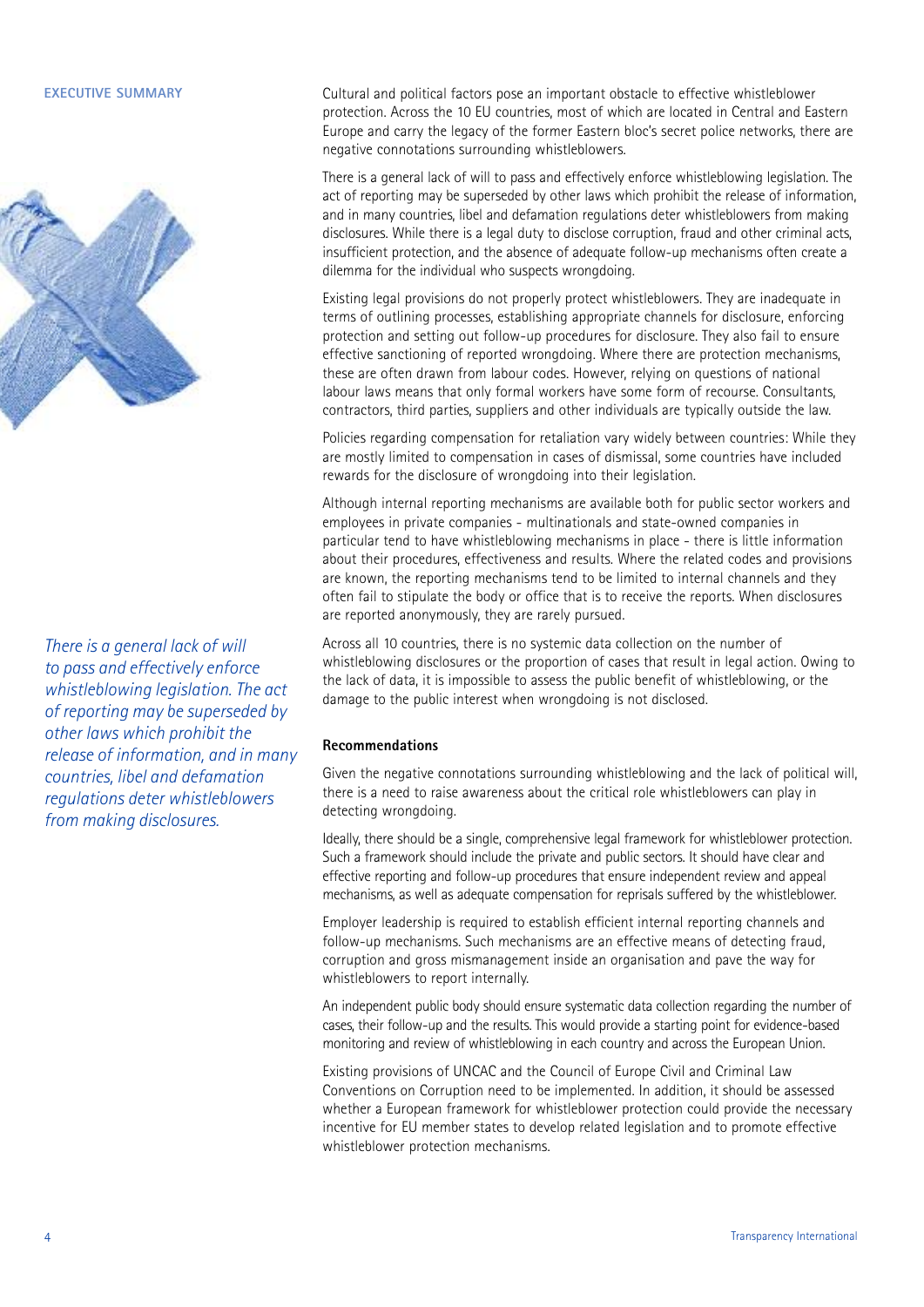## EXECUTIVE SUMMARY

Cultural and political factors pose an important obstacle to effective whistleblower protection. Across the 10 EU countries, most of which are located in Central and Eastern Europe and carry the legacy of the former Eastern bloc's secret police networks, there are negative connotations surrounding whistleblowers.

There is a general lack of will to pass and effectively enforce whistleblowing legislation. The act of reporting may be superseded by other laws which prohibit the release of information, and in many countries, libel and defamation regulations deter whistleblowers from making disclosures. While there is a legal duty to disclose corruption, fraud and other criminal acts, insufficient protection, and the absence of adequate follow-up mechanisms often create a dilemma for the individual who suspects wrongdoing.

*There is a general lack of will to pass and effectively enforce whistleblowing legislation. The act of reporting may be superseded by other laws which prohibit the release of information, and in many countries, libel and defamation regulations deter whistleblowers from making disclosures.*

Existing legal provisions do not properly protect whistleblowers. They are inadequate in terms of outlining processes, establishing appropriate channels for disclosure, enforcing protection and setting out follow-up procedures for disclosure. They also fail to ensure effective sanctioning of reported wrongdoing. Where there are protection mechanisms, these are often drawn from labour codes. However, relying on questions of national labour laws means that only formal workers have some form of recourse. Consultants, contractors, third parties, suppliers and other individuals are typically outside the law.

Policies regarding compensation for retaliation vary widely between countries: While they are mostly limited to compensation in cases of dismissal, some countries have included rewards for the disclosure of wrongdoing into their legislation.

Although internal reporting mechanisms are available both for public sector workers and employees in private companies - multinationals and state-owned companies in particular tend to have whistleblowing mechanisms in place - there is little information about their procedures, effectiveness and results. Where the related codes and provisions are known, the reporting mechanisms tend to be limited to internal channels and they often fail to stipulate the body or office that is to receive the reports. When disclosures are reported anonymously, they are rarely pursued.

Across all 10 countries, there is no systemic data collection on the number of whistleblowing disclosures or the proportion of cases that result in legal action. Owing to the lack of data, it is impossible to assess the public benefit of whistleblowing, or the damage to the public interest when wrongdoing is not disclosed.

### Recommendations

Given the negative connotations surrounding whistleblowing and the lack of political will, there is a need to raise awareness about the critical role whistleblowers can play in detecting wrongdoing.

Ideally, there should be a single, comprehensive legal framework for whistleblower protection. Such a framework should include the private and public sectors. It should have clear and effective reporting and follow-up procedures that ensure independent review and appeal mechanisms, as well as adequate compensation for reprisals suffered by the whistleblower.

Employer leadership is required to establish efficient internal reporting channels and follow-up mechanisms. Such mechanisms are an effective means of detecting fraud, corruption and gross mismanagement inside an organisation and pave the way for whistleblowers to report internally.

An independent public body should ensure systematic data collection regarding the number of cases, their follow-up and the results. This would provide a starting point for evidence-based monitoring and review of whistleblowing in each country and across the European Union.

Existing provisions of UNCAC and the Council of Europe Civil and Criminal Law Conventions on Corruption need to be implemented. In addition, it should be assessed whether a European framework for whistleblower protection could provide the necessary incentive for EU member states to develop related legislation and to promote effective whistleblower protection mechanisms.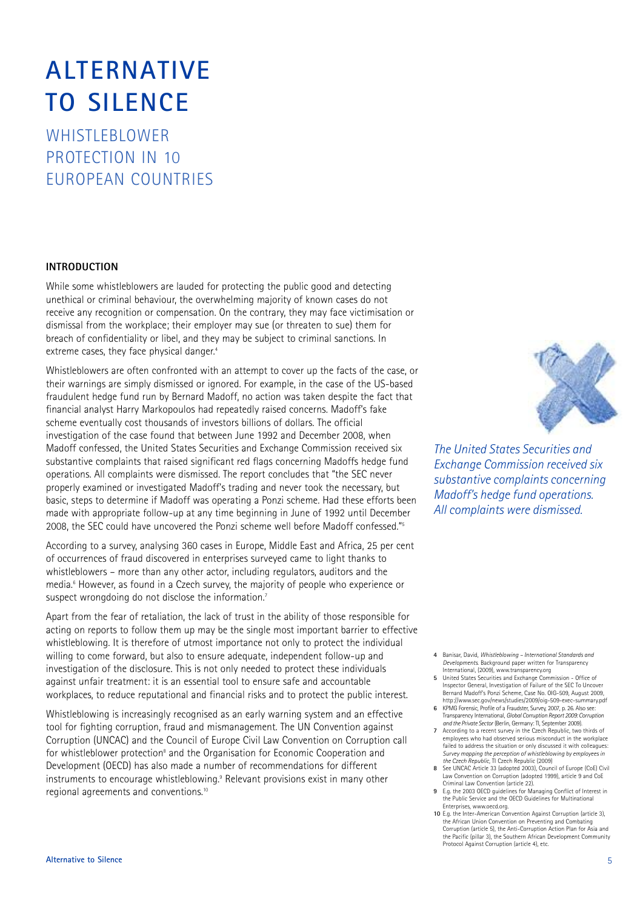# ALTERNATIVE TO SILENCE

## WHISTLEBLOWER PROTECTION IN 10 EUROPEAN COUNTRIES

### INTRODUCTION

While some whistleblowers are lauded for protecting the public good and detecting unethical or criminal behaviour, the overwhelming majority of known cases do not receive any recognition or compensation. On the contrary, they may face victimisation or dismissal from the workplace; their employer may sue (or threaten to sue) them for breach of confidentiality or libel, and they may be subject to criminal sanctions. In extreme cases, they face physical danger.[4]

Whistleblowers are often confronted with an attempt to cover up the facts of the case, or their warnings are simply dismissed or ignored. For example, in the case of the US-based fraudulent hedge fund run by Bernard Madoff, no action was taken despite the fact that financial analyst Harry Markopoulos had repeatedly raised concerns. Madoff's fake scheme eventually cost thousands of investors billions of dollars. The official investigation of the case found that between June 1992 and December 2008, when Madoff confessed, the United States Securities and Exchange Commission received six substantive complaints that raised significant red flags concerning Madoffs hedge fund operations. All complaints were dismissed. The report concludes that "the SEC never properly examined or investigated Madoff's trading and never took the necessary, but basic, steps to determine if Madoff was operating a Ponzi scheme. Had these efforts been made with appropriate follow-up at any time beginning in June of 1992 until December 2008, the SEC could have uncovered the Ponzi scheme well before Madoff confessed."[5]

*The United States Securities and Exchange Commission received six substantive complaints concerning Madoff's hedge fund operations. All complaints were dismissed.*

According to a survey, analysing 360 cases in Europe, Middle East and Africa, 25 per cent of occurrences of fraud discovered in enterprises surveyed came to light thanks to whistleblowers – more than any other actor, including regulators, auditors and the media.[6] However, as found in a Czech survey, the majority of people who experience or suspect wrongdoing do not disclose the information.[7]

Apart from the fear of retaliation, the lack of trust in the ability of those responsible for acting on reports to follow them up may be the single most important barrier to effective whistleblowing. It is therefore of utmost importance not only to protect the individual willing to come forward, but also to ensure adequate, independent follow-up and investigation of the disclosure. This is not only needed to protect these individuals against unfair treatment: it is an essential tool to ensure safe and accountable workplaces, to reduce reputational and financial risks and to protect the public interest.

Whistleblowing is increasingly recognised as an early warning system and an effective tool for fighting corruption, fraud and mismanagement. The UN Convention against Corruption (UNCAC) and the Council of Europe Civil Law Convention on Corruption call for whistleblower protection[8] and the Organisation for Economic Cooperation and Development (OECD) has also made a number of recommendations for different instruments to encourage whistleblowing.[9] Relevant provisions exist in many other regional agreements and conventions.[10]

---

4 Banisar, David, *Whistleblowing – International Standards and Developments*. Background paper written for Transparency International, (2009), www.transparency.org

5 United States Securities and Exchange Commission - Office of Inspector General, Investigation of Failure of the SEC To Uncover Bernard Madoff's Ponzi Scheme, Case No. OIG-509, August 2009, http://www.sec.gov/news/studies/2009/oig-509-exec-summary.pdf

6 KPMG Forensic, Profile of a Fraudster, Survey, 2007, p. 26. Also see: Transparency International, *Global Corruption Report 2009: Corruption and the Private Sector* (Berlin, Germany: TI, September 2009).

7 According to a recent survey in the Czech Republic, two thirds of employees who had observed serious misconduct in the workplace failed to address the situation or only discussed it with colleagues: *Survey mapping the perception of whistleblowing by employees in the Czech Republic*, TI Czech Republic (2009)

8 See UNCAC Article 33 (adopted 2003), Council of Europe (CoE) Civil Law Convention on Corruption (adopted 1999), article 9 and CoE Criminal Law Convention (article 22).

9 E.g. the 2003 OECD guidelines for Managing Conflict of Interest in the Public Service and the OECD Guidelines for Multinational Enterprises, www.oecd.org.

10 E.g. the Inter-American Convention Against Corruption (article 3), the African Union Convention on Preventing and Combating Corruption (article 5), the Anti-Corruption Action Plan for Asia and the Pacific (pillar 3), the Southern African Development Community Protocol Against Corruption (article 4), etc.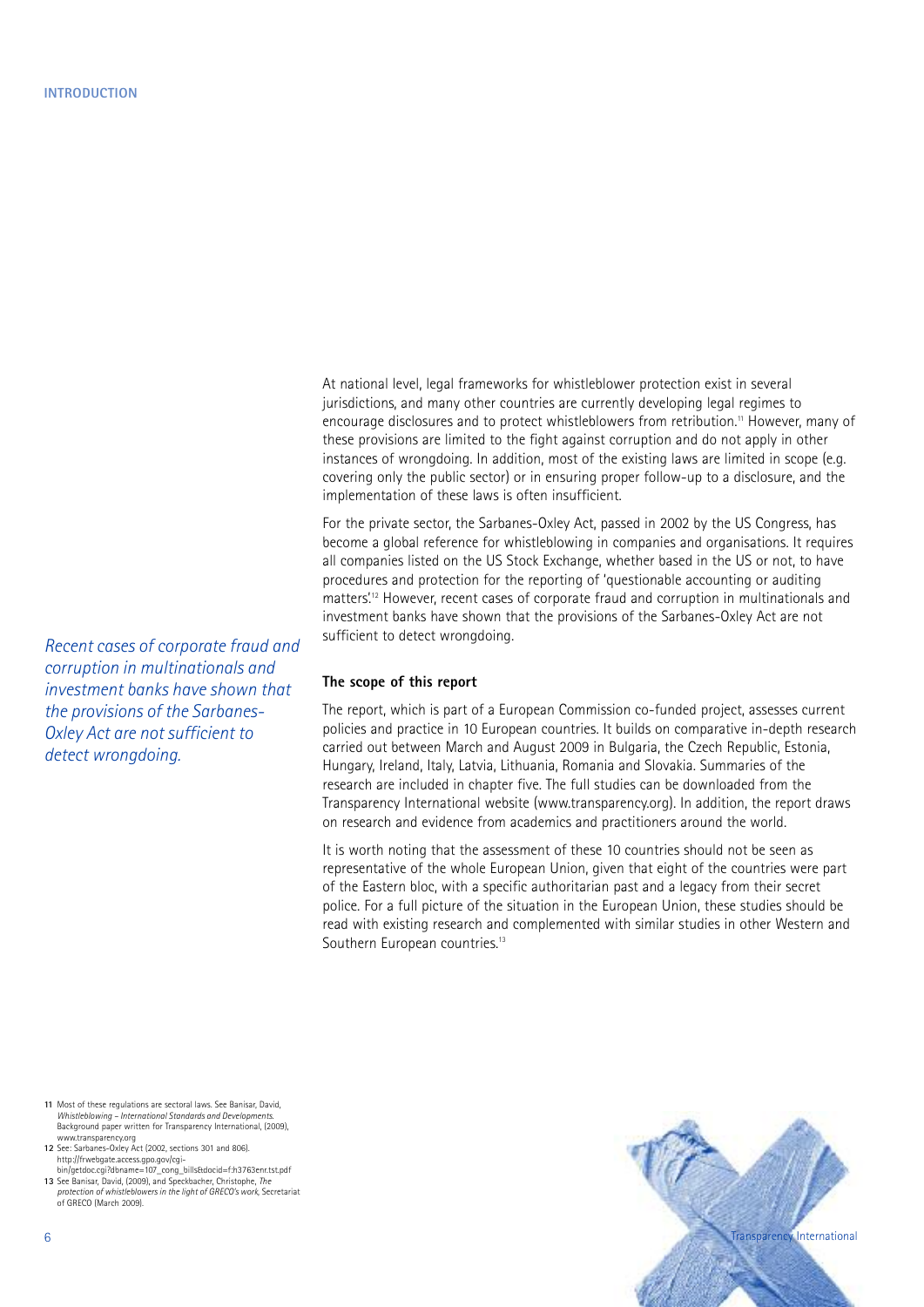At national level, legal frameworks for whistleblower protection exist in several jurisdictions, and many other countries are currently developing legal regimes to encourage disclosures and to protect whistleblowers from retribution.[11] However, many of these provisions are limited to the fight against corruption and do not apply in other instances of wrongdoing. In addition, most of the existing laws are limited in scope (e.g. covering only the public sector) or in ensuring proper follow-up to a disclosure, and the implementation of these laws is often insufficient.

For the private sector, the Sarbanes-Oxley Act, passed in 2002 by the US Congress, has become a global reference for whistleblowing in companies and organisations. It requires all companies listed on the US Stock Exchange, whether based in the US or not, to have procedures and protection for the reporting of 'questionable accounting or auditing matters'.[12] However, recent cases of corporate fraud and corruption in multinationals and investment banks have shown that the provisions of the Sarbanes-Oxley Act are not sufficient to detect wrongdoing.

*Recent cases of corporate fraud and corruption in multinationals and investment banks have shown that the provisions of the Sarbanes-Oxley Act are not sufficient to detect wrongdoing.*

### The scope of this report

The report, which is part of a European Commission co-funded project, assesses current policies and practice in 10 European countries. It builds on comparative in-depth research carried out between March and August 2009 in Bulgaria, the Czech Republic, Estonia, Hungary, Ireland, Italy, Latvia, Lithuania, Romania and Slovakia. Summaries of the research are included in chapter five. The full studies can be downloaded from the Transparency International website (www.transparency.org). In addition, the report draws on research and evidence from academics and practitioners around the world.

It is worth noting that the assessment of these 10 countries should not be seen as representative of the whole European Union, given that eight of the countries were part of the Eastern bloc, with a specific authoritarian past and a legacy from their secret police. For a full picture of the situation in the European Union, these studies should be read with existing research and complemented with similar studies in other Western and Southern European countries.[13]

---

11 Most of these regulations are sectoral laws. See Banisar, David, *Whistleblowing – International Standards and Developments*. Background paper written for Transparency International, (2009), www.transparency.org

12 See: Sarbanes-Oxley Act (2002, sections 301 and 806). http://frwebgate.access.gpo.gov/cgi-bin/getdoc.cgi?dbname=107_cong_bills&docid=f:h3763enr.tst.pdf

13 See Banisar, David, (2009), and Speckbacher, Christophe, *The protection of whistleblowers in the light of GRECO's work*, Secretariat of GRECO (March 2009).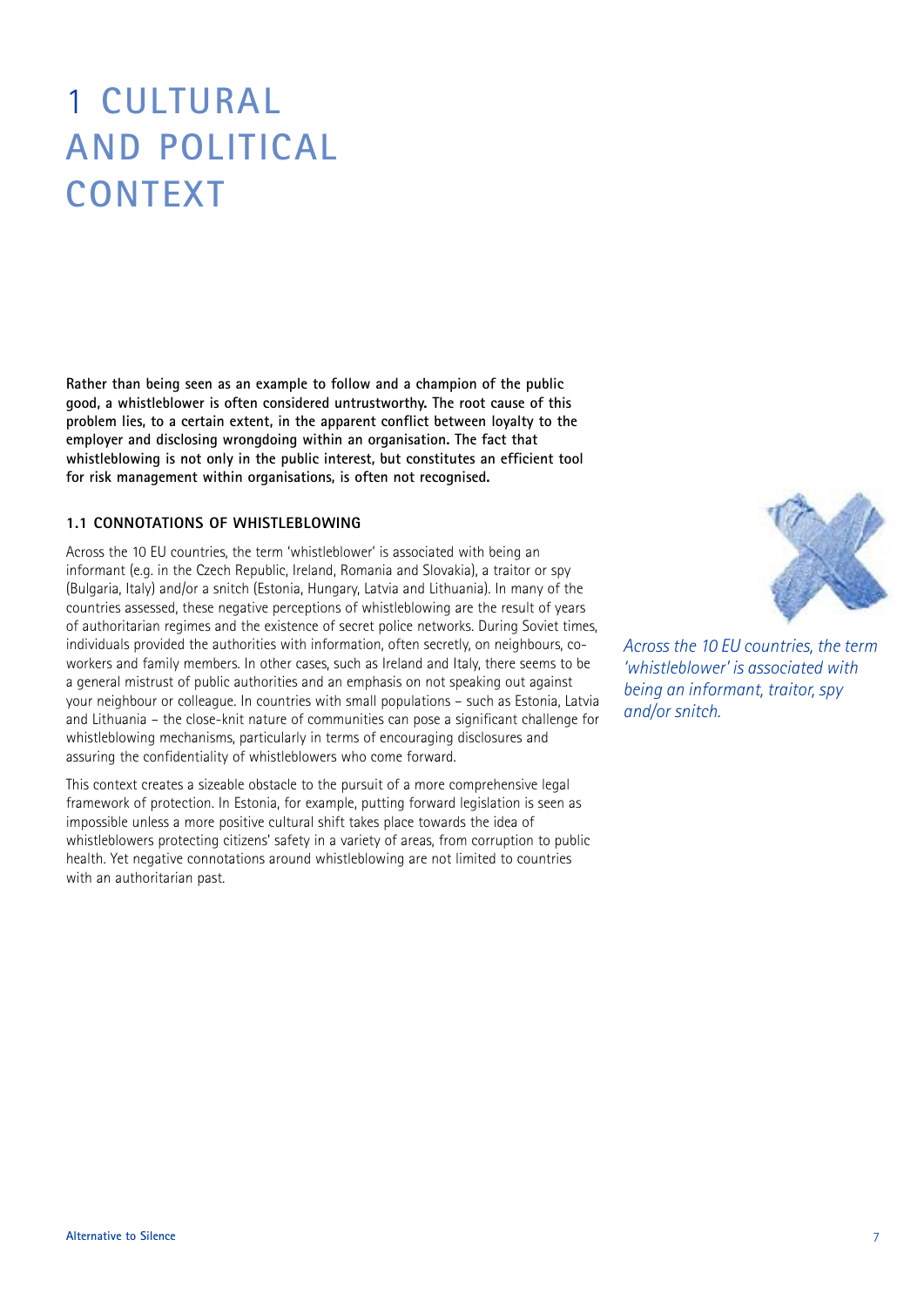# 1 CULTURAL AND POLITICAL CONTEXT

**Rather than being seen as an example to follow and a champion of the public good, a whistleblower is often considered untrustworthy. The root cause of this problem lies, to a certain extent, in the apparent conflict between loyalty to the employer and disclosing wrongdoing within an organisation. The fact that whistleblowing is not only in the public interest, but constitutes an efficient tool for risk management within organisations, is often not recognised.**

## 1.1 CONNOTATIONS OF WHISTLEBLOWING

Across the 10 EU countries, the term 'whistleblower' is associated with being an informant (e.g. in the Czech Republic, Ireland, Romania and Slovakia), a traitor or spy (Bulgaria, Italy) and/or a snitch (Estonia, Hungary, Latvia and Lithuania). In many of the countries assessed, these negative perceptions of whistleblowing are the result of years of authoritarian regimes and the existence of secret police networks. During Soviet times, individuals provided the authorities with information, often secretly, on neighbours, co-workers and family members. In other cases, such as Ireland and Italy, there seems to be a general mistrust of public authorities and an emphasis on not speaking out against your neighbour or colleague. In countries with small populations – such as Estonia, Latvia and Lithuania – the close-knit nature of communities can pose a significant challenge for whistleblowing mechanisms, particularly in terms of encouraging disclosures and assuring the confidentiality of whistleblowers who come forward.

*Across the 10 EU countries, the term 'whistleblower' is associated with being an informant, traitor, spy and/or snitch.*

This context creates a sizeable obstacle to the pursuit of a more comprehensive legal framework of protection. In Estonia, for example, putting forward legislation is seen as impossible unless a more positive cultural shift takes place towards the idea of whistleblowers protecting citizens' safety in a variety of areas, from corruption to public health. Yet negative connotations around whistleblowing are not limited to countries with an authoritarian past.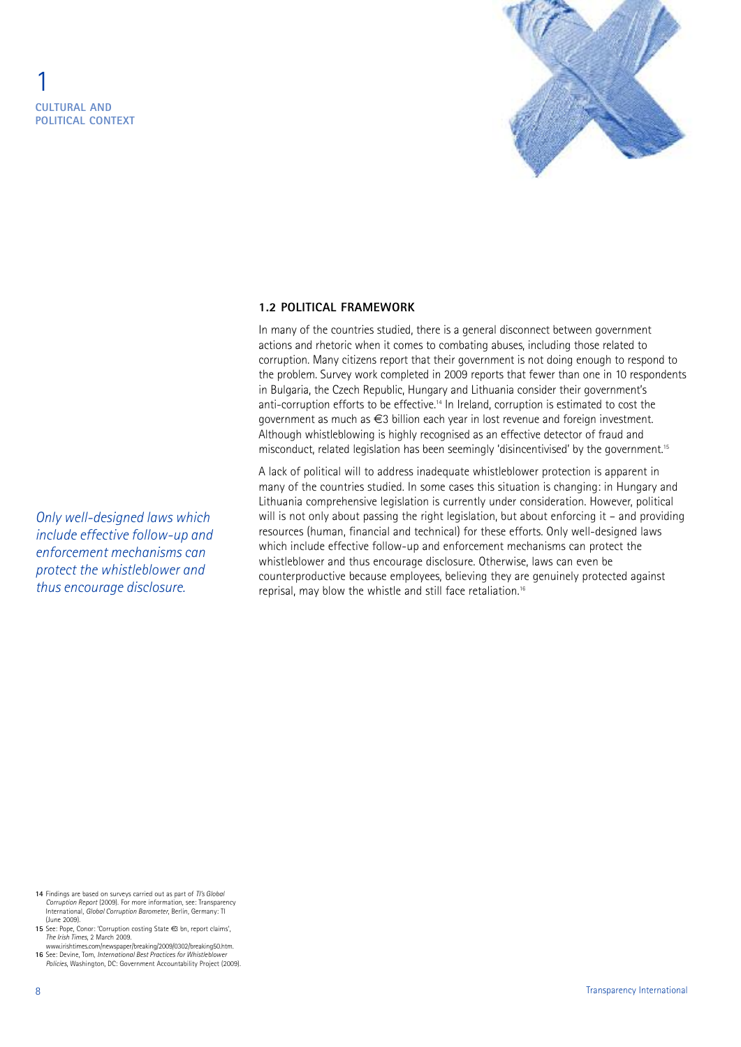# 1 CULTURAL AND POLITICAL CONTEXT

## 1.2 POLITICAL FRAMEWORK

In many of the countries studied, there is a general disconnect between government actions and rhetoric when it comes to combating abuses, including those related to corruption. Many citizens report that their government is not doing enough to respond to the problem. Survey work completed in 2009 reports that fewer than one in 10 respondents in Bulgaria, the Czech Republic, Hungary and Lithuania consider their government's anti-corruption efforts to be effective.[14] In Ireland, corruption is estimated to cost the government as much as €3 billion each year in lost revenue and foreign investment. Although whistleblowing is highly recognised as an effective detector of fraud and misconduct, related legislation has been seemingly 'disincentivised' by the government.[15]

A lack of political will to address inadequate whistleblower protection is apparent in many of the countries studied. In some cases this situation is changing: in Hungary and Lithuania comprehensive legislation is currently under consideration. However, political will is not only about passing the right legislation, but about enforcing it – and providing resources (human, financial and technical) for these efforts. Only well-designed laws which include effective follow-up and enforcement mechanisms can protect the whistleblower and thus encourage disclosure. Otherwise, laws can even be counterproductive because employees, believing they are genuinely protected against reprisal, may blow the whistle and still face retaliation.[16]

*Only well-designed laws which include effective follow-up and enforcement mechanisms can protect the whistleblower and thus encourage disclosure.*

14 Findings are based on surveys carried out as part of *TI's Global Corruption Report* (2009). For more information, see: Transparency International, *Global Corruption Barometer*, Berlin, Germany: TI (June 2009).

15 See: Pope, Conor: 'Corruption costing State €3 bn, report claims', *The Irish Times*, 2 March 2009. www.irishtimes.com/newspaper/breaking/2009/0302/breaking50.htm.

16 See: Devine, Tom, *International Best Practices for Whistleblower Policies*, Washington, DC: Government Accountability Project (2009).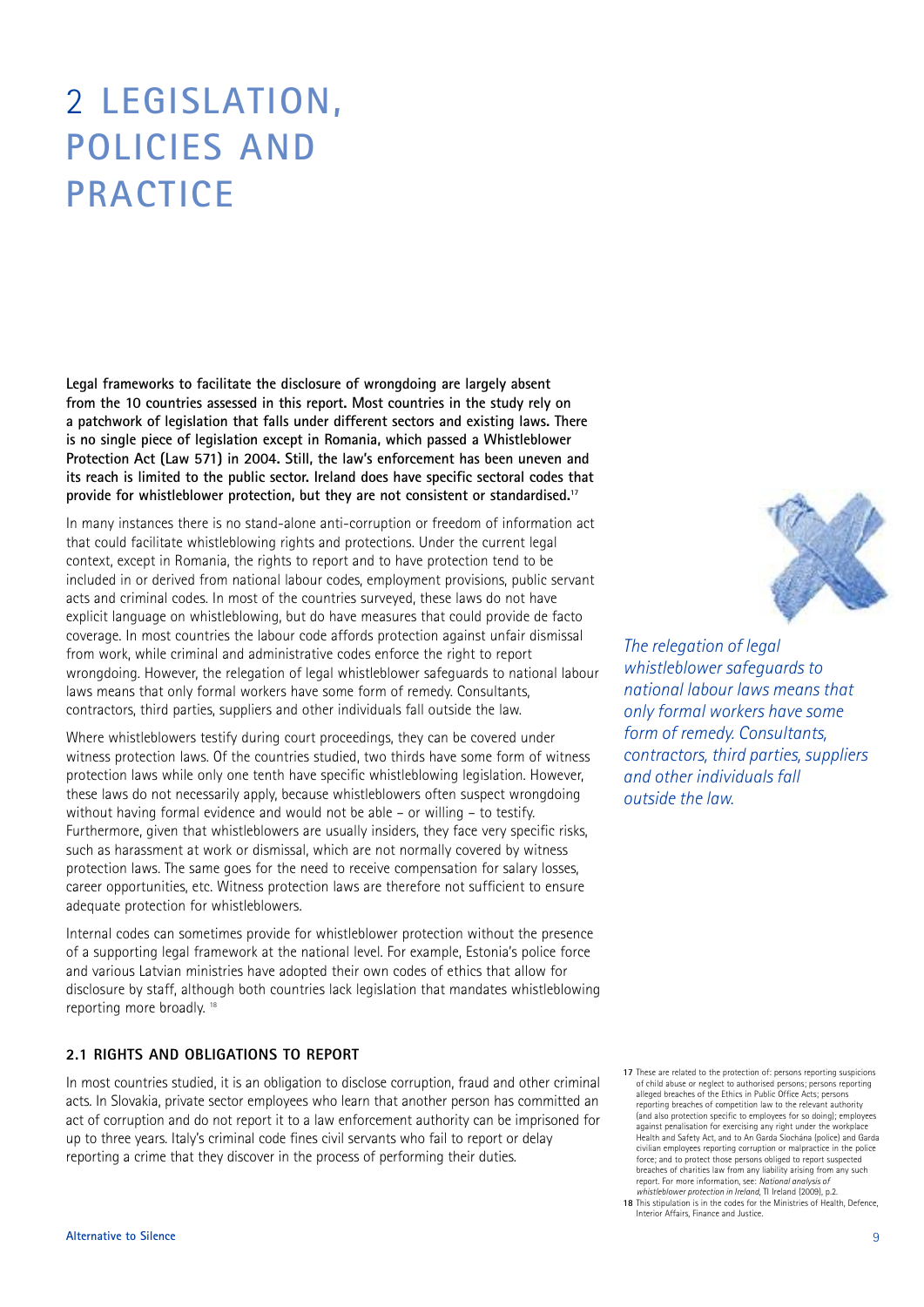# 2 LEGISLATION, POLICIES AND PRACTICE

**Legal frameworks to facilitate the disclosure of wrongdoing are largely absent from the 10 countries assessed in this report. Most countries in the study rely on a patchwork of legislation that falls under different sectors and existing laws. There is no single piece of legislation except in Romania, which passed a Whistleblower Protection Act (Law 571) in 2004. Still, the law's enforcement has been uneven and its reach is limited to the public sector. Ireland does have specific sectoral codes that provide for whistleblower protection, but they are not consistent or standardised.**[17]

In many instances there is no stand-alone anti-corruption or freedom of information act that could facilitate whistleblowing rights and protections. Under the current legal context, except in Romania, the rights to report and to have protection tend to be included in or derived from national labour codes, employment provisions, public servant acts and criminal codes. In most of the countries surveyed, these laws do not have explicit language on whistleblowing, but do have measures that could provide de facto coverage. In most countries the labour code affords protection against unfair dismissal from work, while criminal and administrative codes enforce the right to report wrongdoing. However, the relegation of legal whistleblower safeguards to national labour laws means that only formal workers have some form of remedy. Consultants, contractors, third parties, suppliers and other individuals fall outside the law.

*The relegation of legal whistleblower safeguards to national labour laws means that only formal workers have some form of remedy. Consultants, contractors, third parties, suppliers and other individuals fall outside the law.*

Where whistleblowers testify during court proceedings, they can be covered under witness protection laws. Of the countries studied, two thirds have some form of witness protection laws while only one tenth have specific whistleblowing legislation. However, these laws do not necessarily apply, because whistleblowers often suspect wrongdoing without having formal evidence and would not be able – or willing – to testify. Furthermore, given that whistleblowers are usually insiders, they face very specific risks, such as harassment at work or dismissal, which are not normally covered by witness protection laws. The same goes for the need to receive compensation for salary losses, career opportunities, etc. Witness protection laws are therefore not sufficient to ensure adequate protection for whistleblowers.

Internal codes can sometimes provide for whistleblower protection without the presence of a supporting legal framework at the national level. For example, Estonia's police force and various Latvian ministries have adopted their own codes of ethics that allow for disclosure by staff, although both countries lack legislation that mandates whistleblowing reporting more broadly.[18]

### 2.1 RIGHTS AND OBLIGATIONS TO REPORT

In most countries studied, it is an obligation to disclose corruption, fraud and other criminal acts. In Slovakia, private sector employees who learn that another person has committed an act of corruption and do not report it to a law enforcement authority can be imprisoned for up to three years. Italy's criminal code fines civil servants who fail to report or delay reporting a crime that they discover in the process of performing their duties.

---

17 These are related to the protection of: persons reporting suspicions of child abuse or neglect to authorised persons; persons reporting alleged breaches of the Ethics in Public Office Acts; persons reporting breaches of competition law to the relevant authority (and also protection specific to employees for so doing); employees against penalisation for exercising any right under the workplace Health and Safety Act, and to An Garda Síochána (police) and Garda civilian employees reporting corruption or malpractice in the police force; and to protect those persons obliged to report suspected breaches of charities law from any liability arising from any such report. For more information, see: *National analysis of whistleblower protection in Ireland*, TI Ireland (2009), p.2.

18 This stipulation is in the codes for the Ministries of Health, Defence, Interior Affairs, Finance and Justice.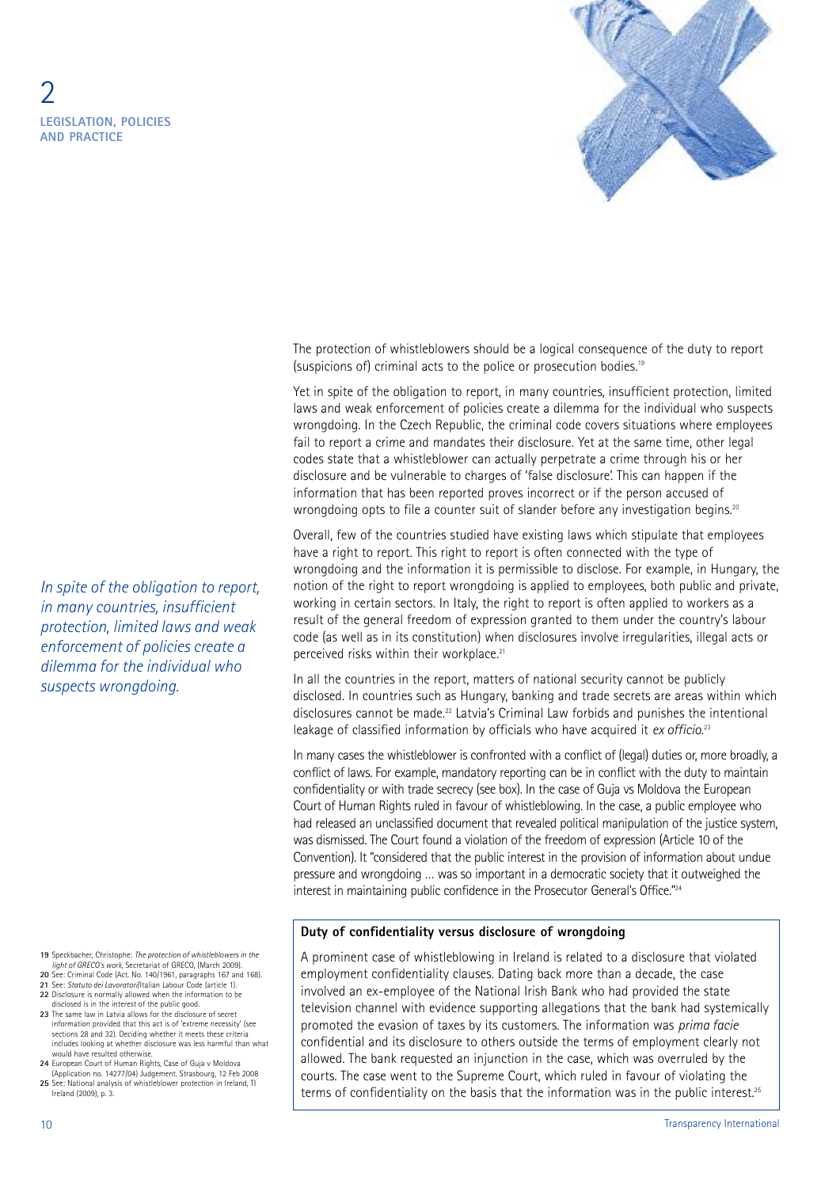## 2 LEGISLATION, POLICIES AND PRACTICE

The protection of whistleblowers should be a logical consequence of the duty to report (suspicions of) criminal acts to the police or prosecution bodies.[19]

Yet in spite of the obligation to report, in many countries, insufficient protection, limited laws and weak enforcement of policies create a dilemma for the individual who suspects wrongdoing. In the Czech Republic, the criminal code covers situations where employees fail to report a crime and mandates their disclosure. Yet at the same time, other legal codes state that a whistleblower can actually perpetrate a crime through his or her disclosure and be vulnerable to charges of 'false disclosure'. This can happen if the information that has been reported proves incorrect or if the person accused of wrongdoing opts to file a counter suit of slander before any investigation begins.[20]

*In spite of the obligation to report, in many countries, insufficient protection, limited laws and weak enforcement of policies create a dilemma for the individual who suspects wrongdoing.*

Overall, few of the countries studied have existing laws which stipulate that employees have a right to report. This right to report is often connected with the type of wrongdoing and the information it is permissible to disclose. For example, in Hungary, the notion of the right to report wrongdoing is applied to employees, both public and private, working in certain sectors. In Italy, the right to report is often applied to workers as a result of the general freedom of expression granted to them under the country's labour code (as well as in its constitution) when disclosures involve irregularities, illegal acts or perceived risks within their workplace.[21]

In all the countries in the report, matters of national security cannot be publicly disclosed. In countries such as Hungary, banking and trade secrets are areas within which disclosures cannot be made.[22] Latvia's Criminal Law forbids and punishes the intentional leakage of classified information by officials who have acquired it *ex officio*.[23]

In many cases the whistleblower is confronted with a conflict of (legal) duties or, more broadly, a conflict of laws. For example, mandatory reporting can be in conflict with the duty to maintain confidentiality or with trade secrecy (see box). In the case of Guja vs Moldova the European Court of Human Rights ruled in favour of whistleblowing. In the case, a public employee who had released an unclassified document that revealed political manipulation of the justice system, was dismissed. The Court found a violation of the freedom of expression (Article 10 of the Convention). It "considered that the public interest in the provision of information about undue pressure and wrongdoing ... was so important in a democratic society that it outweighed the interest in maintaining public confidence in the Prosecutor General's Office."[24]

**Duty of confidentiality versus disclosure of wrongdoing**

A prominent case of whistleblowing in Ireland is related to a disclosure that violated employment confidentiality clauses. Dating back more than a decade, the case involved an ex-employee of the National Irish Bank who had provided the state television channel with evidence supporting allegations that the bank had systemically promoted the evasion of taxes by its customers. The information was *prima facie* confidential and its disclosure to others outside the terms of employment clearly not allowed. The bank requested an injunction in the case, which was overruled by the courts. The case went to the Supreme Court, which ruled in favour of violating the terms of confidentiality on the basis that the information was in the public interest.[25]

---

19 Speckbacher, Christophe: *The protection of whistleblowers in the light of GRECO's work*, Secretariat of GRECO, (March 2009).
20 See: Criminal Code (Act. No. 140/1961, paragraphs 167 and 168).
21 See: *Statuto dei Lavoratori*/Italian Labour Code (article 1).
22 Disclosure is normally allowed when the information to be disclosed is in the interest of the public good.
23 The same law in Latvia allows for the disclosure of secret information provided that this act is of 'extreme necessity' (see sections 28 and 32). Deciding whether it meets these criteria includes looking at whether disclosure was less harmful than what would have resulted otherwise.
24 European Court of Human Rights, Case of Guja v Moldova (Application no. 14277/04) Judgement. Strasbourg, 12 Feb 2008
25 See: National analysis of whistleblower protection in Ireland, TI Ireland (2009), p. 3.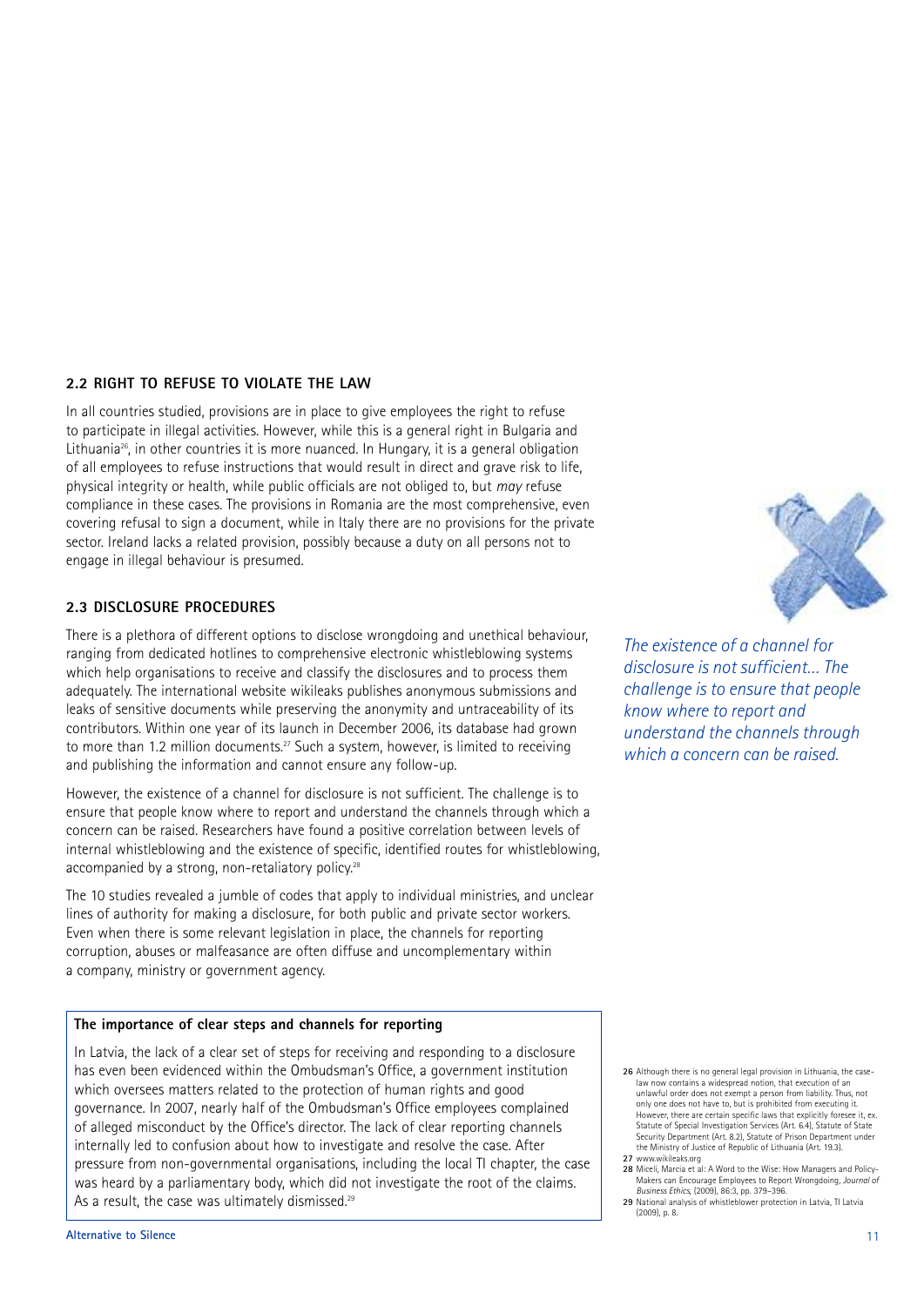### 2.2 RIGHT TO REFUSE TO VIOLATE THE LAW

In all countries studied, provisions are in place to give employees the right to refuse to participate in illegal activities. However, while this is a general right in Bulgaria and Lithuania[26], in other countries it is more nuanced. In Hungary, it is a general obligation of all employees to refuse instructions that would result in direct and grave risk to life, physical integrity or health, while public officials are not obliged to, but *may* refuse compliance in these cases. The provisions in Romania are the most comprehensive, even covering refusal to sign a document, while in Italy there are no provisions for the private sector. Ireland lacks a related provision, possibly because a duty on all persons not to engage in illegal behaviour is presumed.

### 2.3 DISCLOSURE PROCEDURES

There is a plethora of different options to disclose wrongdoing and unethical behaviour, ranging from dedicated hotlines to comprehensive electronic whistleblowing systems which help organisations to receive and classify the disclosures and to process them adequately. The international website wikileaks publishes anonymous submissions and leaks of sensitive documents while preserving the anonymity and untraceability of its contributors. Within one year of its launch in December 2006, its database had grown to more than 1.2 million documents.[27] Such a system, however, is limited to receiving and publishing the information and cannot ensure any follow-up.

However, the existence of a channel for disclosure is not sufficient. The challenge is to ensure that people know where to report and understand the channels through which a concern can be raised. Researchers have found a positive correlation between levels of internal whistleblowing and the existence of specific, identified routes for whistleblowing, accompanied by a strong, non-retaliatory policy.[28]

The 10 studies revealed a jumble of codes that apply to individual ministries, and unclear lines of authority for making a disclosure, for both public and private sector workers. Even when there is some relevant legislation in place, the channels for reporting corruption, abuses or malfeasance are often diffuse and uncomplementary within a company, ministry or government agency.

*The existence of a channel for disclosure is not sufficient... The challenge is to ensure that people know where to report and understand the channels through which a concern can be raised.*

**The importance of clear steps and channels for reporting**

In Latvia, the lack of a clear set of steps for receiving and responding to a disclosure has even been evidenced within the Ombudsman's Office, a government institution which oversees matters related to the protection of human rights and good governance. In 2007, nearly half of the Ombudsman's Office employees complained of alleged misconduct by the Office's director. The lack of clear reporting channels internally led to confusion about how to investigate and resolve the case. After pressure from non-governmental organisations, including the local TI chapter, the case was heard by a parliamentary body, which did not investigate the root of the claims. As a result, the case was ultimately dismissed.[29]

---

**26** Although there is no general legal provision in Lithuania, the case-law now contains a widespread notion, that execution of an unlawful order does not exempt a person from liability. Thus, not only one does not have to, but is prohibited from executing it. However, there are certain specific laws that explicitly foresee it, ex. Statute of Special Investigation Services (Art. 6.4), Statute of State Security Department (Art. 8.2), Statute of Prison Department under the Ministry of Justice of Republic of Lithuania (Art. 19.3).

**27** www.wikileaks.org

**28** Miceli, Marcia et al: A Word to the Wise: How Managers and Policy-Makers can Encourage Employees to Report Wrongdoing, *Journal of Business Ethics*, (2009), 86:3, pp. 379–396.

**29** National analysis of whistleblower protection in Latvia, TI Latvia (2009), p. 8.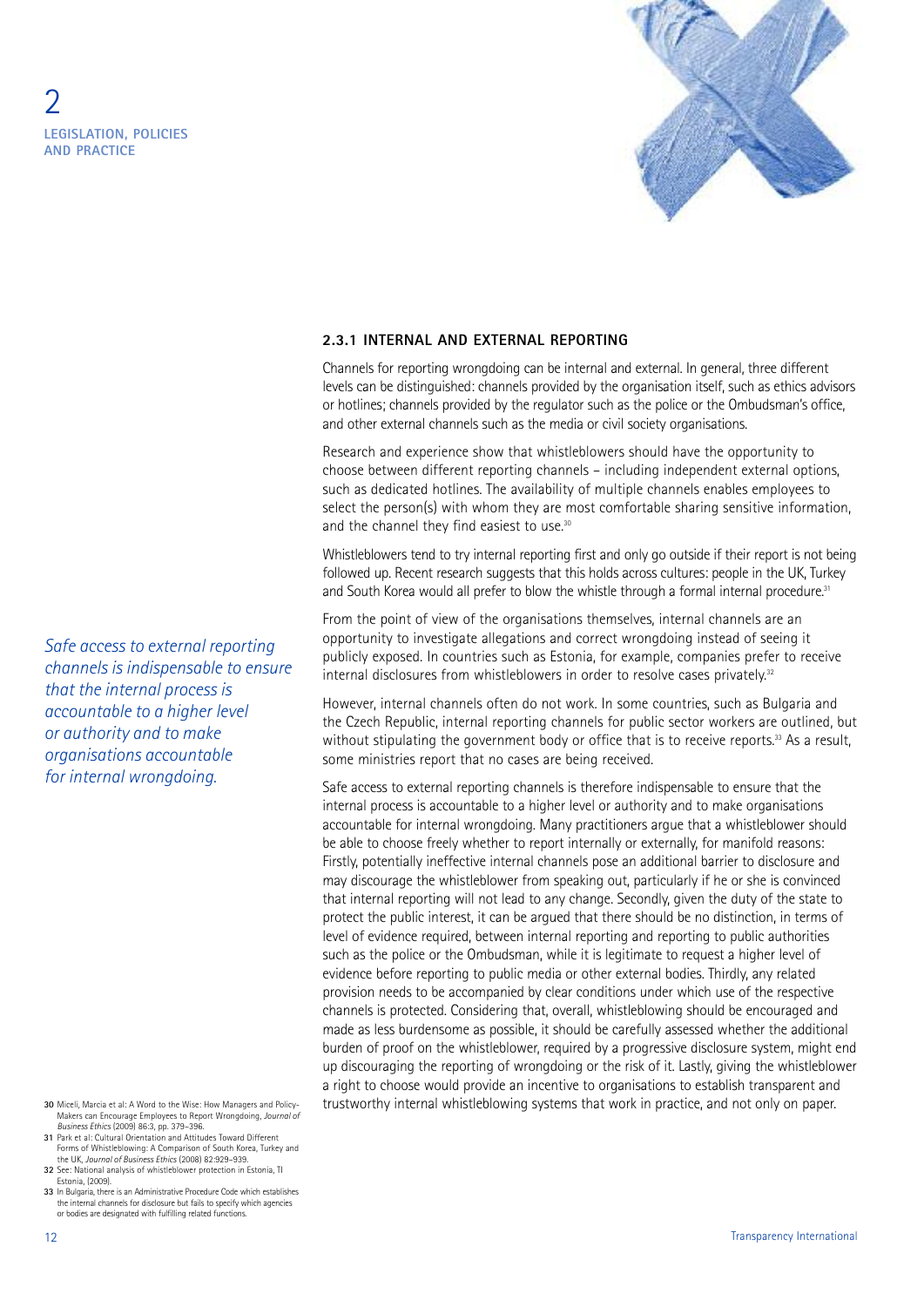### 2.3.1 INTERNAL AND EXTERNAL REPORTING

Channels for reporting wrongdoing can be internal and external. In general, three different levels can be distinguished: channels provided by the organisation itself, such as ethics advisors or hotlines; channels provided by the regulator such as the police or the Ombudsman's office, and other external channels such as the media or civil society organisations.

Research and experience show that whistleblowers should have the opportunity to choose between different reporting channels – including independent external options, such as dedicated hotlines. The availability of multiple channels enables employees to select the person(s) with whom they are most comfortable sharing sensitive information, and the channel they find easiest to use.[30]

Whistleblowers tend to try internal reporting first and only go outside if their report is not being followed up. Recent research suggests that this holds across cultures: people in the UK, Turkey and South Korea would all prefer to blow the whistle through a formal internal procedure.[31]

From the point of view of the organisations themselves, internal channels are an opportunity to investigate allegations and correct wrongdoing instead of seeing it publicly exposed. In countries such as Estonia, for example, companies prefer to receive internal disclosures from whistleblowers in order to resolve cases privately.[32]

However, internal channels often do not work. In some countries, such as Bulgaria and the Czech Republic, internal reporting channels for public sector workers are outlined, but without stipulating the government body or office that is to receive reports.[33] As a result, some ministries report that no cases are being received.

*Safe access to external reporting channels is indispensable to ensure that the internal process is accountable to a higher level or authority and to make organisations accountable for internal wrongdoing.*

Safe access to external reporting channels is therefore indispensable to ensure that the internal process is accountable to a higher level or authority and to make organisations accountable for internal wrongdoing. Many practitioners argue that a whistleblower should be able to choose freely whether to report internally or externally, for manifold reasons: Firstly, potentially ineffective internal channels pose an additional barrier to disclosure and may discourage the whistleblower from speaking out, particularly if he or she is convinced that internal reporting will not lead to any change. Secondly, given the duty of the state to protect the public interest, it can be argued that there should be no distinction, in terms of level of evidence required, between internal reporting and reporting to public authorities such as the police or the Ombudsman, while it is legitimate to request a higher level of evidence before reporting to public media or other external bodies. Thirdly, any related provision needs to be accompanied by clear conditions under which use of the respective channels is protected. Considering that, overall, whistleblowing should be encouraged and made as less burdensome as possible, it should be carefully assessed whether the additional burden of proof on the whistleblower, required by a progressive disclosure system, might end up discouraging the reporting of wrongdoing or the risk of it. Lastly, giving the whistleblower a right to choose would provide an incentive to organisations to establish transparent and trustworthy internal whistleblowing systems that work in practice, and not only on paper.

---

30 Miceli, Marcia et al: A Word to the Wise: How Managers and Policy-Makers can Encourage Employees to Report Wrongdoing, *Journal of Business Ethics* (2009) 86:3, pp. 379–396.

31 Park et al: Cultural Orientation and Attitudes Toward Different Forms of Whistleblowing: A Comparison of South Korea, Turkey and the UK, *Journal of Business Ethics* (2008) 82:929–939.

32 See: National analysis of whistleblower protection in Estonia, TI Estonia, (2009).

33 In Bulgaria, there is an Administrative Procedure Code which establishes the internal channels for disclosure but fails to specify which agencies or bodies are designated with fulfilling related functions.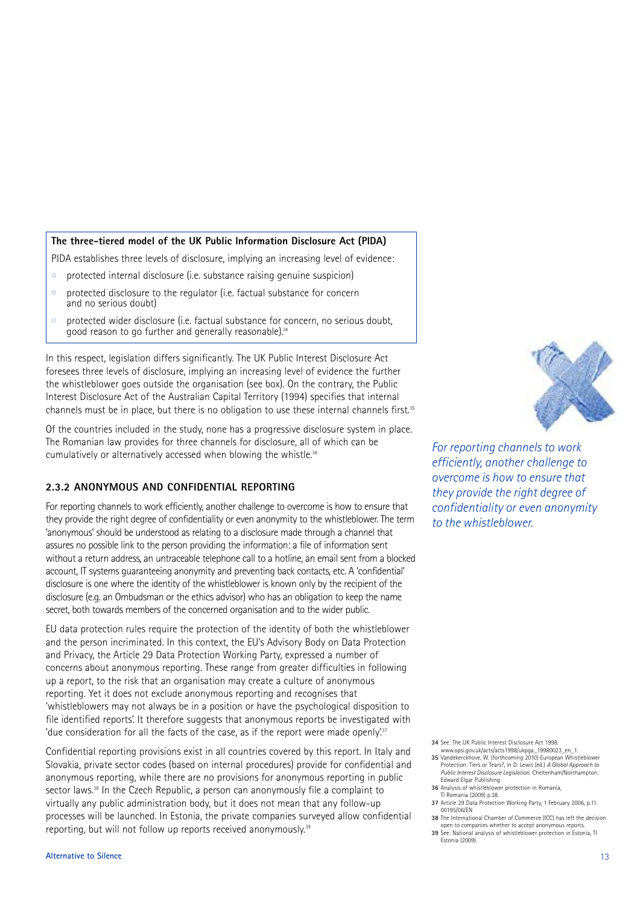**The three-tiered model of the UK Public Information Disclosure Act (PIDA)**

PIDA establishes three levels of disclosure, implying an increasing level of evidence:

- protected internal disclosure (i.e. substance raising genuine suspicion)
- protected disclosure to the regulator (i.e. factual substance for concern and no serious doubt)
- protected wider disclosure (i.e. factual substance for concern, no serious doubt, good reason to go further and generally reasonable).[34]

In this respect, legislation differs significantly. The UK Public Interest Disclosure Act foresees three levels of disclosure, implying an increasing level of evidence the further the whistleblower goes outside the organisation (see box). On the contrary, the Public Interest Disclosure Act of the Australian Capital Territory (1994) specifies that internal channels must be in place, but there is no obligation to use these internal channels first.[35]

Of the countries included in the study, none has a progressive disclosure system in place. The Romanian law provides for three channels for disclosure, all of which can be cumulatively or alternatively accessed when blowing the whistle.[36]

### 2.3.2 ANONYMOUS AND CONFIDENTIAL REPORTING

For reporting channels to work efficiently, another challenge to overcome is how to ensure that they provide the right degree of confidentiality or even anonymity to the whistleblower. The term 'anonymous' should be understood as relating to a disclosure made through a channel that assures no possible link to the person providing the information: a file of information sent without a return address, an untraceable telephone call to a hotline, an email sent from a blocked account, IT systems guaranteeing anonymity and preventing back contacts, etc. A 'confidential' disclosure is one where the identity of the whistleblower is known only by the recipient of the disclosure (e.g. an Ombudsman or the ethics advisor) who has an obligation to keep the name secret, both towards members of the concerned organisation and to the wider public.

*For reporting channels to work efficiently, another challenge to overcome is how to ensure that they provide the right degree of confidentiality or even anonymity to the whistleblower.*

EU data protection rules require the protection of the identity of both the whistleblower and the person incriminated. In this context, the EU's Advisory Body on Data Protection and Privacy, the Article 29 Data Protection Working Party, expressed a number of concerns about anonymous reporting. These range from greater difficulties in following up a report, to the risk that an organisation may create a culture of anonymous reporting. Yet it does not exclude anonymous reporting and recognises that 'whistleblowers may not always be in a position or have the psychological disposition to file identified reports'. It therefore suggests that anonymous reports be investigated with 'due consideration for all the facts of the case, as if the report were made openly'.[37]

Confidential reporting provisions exist in all countries covered by this report. In Italy and Slovakia, private sector codes (based on internal procedures) provide for confidential and anonymous reporting, while there are no provisions for anonymous reporting in public sector laws.[38] In the Czech Republic, a person can anonymously file a complaint to virtually any public administration body, but it does not mean that any follow-up processes will be launched. In Estonia, the private companies surveyed allow confidential reporting, but will not follow up reports received anonymously.[39]

34 See: The UK Public Interest Disclosure Act 1998. www.opsi.gov.uk/acts/acts1998/ukpga_19980023_en_1.

35 Vandekerckhove, W. (forthcoming 2010) European Whistleblower Protection: Tiers or Tears?, in D. Lewis (ed.) *A Global Approach to Public Interest Disclosure Legislation*. Cheltenham/Northampton: Edward Elgar Publishing

36 Analysis of whistleblower protection in Romania, TI Romania (2009) p.38.

37 Article 29 Data Protection Working Party, 1 February 2006, p.11. 00195/06/EN

38 The International Chamber of Commerce (ICC) has left the decision open to companies whether to accept anonymous reports.

39 See: National analysis of whistleblower protection in Estonia, TI Estonia (2009).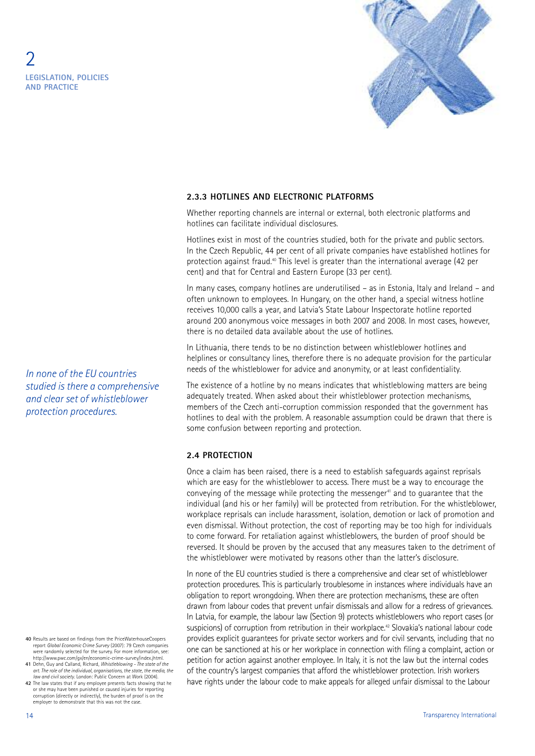### 2.3.3 HOTLINES AND ELECTRONIC PLATFORMS

Whether reporting channels are internal or external, both electronic platforms and hotlines can facilitate individual disclosures.

Hotlines exist in most of the countries studied, both for the private and public sectors. In the Czech Republic, 44 per cent of all private companies have established hotlines for protection against fraud.[40] This level is greater than the international average (42 per cent) and that for Central and Eastern Europe (33 per cent).

In many cases, company hotlines are underutilised – as in Estonia, Italy and Ireland – and often unknown to employees. In Hungary, on the other hand, a special witness hotline receives 10,000 calls a year, and Latvia's State Labour Inspectorate hotline reported around 200 anonymous voice messages in both 2007 and 2008. In most cases, however, there is no detailed data available about the use of hotlines.

In Lithuania, there tends to be no distinction between whistleblower hotlines and helplines or consultancy lines, therefore there is no adequate provision for the particular needs of the whistleblower for advice and anonymity, or at least confidentiality.

The existence of a hotline by no means indicates that whistleblowing matters are being adequately treated. When asked about their whistleblower protection mechanisms, members of the Czech anti-corruption commission responded that the government has hotlines to deal with the problem. A reasonable assumption could be drawn that there is some confusion between reporting and protection.

### 2.4 PROTECTION

Once a claim has been raised, there is a need to establish safeguards against reprisals which are easy for the whistleblower to access. There must be a way to encourage the conveying of the message while protecting the messenger[41] and to guarantee that the individual (and his or her family) will be protected from retribution. For the whistleblower, workplace reprisals can include harassment, isolation, demotion or lack of promotion and even dismissal. Without protection, the cost of reporting may be too high for individuals to come forward. For retaliation against whistleblowers, the burden of proof should be reversed. It should be proven by the accused that any measures taken to the detriment of the whistleblower were motivated by reasons other than the latter's disclosure.

*In none of the EU countries studied is there a comprehensive and clear set of whistleblower protection procedures.*

In none of the EU countries studied is there a comprehensive and clear set of whistleblower protection procedures. This is particularly troublesome in instances where individuals have an obligation to report wrongdoing. When there are protection mechanisms, these are often drawn from labour codes that prevent unfair dismissals and allow for a redress of grievances. In Latvia, for example, the labour law (Section 9) protects whistleblowers who report cases (or suspicions) of corruption from retribution in their workplace.[42] Slovakia's national labour code provides explicit guarantees for private sector workers and for civil servants, including that no one can be sanctioned at his or her workplace in connection with filing a complaint, action or petition for action against another employee. In Italy, it is not the law but the internal codes of the country's largest companies that afford the whistleblower protection. Irish workers have rights under the labour code to make appeals for alleged unfair dismissal to the Labour

---

**40** Results are based on findings from the PriceWaterhouseCoopers report *Global Economic Crime Survey* (2007): 79 Czech companies were randomly selected for the survey. For more information, see: http://www.pwc.com/gx/en/economic-crime-survey/index.jhtml.

**41** Dehn, Guy and Calland, Richard, *Whistleblowing - The state of the art. The role of the individual, organisations, the state, the media, the law and civil society.* London: Public Concern at Work (2004).

**42** The law states that if any employee presents facts showing that he or she may have been punished or caused injuries for reporting corruption (directly or indirectly), the burden of proof is on the employer to demonstrate that this was not the case.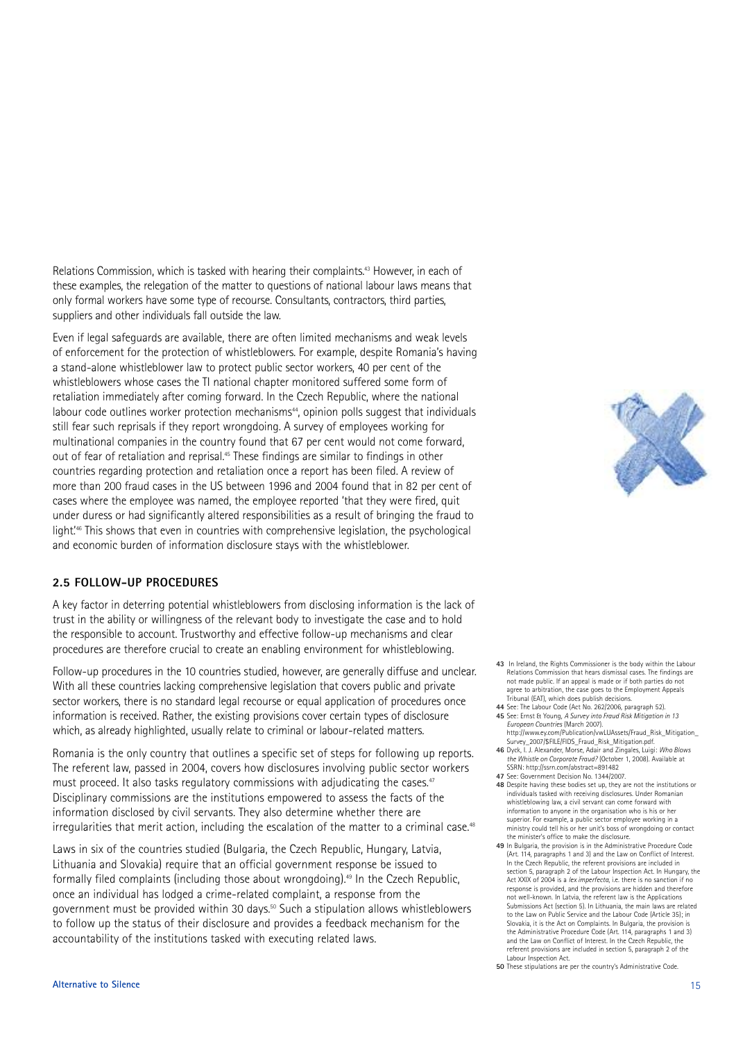Relations Commission, which is tasked with hearing their complaints.[43] However, in each of these examples, the relegation of the matter to questions of national labour laws means that only formal workers have some type of recourse. Consultants, contractors, third parties, suppliers and other individuals fall outside the law.

Even if legal safeguards are available, there are often limited mechanisms and weak levels of enforcement for the protection of whistleblowers. For example, despite Romania's having a stand-alone whistleblower law to protect public sector workers, 40 per cent of the whistleblowers whose cases the TI national chapter monitored suffered some form of retaliation immediately after coming forward. In the Czech Republic, where the national labour code outlines worker protection mechanisms[44], opinion polls suggest that individuals still fear such reprisals if they report wrongdoing. A survey of employees working for multinational companies in the country found that 67 per cent would not come forward, out of fear of retaliation and reprisal.[45] These findings are similar to findings in other countries regarding protection and retaliation once a report has been filed. A review of more than 200 fraud cases in the US between 1996 and 2004 found that in 82 per cent of cases where the employee was named, the employee reported 'that they were fired, quit under duress or had significantly altered responsibilities as a result of bringing the fraud to light.'[46] This shows that even in countries with comprehensive legislation, the psychological and economic burden of information disclosure stays with the whistleblower.

## 2.5 FOLLOW-UP PROCEDURES

A key factor in deterring potential whistleblowers from disclosing information is the lack of trust in the ability or willingness of the relevant body to investigate the case and to hold the responsible to account. Trustworthy and effective follow-up mechanisms and clear procedures are therefore crucial to create an enabling environment for whistleblowing.

Follow-up procedures in the 10 countries studied, however, are generally diffuse and unclear. With all these countries lacking comprehensive legislation that covers public and private sector workers, there is no standard legal recourse or equal application of procedures once information is received. Rather, the existing provisions cover certain types of disclosure which, as already highlighted, usually relate to criminal or labour-related matters.

Romania is the only country that outlines a specific set of steps for following up reports. The referent law, passed in 2004, covers how disclosures involving public sector workers must proceed. It also tasks regulatory commissions with adjudicating the cases.[47] Disciplinary commissions are the institutions empowered to assess the facts of the information disclosed by civil servants. They also determine whether there are irregularities that merit action, including the escalation of the matter to a criminal case.[48]

Laws in six of the countries studied (Bulgaria, the Czech Republic, Hungary, Latvia, Lithuania and Slovakia) require that an official government response be issued to formally filed complaints (including those about wrongdoing).[49] In the Czech Republic, once an individual has lodged a crime-related complaint, a response from the government must be provided within 30 days.[50] Such a stipulation allows whistleblowers to follow up the status of their disclosure and provides a feedback mechanism for the accountability of the institutions tasked with executing related laws.

**43** In Ireland, the Rights Commissioner is the body within the Labour Relations Commission that hears dismissal cases. The findings are not made public. If an appeal is made or if both parties do not agree to arbitration, the case goes to the Employment Appeals Tribunal (EAT), which does publish decisions.

**44** See: The Labour Code (Act No. 262/2006, paragraph 52).

**45** See: Ernst & Young, *A Survey into Fraud Risk Mitigation in 13 European Countries* (March 2007). http://www.ey.com/Publication/vwLUAssets/Fraud_Risk_Mitigation_Survey_2007/$FILE/FIDS_Fraud_Risk_Mitigation.pdf.

**46** Dyck, I. J. Alexander, Morse, Adair and Zingales, Luigi: *Who Blows the Whistle on Corporate Fraud?* (October 1, 2008). Available at SSRN: http://ssrn.com/abstract=891482

**47** See: Government Decision No. 1344/2007.

**48** Despite having these bodies set up, they are not the institutions or individuals tasked with receiving disclosures. Under Romanian whistleblowing law, a civil servant can come forward with information to anyone in the organisation who is his or her superior. For example, a public sector employee working in a ministry could tell his or her unit's boss of wrongdoing or contact the minister's office to make the disclosure.

**49** In Bulgaria, the provision is in the Administrative Procedure Code (Art. 114, paragraphs 1 and 3) and the Law on Conflict of Interest. In the Czech Republic, the referent provisions are included in section 5, paragraph 2 of the Labour Inspection Act. In Hungary, the Act XXIX of 2004 is a *lex imperfecta*, i.e. there is no sanction if no response is provided, and the provisions are hidden and therefore not well-known. In Latvia, the referent law is the Applications Submissions Act (section 5). In Lithuania, the main laws are related to the Law on Public Service and the Labour Code (Article 35); in Slovakia, it is the Act on Complaints. In Bulgaria, the provision is the Administrative Procedure Code (Art. 114, paragraphs 1 and 3) and the Law on Conflict of Interest. In the Czech Republic, the referent provisions are included in section 5, paragraph 2 of the Labour Inspection Act.

**50** These stipulations are per the country's Administrative Code.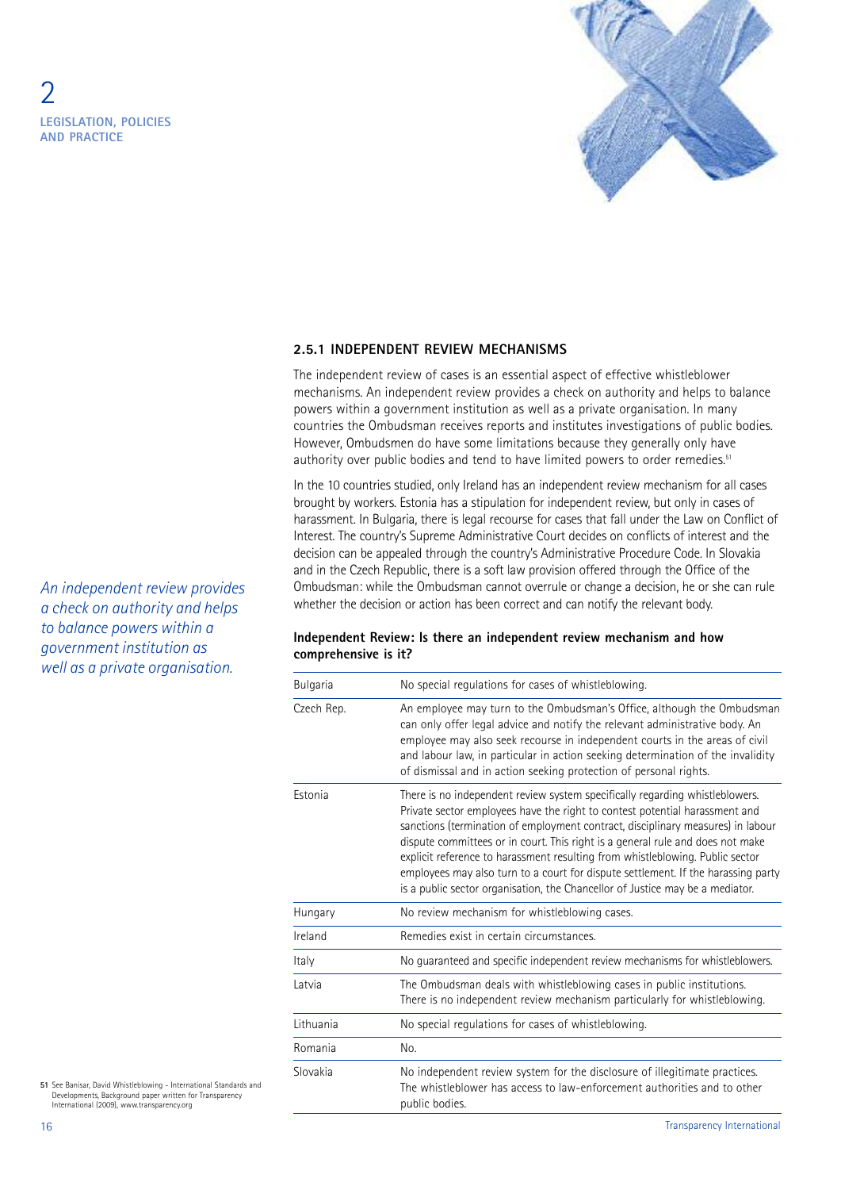### 2.5.1 INDEPENDENT REVIEW MECHANISMS

The independent review of cases is an essential aspect of effective whistleblower mechanisms. An independent review provides a check on authority and helps to balance powers within a government institution as well as a private organisation. In many countries the Ombudsman receives reports and institutes investigations of public bodies. However, Ombudsmen do have some limitations because they generally only have authority over public bodies and tend to have limited powers to order remedies.[51]

In the 10 countries studied, only Ireland has an independent review mechanism for all cases brought by workers. Estonia has a stipulation for independent review, but only in cases of harassment. In Bulgaria, there is legal recourse for cases that fall under the Law on Conflict of Interest. The country's Supreme Administrative Court decides on conflicts of interest and the decision can be appealed through the country's Administrative Procedure Code. In Slovakia and in the Czech Republic, there is a soft law provision offered through the Office of the Ombudsman: while the Ombudsman cannot overrule or change a decision, he or she can rule whether the decision or action has been correct and can notify the relevant body.

*An independent review provides a check on authority and helps to balance powers within a government institution as well as a private organisation.*

**Independent Review: Is there an independent review mechanism and how comprehensive is it?**

| Country | Answer |
|---|---|
| Bulgaria | No special regulations for cases of whistleblowing. |
| Czech Rep. | An employee may turn to the Ombudsman's Office, although the Ombudsman can only offer legal advice and notify the relevant administrative body. An employee may also seek recourse in independent courts in the areas of civil and labour law, in particular in action seeking determination of the invalidity of dismissal and in action seeking protection of personal rights. |
| Estonia | There is no independent review system specifically regarding whistleblowers. Private sector employees have the right to contest potential harassment and sanctions (termination of employment contract, disciplinary measures) in labour dispute committees or in court. This right is a general rule and does not make explicit reference to harassment resulting from whistleblowing. Public sector employees may also turn to a court for dispute settlement. If the harassing party is a public sector organisation, the Chancellor of Justice may be a mediator. |
| Hungary | No review mechanism for whistleblowing cases. |
| Ireland | Remedies exist in certain circumstances. |
| Italy | No guaranteed and specific independent review mechanisms for whistleblowers. |
| Latvia | The Ombudsman deals with whistleblowing cases in public institutions. There is no independent review mechanism particularly for whistleblowing. |
| Lithuania | No special regulations for cases of whistleblowing. |
| Romania | No. |
| Slovakia | No independent review system for the disclosure of illegitimate practices. The whistleblower has access to law-enforcement authorities and to other public bodies. |

51 See Banisar, David Whistleblowing - International Standards and Developments, Background paper written for Transparency International (2009), www.transparency.org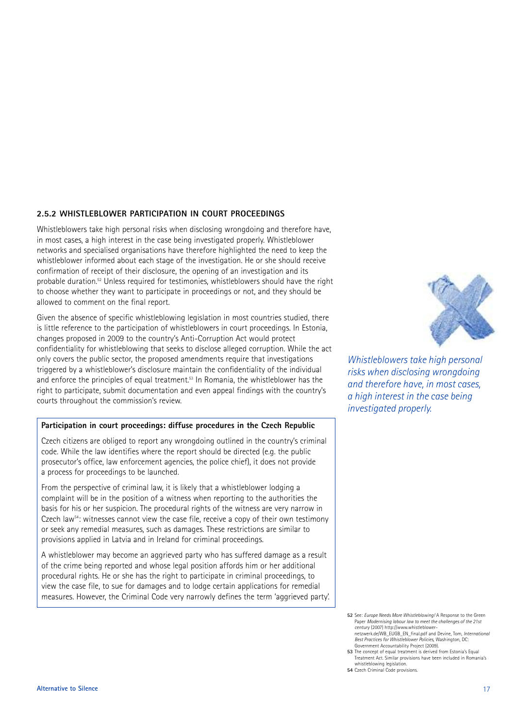### 2.5.2 WHISTLEBLOWER PARTICIPATION IN COURT PROCEEDINGS

Whistleblowers take high personal risks when disclosing wrongdoing and therefore have, in most cases, a high interest in the case being investigated properly. Whistleblower networks and specialised organisations have therefore highlighted the need to keep the whistleblower informed about each stage of the investigation. He or she should receive confirmation of receipt of their disclosure, the opening of an investigation and its probable duration.[52] Unless required for testimonies, whistleblowers should have the right to choose whether they want to participate in proceedings or not, and they should be allowed to comment on the final report.

Given the absence of specific whistleblowing legislation in most countries studied, there is little reference to the participation of whistleblowers in court proceedings. In Estonia, changes proposed in 2009 to the country's Anti-Corruption Act would protect confidentiality for whistleblowing that seeks to disclose alleged corruption. While the act only covers the public sector, the proposed amendments require that investigations triggered by a whistleblower's disclosure maintain the confidentiality of the individual and enforce the principles of equal treatment.[53] In Romania, the whistleblower has the right to participate, submit documentation and even appeal findings with the country's courts throughout the commission's review.

*Whistleblowers take high personal risks when disclosing wrongdoing and therefore have, in most cases, a high interest in the case being investigated properly.*

**Participation in court proceedings: diffuse procedures in the Czech Republic**

Czech citizens are obliged to report any wrongdoing outlined in the country's criminal code. While the law identifies where the report should be directed (e.g. the public prosecutor's office, law enforcement agencies, the police chief), it does not provide a process for proceedings to be launched.

From the perspective of criminal law, it is likely that a whistleblower lodging a complaint will be in the position of a witness when reporting to the authorities the basis for his or her suspicion. The procedural rights of the witness are very narrow in Czech law[54]: witnesses cannot view the case file, receive a copy of their own testimony or seek any remedial measures, such as damages. These restrictions are similar to provisions applied in Latvia and in Ireland for criminal proceedings.

A whistleblower may become an aggrieved party who has suffered damage as a result of the crime being reported and whose legal position affords him or her additional procedural rights. He or she has the right to participate in criminal proceedings, to view the case file, to sue for damages and to lodge certain applications for remedial measures. However, the Criminal Code very narrowly defines the term 'aggrieved party'.

---

**52** See: *Europe Needs More Whistleblowing!* A Response to the Green Paper *Modernising labour law to meet the challenges of the 21st century* (2007) http://www.whistleblower-netzwerk.de/WB_EUGB_EN_final.pdf and Devine, Tom, *International Best Practices for Whistleblower Policies*, Washington, DC: Government Accountability Project (2009).

**53** The concept of equal treatment is derived from Estonia's Equal Treatment Act. Similar provisions have been included in Romania's whistleblowing legislation.

**54** Czech Criminal Code provisions.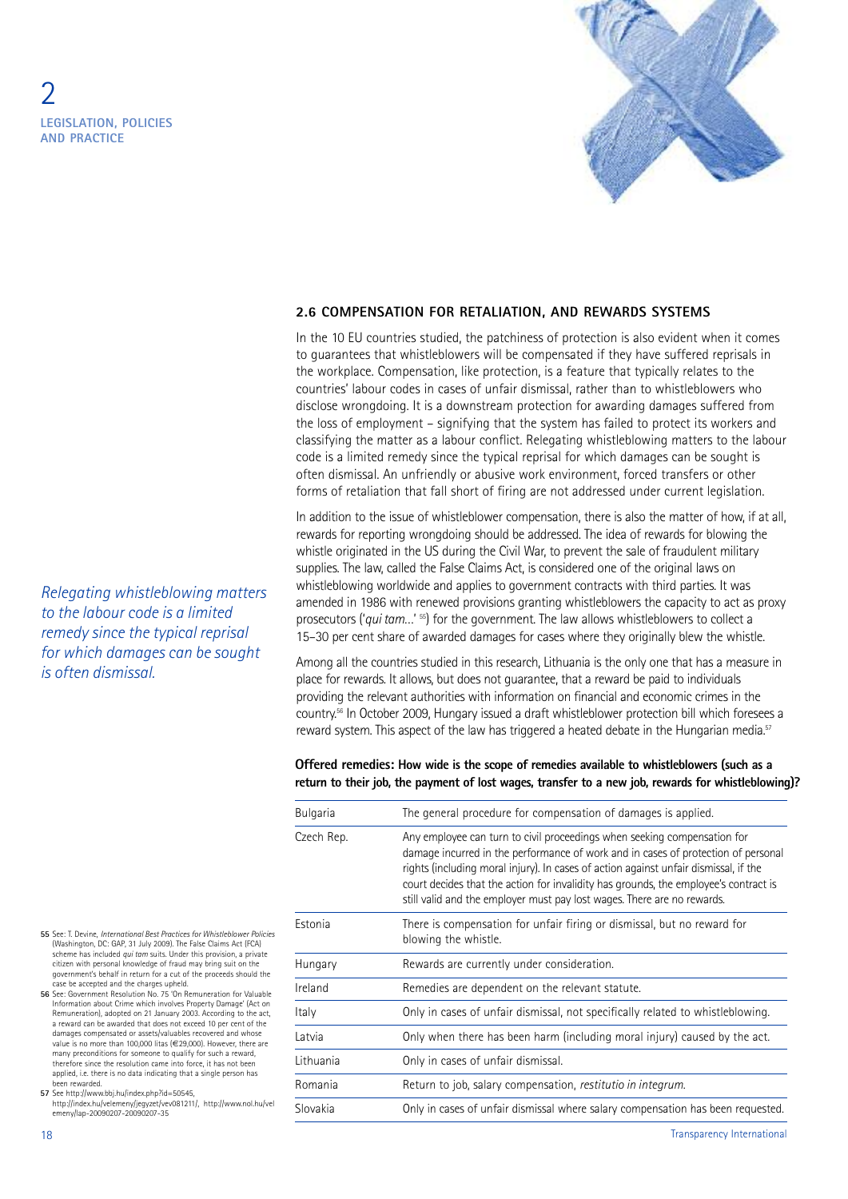## 2.6 COMPENSATION FOR RETALIATION, AND REWARDS SYSTEMS

In the 10 EU countries studied, the patchiness of protection is also evident when it comes to guarantees that whistleblowers will be compensated if they have suffered reprisals in the workplace. Compensation, like protection, is a feature that typically relates to the countries' labour codes in cases of unfair dismissal, rather than to whistleblowers who disclose wrongdoing. It is a downstream protection for awarding damages suffered from the loss of employment – signifying that the system has failed to protect its workers and classifying the matter as a labour conflict. Relegating whistleblowing matters to the labour code is a limited remedy since the typical reprisal for which damages can be sought is often dismissal. An unfriendly or abusive work environment, forced transfers or other forms of retaliation that fall short of firing are not addressed under current legislation.

*Relegating whistleblowing matters to the labour code is a limited remedy since the typical reprisal for which damages can be sought is often dismissal.*

In addition to the issue of whistleblower compensation, there is also the matter of how, if at all, rewards for reporting wrongdoing should be addressed. The idea of rewards for blowing the whistle originated in the US during the Civil War, to prevent the sale of fraudulent military supplies. The law, called the False Claims Act, is considered one of the original laws on whistleblowing worldwide and applies to government contracts with third parties. It was amended in 1986 with renewed provisions granting whistleblowers the capacity to act as proxy prosecutors ('*qui tam*...' [55]) for the government. The law allows whistleblowers to collect a 15–30 per cent share of awarded damages for cases where they originally blew the whistle.

Among all the countries studied in this research, Lithuania is the only one that has a measure in place for rewards. It allows, but does not guarantee, that a reward be paid to individuals providing the relevant authorities with information on financial and economic crimes in the country.[56] In October 2009, Hungary issued a draft whistleblower protection bill which foresees a reward system. This aspect of the law has triggered a heated debate in the Hungarian media.[57]

**Offered remedies: How wide is the scope of remedies available to whistleblowers (such as a return to their job, the payment of lost wages, transfer to a new job, rewards for whistleblowing)?**

| | |
|---|---|
| Bulgaria | The general procedure for compensation of damages is applied. |
| Czech Rep. | Any employee can turn to civil proceedings when seeking compensation for damage incurred in the performance of work and in cases of protection of personal rights (including moral injury). In cases of action against unfair dismissal, if the court decides that the action for invalidity has grounds, the employee's contract is still valid and the employer must pay lost wages. There are no rewards. |
| Estonia | There is compensation for unfair firing or dismissal, but no reward for blowing the whistle. |
| Hungary | Rewards are currently under consideration. |
| Ireland | Remedies are dependent on the relevant statute. |
| Italy | Only in cases of unfair dismissal, not specifically related to whistleblowing. |
| Latvia | Only when there has been harm (including moral injury) caused by the act. |
| Lithuania | Only in cases of unfair dismissal. |
| Romania | Return to job, salary compensation, *restitutio in integrum*. |
| Slovakia | Only in cases of unfair dismissal where salary compensation has been requested. |

55 See: T. Devine, *International Best Practices for Whistleblower Policies* (Washington, DC: GAP, 31 July 2009). The False Claims Act (FCA) scheme has included *qui tam* suits. Under this provision, a private citizen with personal knowledge of fraud may bring suit on the government's behalf in return for a cut of the proceeds should the case be accepted and the charges upheld.

56 See: Government Resolution No. 75 'On Remuneration for Valuable Information about Crime which involves Property Damage' (Act on Remuneration), adopted on 21 January 2003. According to the act, a reward can be awarded that does not exceed 10 per cent of the damages compensated or assets/valuables recovered and whose value is no more than 100,000 litas (€29,000). However, there are many preconditions for someone to qualify for such a reward, therefore since the resolution came into force, it has not been applied, i.e. there is no data indicating that a single person has been rewarded.

57 See http://www.bbj.hu/index.php?id=50545, http://index.hu/velemeny/jegyzet/vev081211/, http://www.nol.hu/velemeny/lap-20090207-20090207-35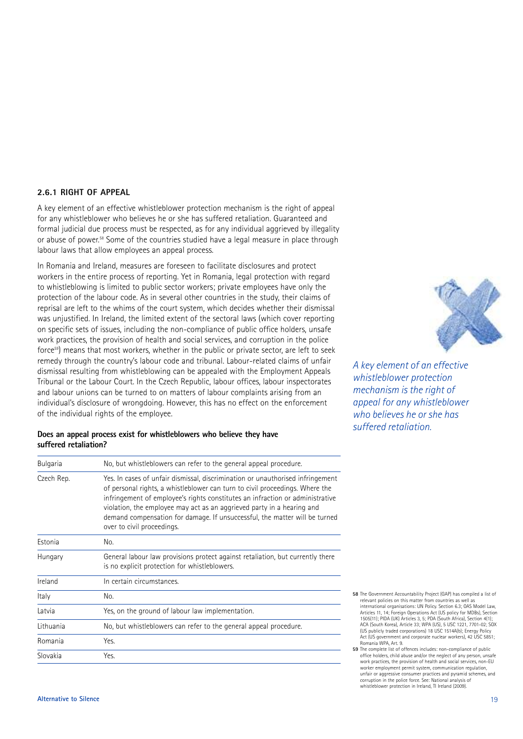### 2.6.1 RIGHT OF APPEAL

A key element of an effective whistleblower protection mechanism is the right of appeal for any whistleblower who believes he or she has suffered retaliation. Guaranteed and formal judicial due process must be respected, as for any individual aggrieved by illegality or abuse of power.[58] Some of the countries studied have a legal measure in place through labour laws that allow employees an appeal process.

In Romania and Ireland, measures are foreseen to facilitate disclosures and protect workers in the entire process of reporting. Yet in Romania, legal protection with regard to whistleblowing is limited to public sector workers; private employees have only the protection of the labour code. As in several other countries in the study, their claims of reprisal are left to the whims of the court system, which decides whether their dismissal was unjustified. In Ireland, the limited extent of the sectoral laws (which cover reporting on specific sets of issues, including the non-compliance of public office holders, unsafe work practices, the provision of health and social services, and corruption in the police force[59]) means that most workers, whether in the public or private sector, are left to seek remedy through the country's labour code and tribunal. Labour-related claims of unfair dismissal resulting from whistleblowing can be appealed with the Employment Appeals Tribunal or the Labour Court. In the Czech Republic, labour offices, labour inspectorates and labour unions can be turned to on matters of labour complaints arising from an individual's disclosure of wrongdoing. However, this has no effect on the enforcement of the individual rights of the employee.

*A key element of an effective whistleblower protection mechanism is the right of appeal for any whistleblower who believes he or she has suffered retaliation.*

**Does an appeal process exist for whistleblowers who believe they have suffered retaliation?**

| | |
|---|---|
| Bulgaria | No, but whistleblowers can refer to the general appeal procedure. |
| Czech Rep. | Yes. In cases of unfair dismissal, discrimination or unauthorised infringement of personal rights, a whistleblower can turn to civil proceedings. Where the infringement of employee's rights constitutes an infraction or administrative violation, the employee may act as an aggrieved party in a hearing and demand compensation for damage. If unsuccessful, the matter will be turned over to civil proceedings. |
| Estonia | No. |
| Hungary | General labour law provisions protect against retaliation, but currently there is no explicit protection for whistleblowers. |
| Ireland | In certain circumstances. |
| Italy | No. |
| Latvia | Yes, on the ground of labour law implementation. |
| Lithuania | No, but whistleblowers can refer to the general appeal procedure. |
| Romania | Yes. |
| Slovakia | Yes. |

58 The Government Accountability Project (GAP) has compiled a list of relevant policies on this matter from countries as well as international organisations: UN Policy. Section 6.3; OAS Model Law, Articles 11, 14; Foreign Operations Act (US policy for MDBs), Section 1505(11); PIDA (UK) Articles 3, 5; PDA (South Africa), Section 4(1); ACA (South Korea), Article 33; WPA (US), 5 USC 1221, 7701-02; SOX (US publicly traded corporations) 18 USC 1514A(b); Energy Policy Act (US government and corporate nuclear workers), 42 USC 5851; Romania WPA, Art. 9.

59 The complete list of offences includes: non-compliance of public office holders, child abuse and/or the neglect of any person, unsafe work practices, the provision of health and social services, non-EU worker employment permit system, communication regulation, unfair or aggressive consumer practices and pyramid schemes, and corruption in the police force. See: National analysis of whistleblower protection in Ireland, TI Ireland (2009).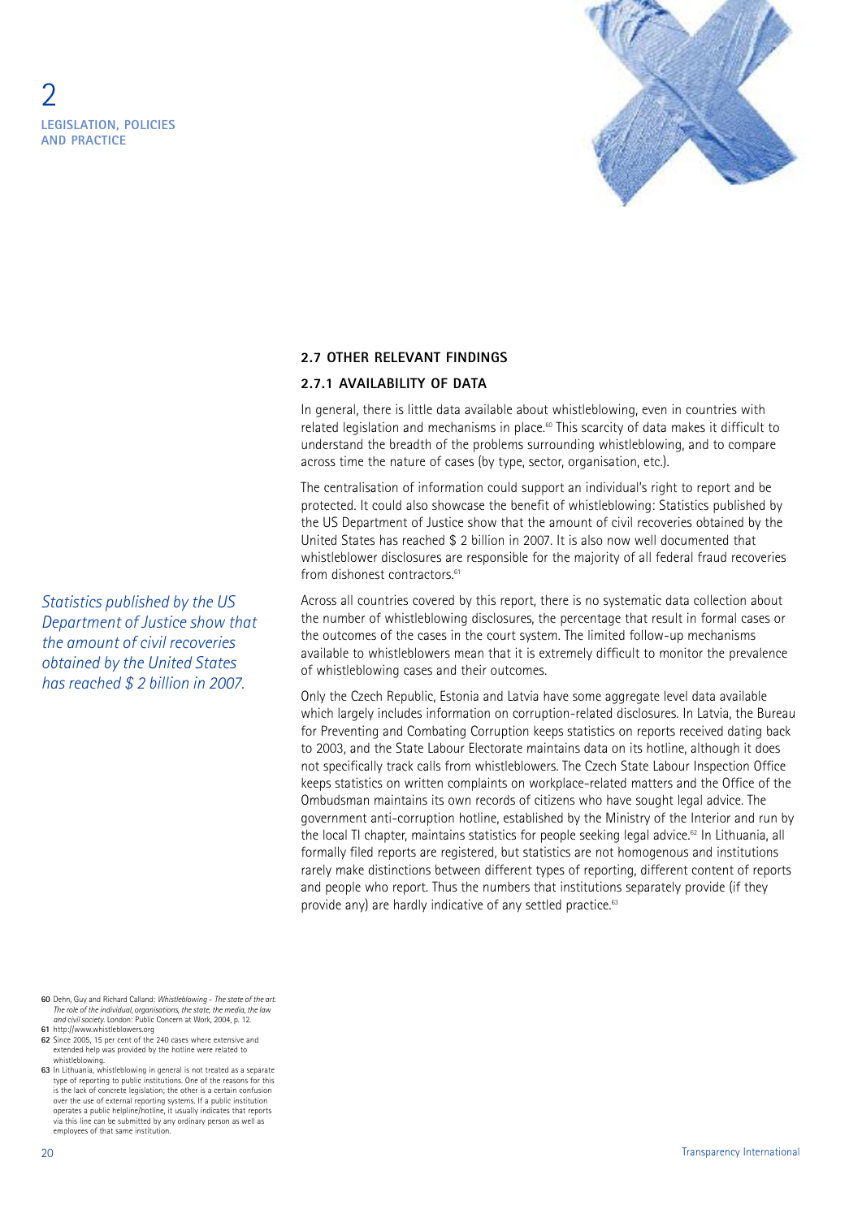## 2.7 OTHER RELEVANT FINDINGS

### 2.7.1 AVAILABILITY OF DATA

In general, there is little data available about whistleblowing, even in countries with related legislation and mechanisms in place.[60] This scarcity of data makes it difficult to understand the breadth of the problems surrounding whistleblowing, and to compare across time the nature of cases (by type, sector, organisation, etc.).

The centralisation of information could support an individual's right to report and be protected. It could also showcase the benefit of whistleblowing: Statistics published by the US Department of Justice show that the amount of civil recoveries obtained by the United States has reached $ 2 billion in 2007. It is also now well documented that whistleblower disclosures are responsible for the majority of all federal fraud recoveries from dishonest contractors.[61]

*Statistics published by the US Department of Justice show that the amount of civil recoveries obtained by the United States has reached $ 2 billion in 2007.*

Across all countries covered by this report, there is no systematic data collection about the number of whistleblowing disclosures, the percentage that result in formal cases or the outcomes of the cases in the court system. The limited follow-up mechanisms available to whistleblowers mean that it is extremely difficult to monitor the prevalence of whistleblowing cases and their outcomes.

Only the Czech Republic, Estonia and Latvia have some aggregate level data available which largely includes information on corruption-related disclosures. In Latvia, the Bureau for Preventing and Combating Corruption keeps statistics on reports received dating back to 2003, and the State Labour Electorate maintains data on its hotline, although it does not specifically track calls from whistleblowers. The Czech State Labour Inspection Office keeps statistics on written complaints on workplace-related matters and the Office of the Ombudsman maintains its own records of citizens who have sought legal advice. The government anti-corruption hotline, established by the Ministry of the Interior and run by the local TI chapter, maintains statistics for people seeking legal advice.[62] In Lithuania, all formally filed reports are registered, but statistics are not homogenous and institutions rarely make distinctions between different types of reporting, different content of reports and people who report. Thus the numbers that institutions separately provide (if they provide any) are hardly indicative of any settled practice.[63]

---

**60** Dehn, Guy and Richard Calland: *Whistleblowing - The state of the art. The role of the individual, organisations, the state, the media, the law and civil society.* London: Public Concern at Work, 2004, p. 12.

**61** http://www.whistleblowers.org

**62** Since 2005, 15 per cent of the 240 cases where extensive and extended help was provided by the hotline were related to whistleblowing.

**63** In Lithuania, whistleblowing in general is not treated as a separate type of reporting to public institutions. One of the reasons for this is the lack of concrete legislation; the other is a certain confusion over the use of external reporting systems. If a public institution operates a public helpline/hotline, it usually indicates that reports via this line can be submitted by any ordinary person as well as employees of that same institution.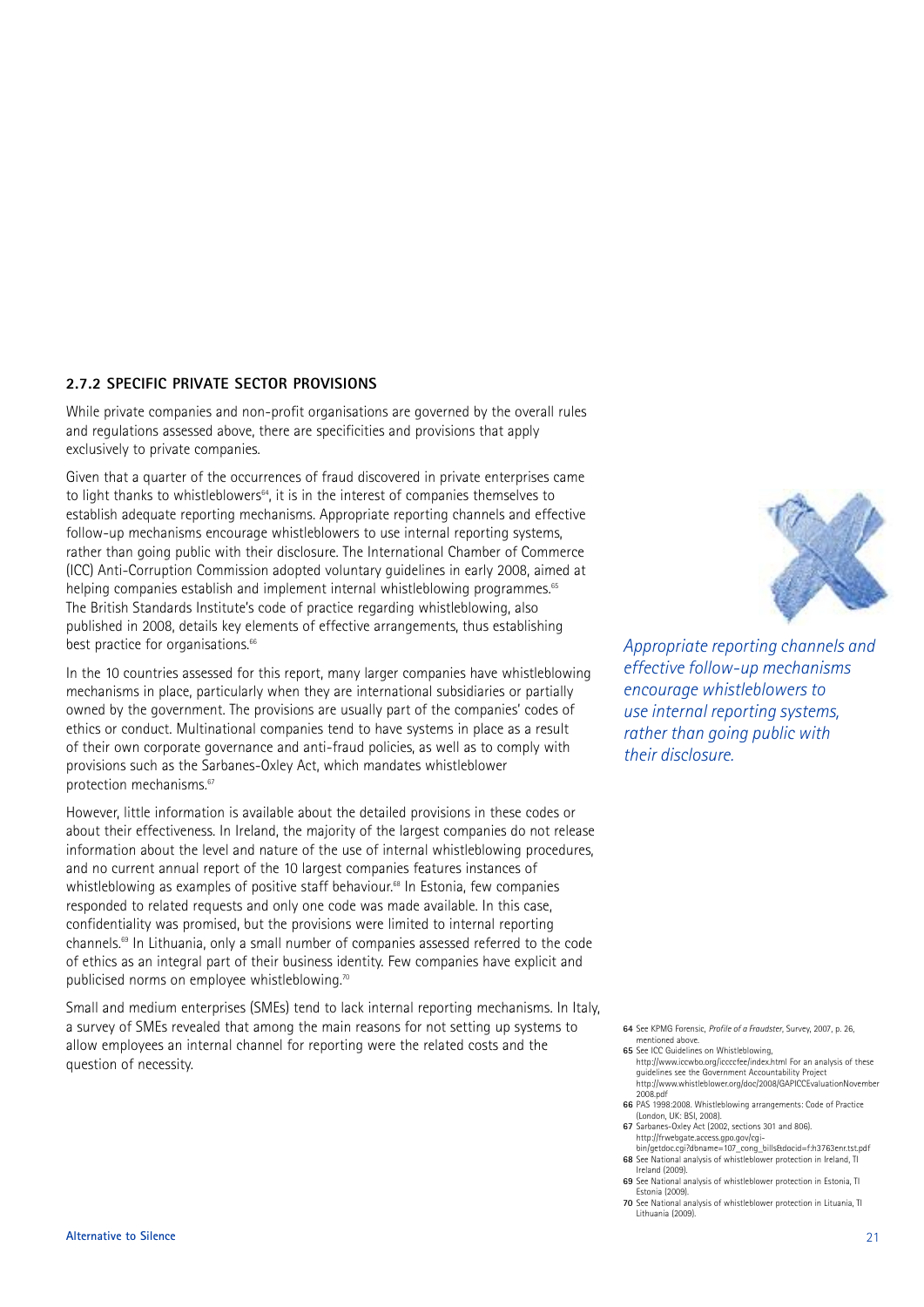### 2.7.2 SPECIFIC PRIVATE SECTOR PROVISIONS

While private companies and non-profit organisations are governed by the overall rules and regulations assessed above, there are specificities and provisions that apply exclusively to private companies.

Given that a quarter of the occurrences of fraud discovered in private enterprises came to light thanks to whistleblowers[64], it is in the interest of companies themselves to establish adequate reporting mechanisms. Appropriate reporting channels and effective follow-up mechanisms encourage whistleblowers to use internal reporting systems, rather than going public with their disclosure. The International Chamber of Commerce (ICC) Anti-Corruption Commission adopted voluntary guidelines in early 2008, aimed at helping companies establish and implement internal whistleblowing programmes.[65] The British Standards Institute's code of practice regarding whistleblowing, also published in 2008, details key elements of effective arrangements, thus establishing best practice for organisations.[66]

*Appropriate reporting channels and effective follow-up mechanisms encourage whistleblowers to use internal reporting systems, rather than going public with their disclosure.*

In the 10 countries assessed for this report, many larger companies have whistleblowing mechanisms in place, particularly when they are international subsidiaries or partially owned by the government. The provisions are usually part of the companies' codes of ethics or conduct. Multinational companies tend to have systems in place as a result of their own corporate governance and anti-fraud policies, as well as to comply with provisions such as the Sarbanes-Oxley Act, which mandates whistleblower protection mechanisms.[67]

However, little information is available about the detailed provisions in these codes or about their effectiveness. In Ireland, the majority of the largest companies do not release information about the level and nature of the use of internal whistleblowing procedures, and no current annual report of the 10 largest companies features instances of whistleblowing as examples of positive staff behaviour.[68] In Estonia, few companies responded to related requests and only one code was made available. In this case, confidentiality was promised, but the provisions were limited to internal reporting channels.[69] In Lithuania, only a small number of companies assessed referred to the code of ethics as an integral part of their business identity. Few companies have explicit and publicised norms on employee whistleblowing.[70]

Small and medium enterprises (SMEs) tend to lack internal reporting mechanisms. In Italy, a survey of SMEs revealed that among the main reasons for not setting up systems to allow employees an internal channel for reporting were the related costs and the question of necessity.

64 See KPMG Forensic, *Profile of a Fraudster*, Survey, 2007, p. 26, mentioned above.
65 See ICC Guidelines on Whistleblowing, http://www.iccwbo.org/iccccfee/index.html For an analysis of these guidelines see the Government Accountability Project http://www.whistleblower.org/doc/2008/GAPICCEvaluationNovember2008.pdf
66 PAS 1998:2008. Whistleblowing arrangements: Code of Practice (London, UK: BSI, 2008).
67 Sarbanes-Oxley Act (2002, sections 301 and 806). http://frwebgate.access.gpo.gov/cgi-bin/getdoc.cgi?dbname=107_cong_bills&docid=f:h3763enr.tst.pdf
68 See National analysis of whistleblower protection in Ireland, TI Ireland (2009).
69 See National analysis of whistleblower protection in Estonia, TI Estonia (2009).
70 See National analysis of whistleblower protection in Lituania, TI Lithuania (2009).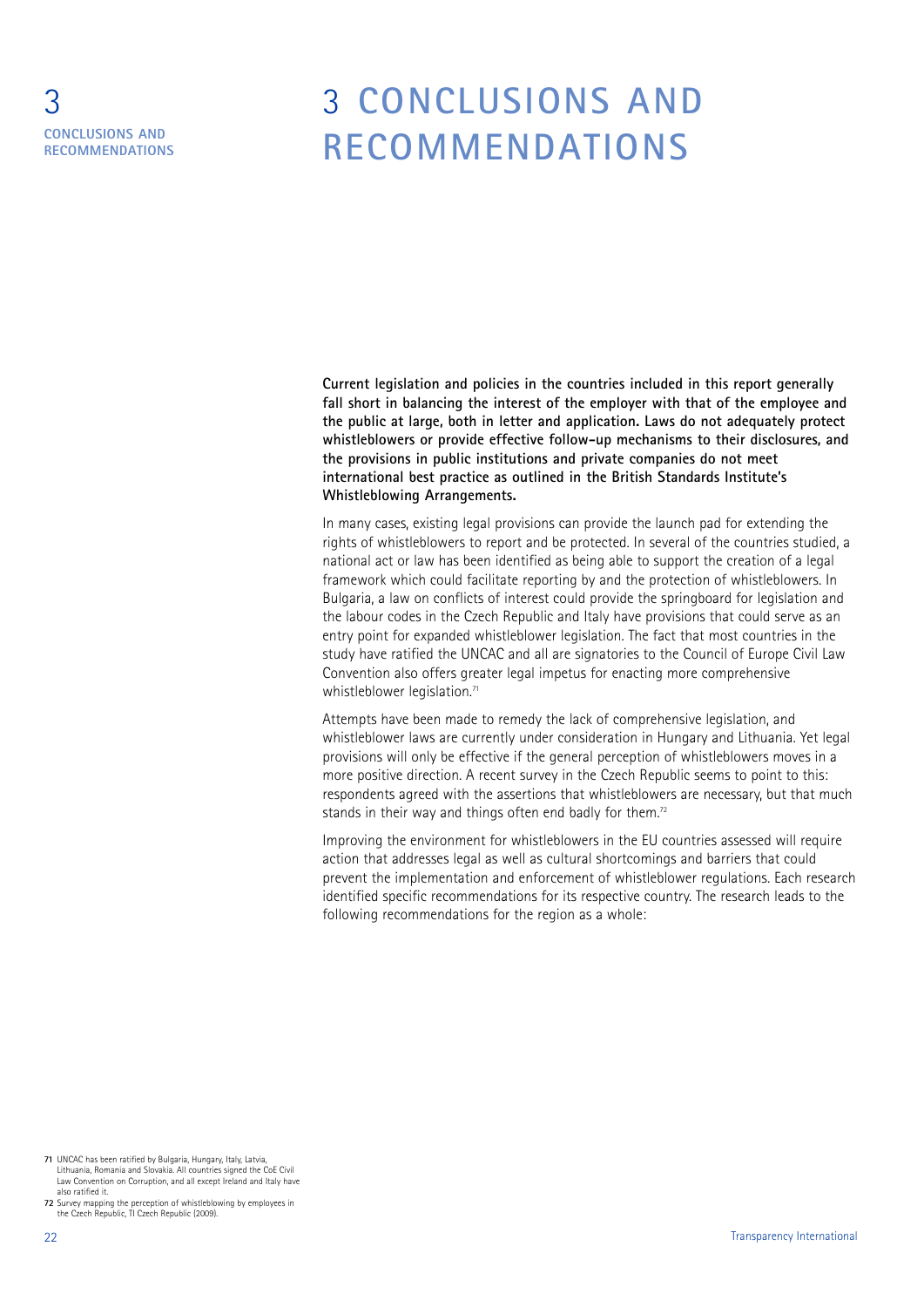# 3 CONCLUSIONS AND RECOMMENDATIONS

**Current legislation and policies in the countries included in this report generally fall short in balancing the interest of the employer with that of the employee and the public at large, both in letter and application. Laws do not adequately protect whistleblowers or provide effective follow-up mechanisms to their disclosures, and the provisions in public institutions and private companies do not meet international best practice as outlined in the British Standards Institute's Whistleblowing Arrangements.**

In many cases, existing legal provisions can provide the launch pad for extending the rights of whistleblowers to report and be protected. In several of the countries studied, a national act or law has been identified as being able to support the creation of a legal framework which could facilitate reporting by and the protection of whistleblowers. In Bulgaria, a law on conflicts of interest could provide the springboard for legislation and the labour codes in the Czech Republic and Italy have provisions that could serve as an entry point for expanded whistleblower legislation. The fact that most countries in the study have ratified the UNCAC and all are signatories to the Council of Europe Civil Law Convention also offers greater legal impetus for enacting more comprehensive whistleblower legislation.[71]

Attempts have been made to remedy the lack of comprehensive legislation, and whistleblower laws are currently under consideration in Hungary and Lithuania. Yet legal provisions will only be effective if the general perception of whistleblowers moves in a more positive direction. A recent survey in the Czech Republic seems to point to this: respondents agreed with the assertions that whistleblowers are necessary, but that much stands in their way and things often end badly for them.[72]

Improving the environment for whistleblowers in the EU countries assessed will require action that addresses legal as well as cultural shortcomings and barriers that could prevent the implementation and enforcement of whistleblower regulations. Each research identified specific recommendations for its respective country. The research leads to the following recommendations for the region as a whole:

---

**71** UNCAC has been ratified by Bulgaria, Hungary, Italy, Latvia, Lithuania, Romania and Slovakia. All countries signed the CoE Civil Law Convention on Corruption, and all except Ireland and Italy have also ratified it.

**72** Survey mapping the perception of whistleblowing by employees in the Czech Republic, TI Czech Republic (2009).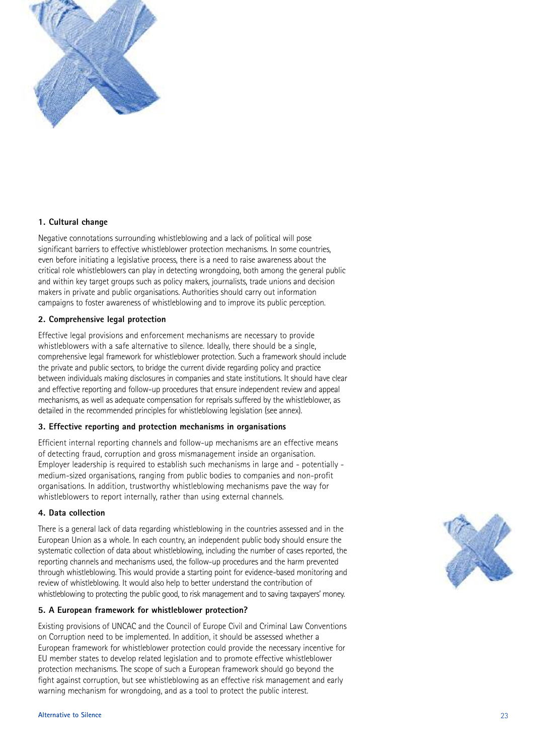### 1. Cultural change

Negative connotations surrounding whistleblowing and a lack of political will pose significant barriers to effective whistleblower protection mechanisms. In some countries, even before initiating a legislative process, there is a need to raise awareness about the critical role whistleblowers can play in detecting wrongdoing, both among the general public and within key target groups such as policy makers, journalists, trade unions and decision makers in private and public organisations. Authorities should carry out information campaigns to foster awareness of whistleblowing and to improve its public perception.

### 2. Comprehensive legal protection

Effective legal provisions and enforcement mechanisms are necessary to provide whistleblowers with a safe alternative to silence. Ideally, there should be a single, comprehensive legal framework for whistleblower protection. Such a framework should include the private and public sectors, to bridge the current divide regarding policy and practice between individuals making disclosures in companies and state institutions. It should have clear and effective reporting and follow-up procedures that ensure independent review and appeal mechanisms, as well as adequate compensation for reprisals suffered by the whistleblower, as detailed in the recommended principles for whistleblowing legislation (see annex).

### 3. Effective reporting and protection mechanisms in organisations

Efficient internal reporting channels and follow-up mechanisms are an effective means of detecting fraud, corruption and gross mismanagement inside an organisation. Employer leadership is required to establish such mechanisms in large and - potentially - medium-sized organisations, ranging from public bodies to companies and non-profit organisations. In addition, trustworthy whistleblowing mechanisms pave the way for whistleblowers to report internally, rather than using external channels.

### 4. Data collection

There is a general lack of data regarding whistleblowing in the countries assessed and in the European Union as a whole. In each country, an independent public body should ensure the systematic collection of data about whistleblowing, including the number of cases reported, the reporting channels and mechanisms used, the follow-up procedures and the harm prevented through whistleblowing. This would provide a starting point for evidence-based monitoring and review of whistleblowing. It would also help to better understand the contribution of whistleblowing to protecting the public good, to risk management and to saving taxpayers' money.

### 5. A European framework for whistleblower protection?

Existing provisions of UNCAC and the Council of Europe Civil and Criminal Law Conventions on Corruption need to be implemented. In addition, it should be assessed whether a European framework for whistleblower protection could provide the necessary incentive for EU member states to develop related legislation and to promote effective whistleblower protection mechanisms. The scope of such a European framework should go beyond the fight against corruption, but see whistleblowing as an effective risk management and early warning mechanism for wrongdoing, and as a tool to protect the public interest.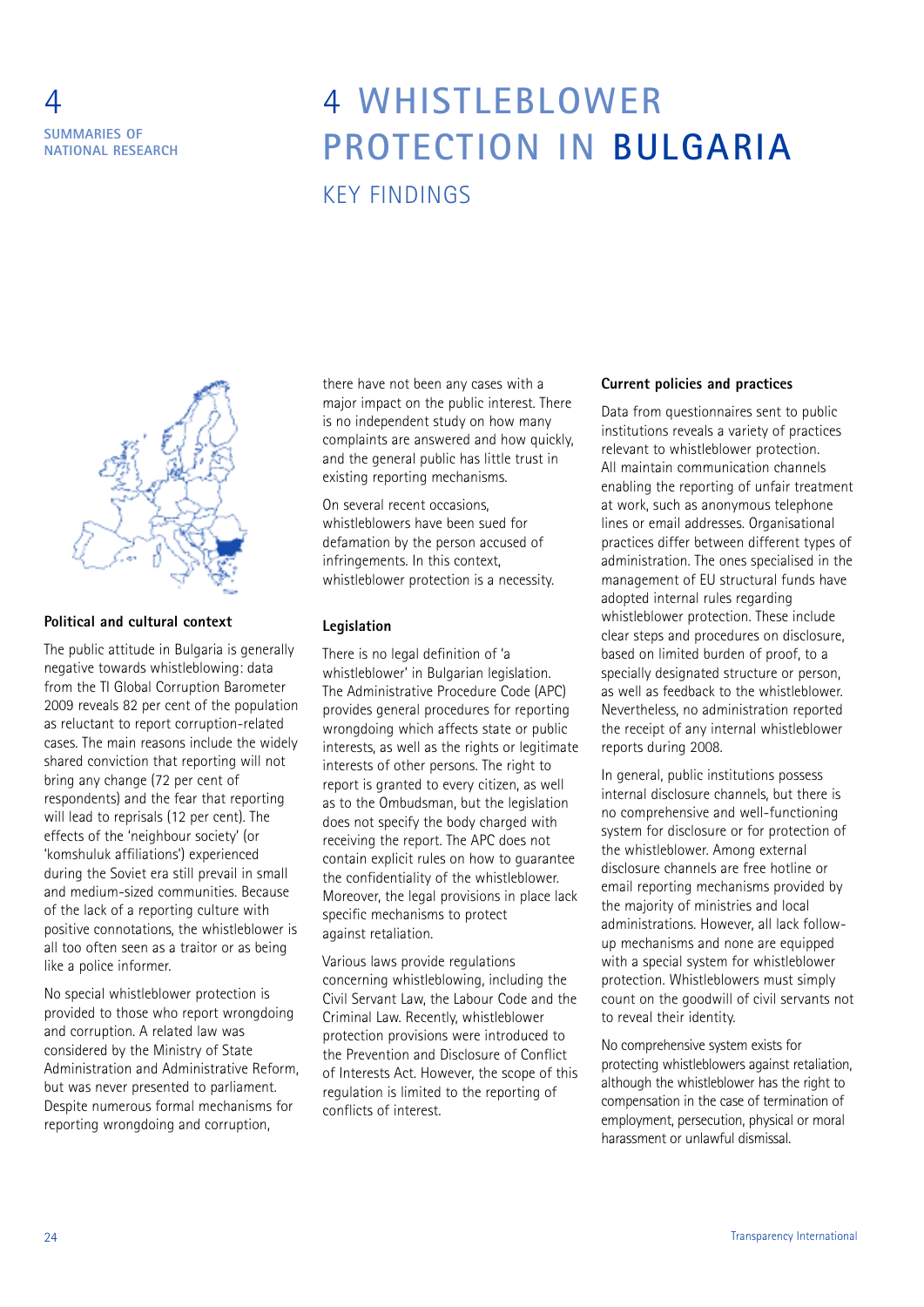# 4 WHISTLEBLOWER PROTECTION IN BULGARIA

## KEY FINDINGS

### Political and cultural context

The public attitude in Bulgaria is generally negative towards whistleblowing: data from the TI Global Corruption Barometer 2009 reveals 82 per cent of the population as reluctant to report corruption-related cases. The main reasons include the widely shared conviction that reporting will not bring any change (72 per cent of respondents) and the fear that reporting will lead to reprisals (12 per cent). The effects of the 'neighbour society' (or 'komshuluk affiliations') experienced during the Soviet era still prevail in small and medium-sized communities. Because of the lack of a reporting culture with positive connotations, the whistleblower is all too often seen as a traitor or as being like a police informer.

No special whistleblower protection is provided to those who report wrongdoing and corruption. A related law was considered by the Ministry of State Administration and Administrative Reform, but was never presented to parliament. Despite numerous formal mechanisms for reporting wrongdoing and corruption, there have not been any cases with a major impact on the public interest. There is no independent study on how many complaints are answered and how quickly, and the general public has little trust in existing reporting mechanisms.

On several recent occasions, whistleblowers have been sued for defamation by the person accused of infringements. In this context, whistleblower protection is a necessity.

### Legislation

There is no legal definition of 'a whistleblower' in Bulgarian legislation. The Administrative Procedure Code (APC) provides general procedures for reporting wrongdoing which affects state or public interests, as well as the rights or legitimate interests of other persons. The right to report is granted to every citizen, as well as to the Ombudsman, but the legislation does not specify the body charged with receiving the report. The APC does not contain explicit rules on how to guarantee the confidentiality of the whistleblower. Moreover, the legal provisions in place lack specific mechanisms to protect against retaliation.

Various laws provide regulations concerning whistleblowing, including the Civil Servant Law, the Labour Code and the Criminal Law. Recently, whistleblower protection provisions were introduced to the Prevention and Disclosure of Conflict of Interests Act. However, the scope of this regulation is limited to the reporting of conflicts of interest.

### Current policies and practices

Data from questionnaires sent to public institutions reveals a variety of practices relevant to whistleblower protection. All maintain communication channels enabling the reporting of unfair treatment at work, such as anonymous telephone lines or email addresses. Organisational practices differ between different types of administration. The ones specialised in the management of EU structural funds have adopted internal rules regarding whistleblower protection. These include clear steps and procedures on disclosure, based on limited burden of proof, to a specially designated structure or person, as well as feedback to the whistleblower. Nevertheless, no administration reported the receipt of any internal whistleblower reports during 2008.

In general, public institutions possess internal disclosure channels, but there is no comprehensive and well-functioning system for disclosure or for protection of the whistleblower. Among external disclosure channels are free hotline or email reporting mechanisms provided by the majority of ministries and local administrations. However, all lack follow-up mechanisms and none are equipped with a special system for whistleblower protection. Whistleblowers must simply count on the goodwill of civil servants not to reveal their identity.

No comprehensive system exists for protecting whistleblowers against retaliation, although the whistleblower has the right to compensation in the case of termination of employment, persecution, physical or moral harassment or unlawful dismissal.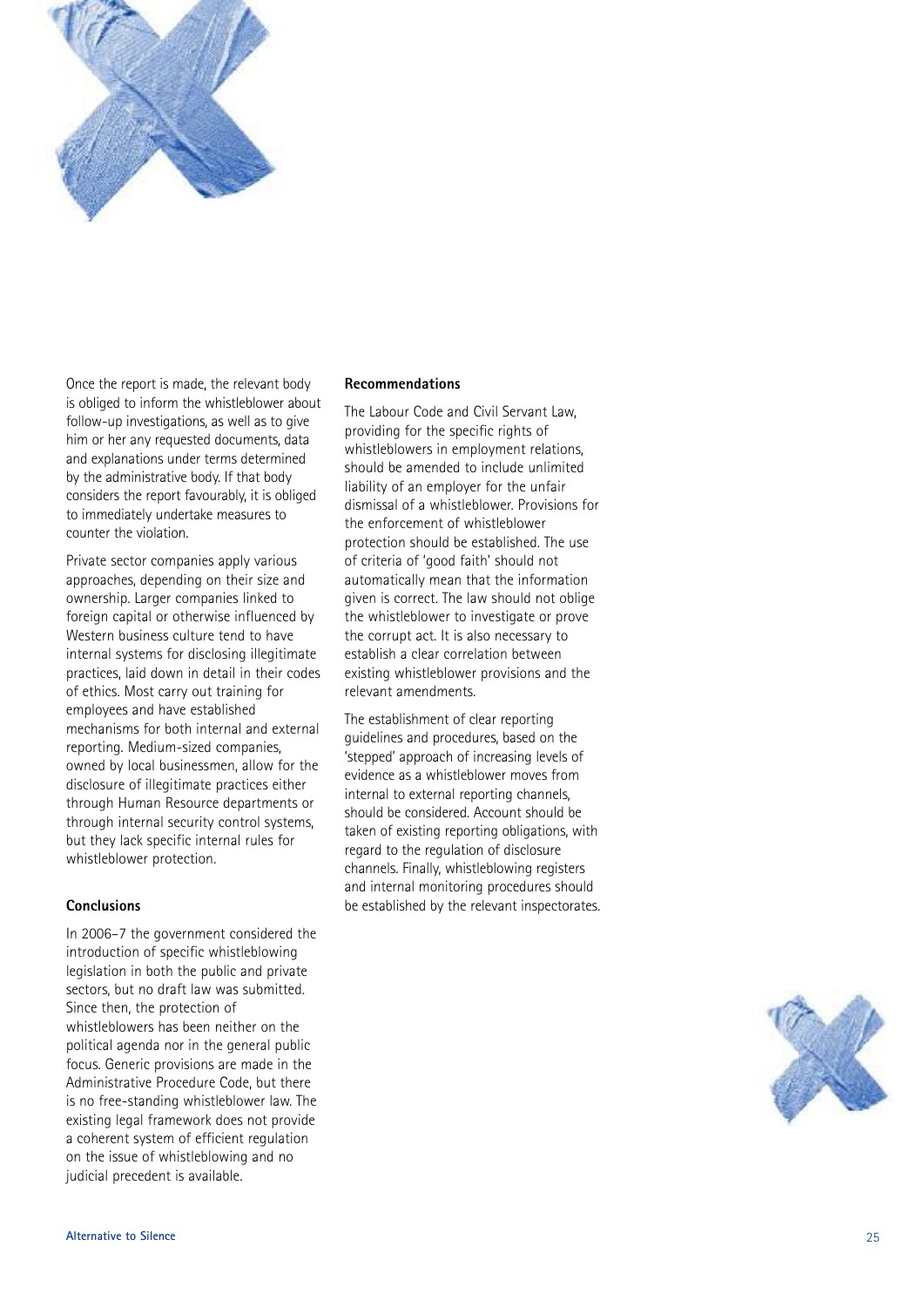Once the report is made, the relevant body is obliged to inform the whistleblower about follow-up investigations, as well as to give him or her any requested documents, data and explanations under terms determined by the administrative body. If that body considers the report favourably, it is obliged to immediately undertake measures to counter the violation.

Private sector companies apply various approaches, depending on their size and ownership. Larger companies linked to foreign capital or otherwise influenced by Western business culture tend to have internal systems for disclosing illegitimate practices, laid down in detail in their codes of ethics. Most carry out training for employees and have established mechanisms for both internal and external reporting. Medium-sized companies, owned by local businessmen, allow for the disclosure of illegitimate practices either through Human Resource departments or through internal security control systems, but they lack specific internal rules for whistleblower protection.

### Conclusions

In 2006–7 the government considered the introduction of specific whistleblowing legislation in both the public and private sectors, but no draft law was submitted. Since then, the protection of whistleblowers has been neither on the political agenda nor in the general public focus. Generic provisions are made in the Administrative Procedure Code, but there is no free-standing whistleblower law. The existing legal framework does not provide a coherent system of efficient regulation on the issue of whistleblowing and no judicial precedent is available.

### Recommendations

The Labour Code and Civil Servant Law, providing for the specific rights of whistleblowers in employment relations, should be amended to include unlimited liability of an employer for the unfair dismissal of a whistleblower. Provisions for the enforcement of whistleblower protection should be established. The use of criteria of 'good faith' should not automatically mean that the information given is correct. The law should not oblige the whistleblower to investigate or prove the corrupt act. It is also necessary to establish a clear correlation between existing whistleblower provisions and the relevant amendments.

The establishment of clear reporting guidelines and procedures, based on the 'stepped' approach of increasing levels of evidence as a whistleblower moves from internal to external reporting channels, should be considered. Account should be taken of existing reporting obligations, with regard to the regulation of disclosure channels. Finally, whistleblowing registers and internal monitoring procedures should be established by the relevant inspectorates.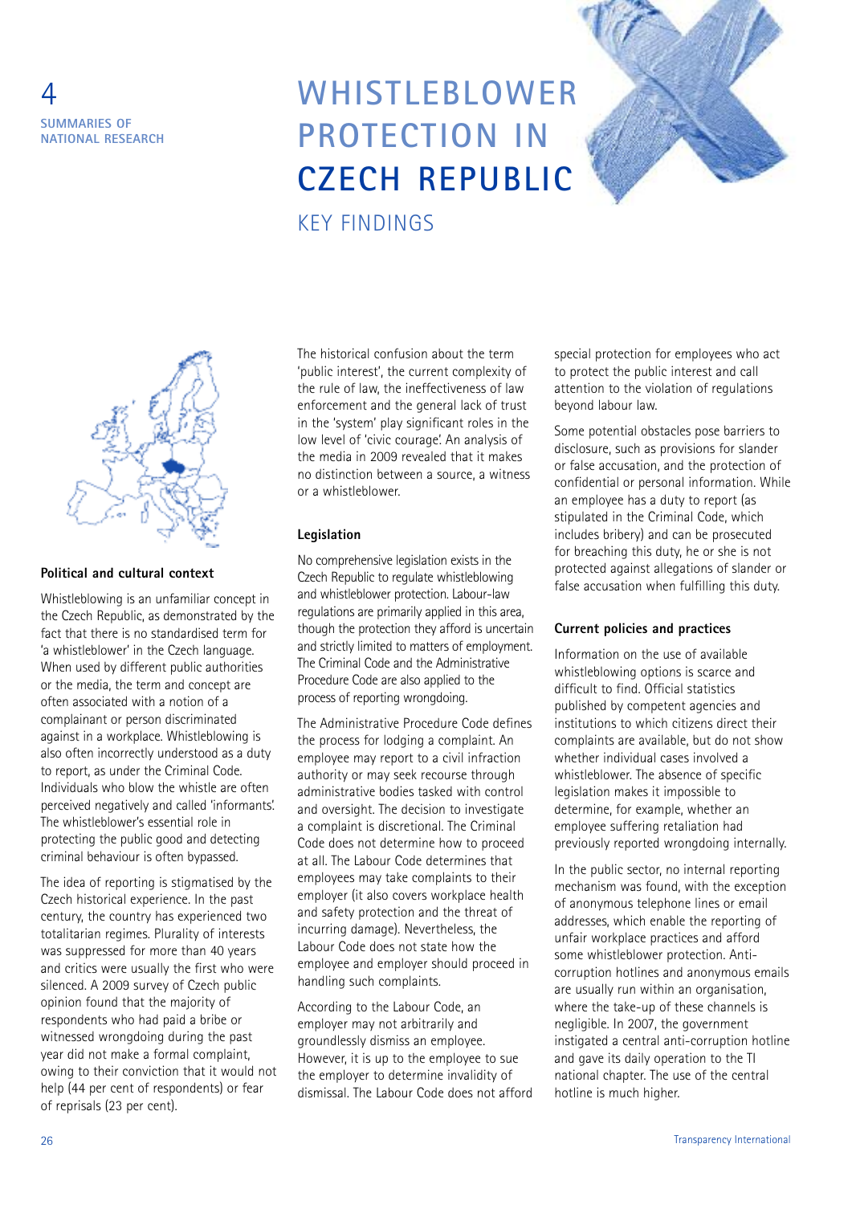4 SUMMARIES OF NATIONAL RESEARCH

# WHISTLEBLOWER PROTECTION IN CZECH REPUBLIC

## KEY FINDINGS

### Political and cultural context

Whistleblowing is an unfamiliar concept in the Czech Republic, as demonstrated by the fact that there is no standardised term for 'a whistleblower' in the Czech language. When used by different public authorities or the media, the term and concept are often associated with a notion of a complainant or person discriminated against in a workplace. Whistleblowing is also often incorrectly understood as a duty to report, as under the Criminal Code. Individuals who blow the whistle are often perceived negatively and called 'informants'. The whistleblower's essential role in protecting the public good and detecting criminal behaviour is often bypassed.

The idea of reporting is stigmatised by the Czech historical experience. In the past century, the country has experienced two totalitarian regimes. Plurality of interests was suppressed for more than 40 years and critics were usually the first who were silenced. A 2009 survey of Czech public opinion found that the majority of respondents who had paid a bribe or witnessed wrongdoing during the past year did not make a formal complaint, owing to their conviction that it would not help (44 per cent of respondents) or fear of reprisals (23 per cent).

The historical confusion about the term 'public interest', the current complexity of the rule of law, the ineffectiveness of law enforcement and the general lack of trust in the 'system' play significant roles in the low level of 'civic courage'. An analysis of the media in 2009 revealed that it makes no distinction between a source, a witness or a whistleblower.

### Legislation

No comprehensive legislation exists in the Czech Republic to regulate whistleblowing and whistleblower protection. Labour-law regulations are primarily applied in this area, though the protection they afford is uncertain and strictly limited to matters of employment. The Criminal Code and the Administrative Procedure Code are also applied to the process of reporting wrongdoing.

The Administrative Procedure Code defines the process for lodging a complaint. An employee may report to a civil infraction authority or may seek recourse through administrative bodies tasked with control and oversight. The decision to investigate a complaint is discretional. The Criminal Code does not determine how to proceed at all. The Labour Code determines that employees may take complaints to their employer (it also covers workplace health and safety protection and the threat of incurring damage). Nevertheless, the Labour Code does not state how the employee and employer should proceed in handling such complaints.

According to the Labour Code, an employer may not arbitrarily and groundlessly dismiss an employee. However, it is up to the employee to sue the employer to determine invalidity of dismissal. The Labour Code does not afford special protection for employees who act to protect the public interest and call attention to the violation of regulations beyond labour law.

Some potential obstacles pose barriers to disclosure, such as provisions for slander or false accusation, and the protection of confidential or personal information. While an employee has a duty to report (as stipulated in the Criminal Code, which includes bribery) and can be prosecuted for breaching this duty, he or she is not protected against allegations of slander or false accusation when fulfilling this duty.

### Current policies and practices

Information on the use of available whistleblowing options is scarce and difficult to find. Official statistics published by competent agencies and institutions to which citizens direct their complaints are available, but do not show whether individual cases involved a whistleblower. The absence of specific legislation makes it impossible to determine, for example, whether an employee suffering retaliation had previously reported wrongdoing internally.

In the public sector, no internal reporting mechanism was found, with the exception of anonymous telephone lines or email addresses, which enable the reporting of unfair workplace practices and afford some whistleblower protection. Anti-corruption hotlines and anonymous emails are usually run within an organisation, where the take-up of these channels is negligible. In 2007, the government instigated a central anti-corruption hotline and gave its daily operation to the TI national chapter. The use of the central hotline is much higher.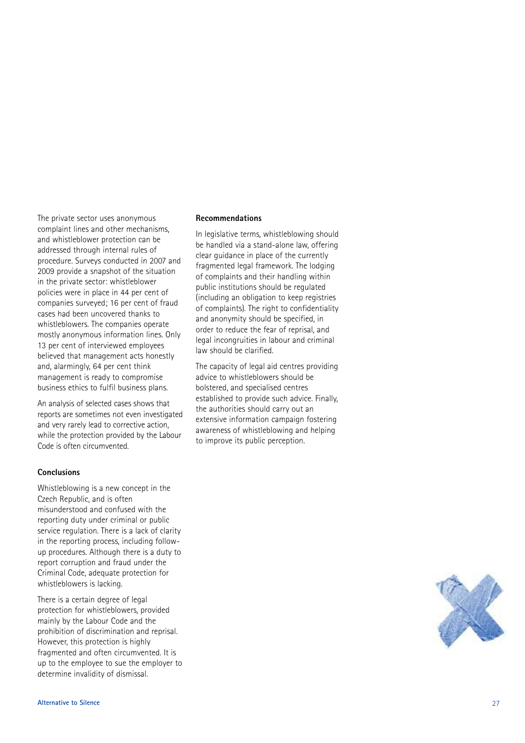The private sector uses anonymous complaint lines and other mechanisms, and whistleblower protection can be addressed through internal rules of procedure. Surveys conducted in 2007 and 2009 provide a snapshot of the situation in the private sector: whistleblower policies were in place in 44 per cent of companies surveyed; 16 per cent of fraud cases had been uncovered thanks to whistleblowers. The companies operate mostly anonymous information lines. Only 13 per cent of interviewed employees believed that management acts honestly and, alarmingly, 64 per cent think management is ready to compromise business ethics to fulfil business plans.

An analysis of selected cases shows that reports are sometimes not even investigated and very rarely lead to corrective action, while the protection provided by the Labour Code is often circumvented.

**Conclusions**

Whistleblowing is a new concept in the Czech Republic, and is often misunderstood and confused with the reporting duty under criminal or public service regulation. There is a lack of clarity in the reporting process, including follow-up procedures. Although there is a duty to report corruption and fraud under the Criminal Code, adequate protection for whistleblowers is lacking.

There is a certain degree of legal protection for whistleblowers, provided mainly by the Labour Code and the prohibition of discrimination and reprisal. However, this protection is highly fragmented and often circumvented. It is up to the employee to sue the employer to determine invalidity of dismissal.

**Recommendations**

In legislative terms, whistleblowing should be handled via a stand-alone law, offering clear guidance in place of the currently fragmented legal framework. The lodging of complaints and their handling within public institutions should be regulated (including an obligation to keep registries of complaints). The right to confidentiality and anonymity should be specified, in order to reduce the fear of reprisal, and legal incongruities in labour and criminal law should be clarified.

The capacity of legal aid centres providing advice to whistleblowers should be bolstered, and specialised centres established to provide such advice. Finally, the authorities should carry out an extensive information campaign fostering awareness of whistleblowing and helping to improve its public perception.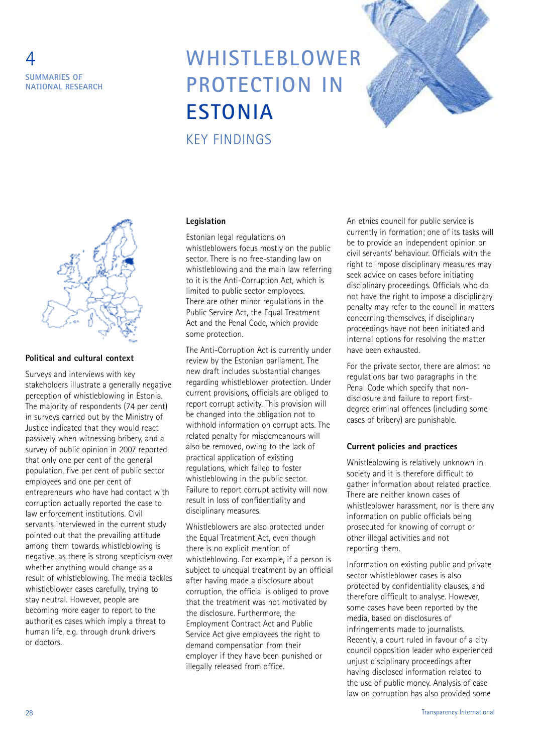4
SUMMARIES OF NATIONAL RESEARCH

# WHISTLEBLOWER PROTECTION IN ESTONIA

## KEY FINDINGS

### Political and cultural context

Surveys and interviews with key stakeholders illustrate a generally negative perception of whistleblowing in Estonia. The majority of respondents (74 per cent) in surveys carried out by the Ministry of Justice indicated that they would react passively when witnessing bribery, and a survey of public opinion in 2007 reported that only one per cent of the general population, five per cent of public sector employees and one per cent of entrepreneurs who have had contact with corruption actually reported the case to law enforcement institutions. Civil servants interviewed in the current study pointed out that the prevailing attitude among them towards whistleblowing is negative, as there is strong scepticism over whether anything would change as a result of whistleblowing. The media tackles whistleblower cases carefully, trying to stay neutral. However, people are becoming more eager to report to the authorities cases which imply a threat to human life, e.g. through drunk drivers or doctors.

### Legislation

Estonian legal regulations on whistleblowers focus mostly on the public sector. There is no free-standing law on whistleblowing and the main law referring to it is the Anti-Corruption Act, which is limited to public sector employees. There are other minor regulations in the Public Service Act, the Equal Treatment Act and the Penal Code, which provide some protection.

The Anti-Corruption Act is currently under review by the Estonian parliament. The new draft includes substantial changes regarding whistleblower protection. Under current provisions, officials are obliged to report corrupt activity. This provision will be changed into the obligation not to withhold information on corrupt acts. The related penalty for misdemeanours will also be removed, owing to the lack of practical application of existing regulations, which failed to foster whistleblowing in the public sector. Failure to report corrupt activity will now result in loss of confidentiality and disciplinary measures.

Whistleblowers are also protected under the Equal Treatment Act, even though there is no explicit mention of whistleblowing. For example, if a person is subject to unequal treatment by an official after having made a disclosure about corruption, the official is obliged to prove that the treatment was not motivated by the disclosure. Furthermore, the Employment Contract Act and Public Service Act give employees the right to demand compensation from their employer if they have been punished or illegally released from office.

An ethics council for public service is currently in formation; one of its tasks will be to provide an independent opinion on civil servants' behaviour. Officials with the right to impose disciplinary measures may seek advice on cases before initiating disciplinary proceedings. Officials who do not have the right to impose a disciplinary penalty may refer to the council in matters concerning themselves, if disciplinary proceedings have not been initiated and internal options for resolving the matter have been exhausted.

For the private sector, there are almost no regulations bar two paragraphs in the Penal Code which specify that non-disclosure and failure to report first-degree criminal offences (including some cases of bribery) are punishable.

### Current policies and practices

Whistleblowing is relatively unknown in society and it is therefore difficult to gather information about related practice. There are neither known cases of whistleblower harassment, nor is there any information on public officials being prosecuted for knowing of corrupt or other illegal activities and not reporting them.

Information on existing public and private sector whistleblower cases is also protected by confidentiality clauses, and therefore difficult to analyse. However, some cases have been reported by the media, based on disclosures of infringements made to journalists. Recently, a court ruled in favour of a city council opposition leader who experienced unjust disciplinary proceedings after having disclosed information related to the use of public money. Analysis of case law on corruption has also provided some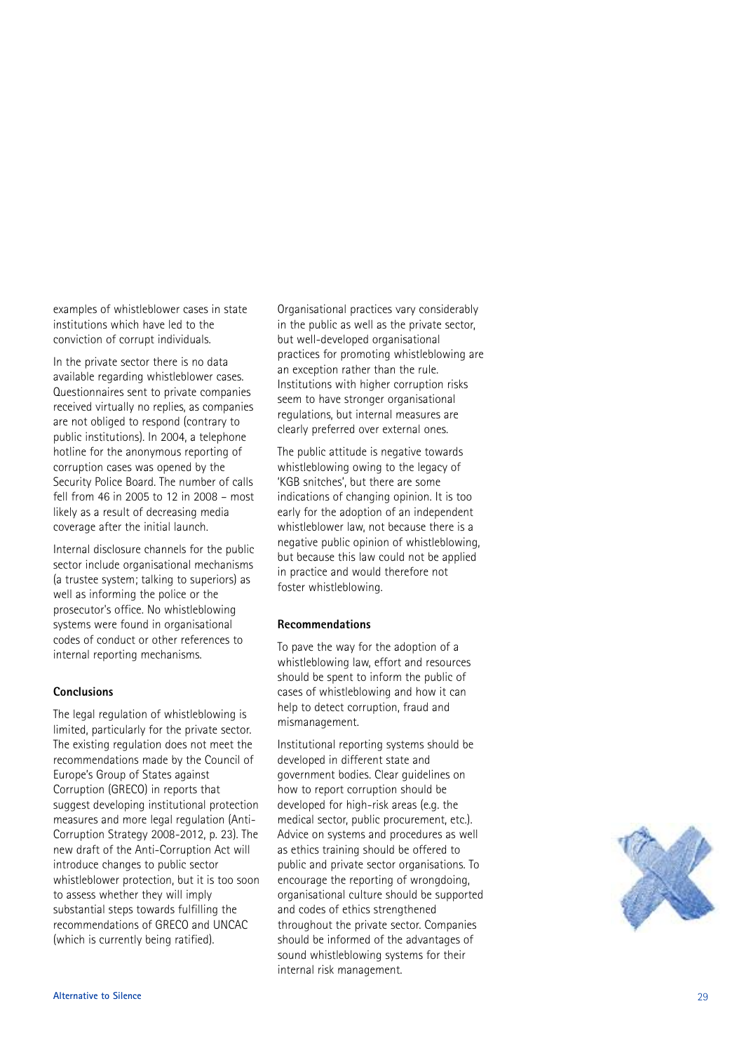examples of whistleblower cases in state institutions which have led to the conviction of corrupt individuals.

In the private sector there is no data available regarding whistleblower cases. Questionnaires sent to private companies received virtually no replies, as companies are not obliged to respond (contrary to public institutions). In 2004, a telephone hotline for the anonymous reporting of corruption cases was opened by the Security Police Board. The number of calls fell from 46 in 2005 to 12 in 2008 – most likely as a result of decreasing media coverage after the initial launch.

Internal disclosure channels for the public sector include organisational mechanisms (a trustee system; talking to superiors) as well as informing the police or the prosecutor's office. No whistleblowing systems were found in organisational codes of conduct or other references to internal reporting mechanisms.

### Conclusions

The legal regulation of whistleblowing is limited, particularly for the private sector. The existing regulation does not meet the recommendations made by the Council of Europe's Group of States against Corruption (GRECO) in reports that suggest developing institutional protection measures and more legal regulation (Anti-Corruption Strategy 2008-2012, p. 23). The new draft of the Anti-Corruption Act will introduce changes to public sector whistleblower protection, but it is too soon to assess whether they will imply substantial steps towards fulfilling the recommendations of GRECO and UNCAC (which is currently being ratified).

Organisational practices vary considerably in the public as well as the private sector, but well-developed organisational practices for promoting whistleblowing are an exception rather than the rule. Institutions with higher corruption risks seem to have stronger organisational regulations, but internal measures are clearly preferred over external ones.

The public attitude is negative towards whistleblowing owing to the legacy of 'KGB snitches', but there are some indications of changing opinion. It is too early for the adoption of an independent whistleblower law, not because there is a negative public opinion of whistleblowing, but because this law could not be applied in practice and would therefore not foster whistleblowing.

### Recommendations

To pave the way for the adoption of a whistleblowing law, effort and resources should be spent to inform the public of cases of whistleblowing and how it can help to detect corruption, fraud and mismanagement.

Institutional reporting systems should be developed in different state and government bodies. Clear guidelines on how to report corruption should be developed for high-risk areas (e.g. the medical sector, public procurement, etc.). Advice on systems and procedures as well as ethics training should be offered to public and private sector organisations. To encourage the reporting of wrongdoing, organisational culture should be supported and codes of ethics strengthened throughout the private sector. Companies should be informed of the advantages of sound whistleblowing systems for their internal risk management.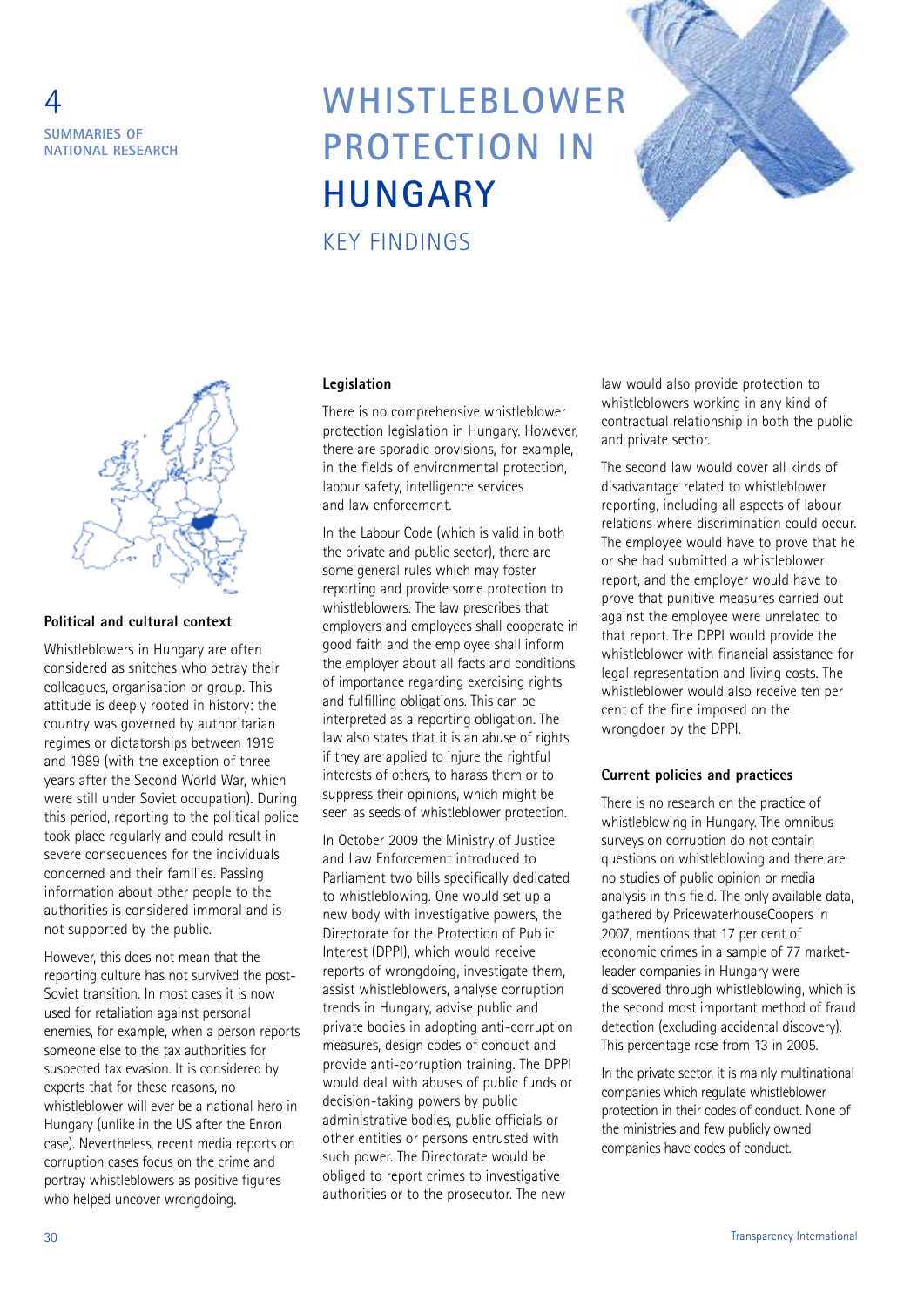4
**SUMMARIES OF NATIONAL RESEARCH**

# WHISTLEBLOWER PROTECTION IN HUNGARY

## KEY FINDINGS

### Political and cultural context

Whistleblowers in Hungary are often considered as snitches who betray their colleagues, organisation or group. This attitude is deeply rooted in history: the country was governed by authoritarian regimes or dictatorships between 1919 and 1989 (with the exception of three years after the Second World War, which were still under Soviet occupation). During this period, reporting to the political police took place regularly and could result in severe consequences for the individuals concerned and their families. Passing information about other people to the authorities is considered immoral and is not supported by the public.

However, this does not mean that the reporting culture has not survived the post-Soviet transition. In most cases it is now used for retaliation against personal enemies, for example, when a person reports someone else to the tax authorities for suspected tax evasion. It is considered by experts that for these reasons, no whistleblower will ever be a national hero in Hungary (unlike in the US after the Enron case). Nevertheless, recent media reports on corruption cases focus on the crime and portray whistleblowers as positive figures who helped uncover wrongdoing.

### Legislation

There is no comprehensive whistleblower protection legislation in Hungary. However, there are sporadic provisions, for example, in the fields of environmental protection, labour safety, intelligence services and law enforcement.

In the Labour Code (which is valid in both the private and public sector), there are some general rules which may foster reporting and provide some protection to whistleblowers. The law prescribes that employers and employees shall cooperate in good faith and the employee shall inform the employer about all facts and conditions of importance regarding exercising rights and fulfilling obligations. This can be interpreted as a reporting obligation. The law also states that it is an abuse of rights if they are applied to injure the rightful interests of others, to harass them or to suppress their opinions, which might be seen as seeds of whistleblower protection.

In October 2009 the Ministry of Justice and Law Enforcement introduced to Parliament two bills specifically dedicated to whistleblowing. One would set up a new body with investigative powers, the Directorate for the Protection of Public Interest (DPPI), which would receive reports of wrongdoing, investigate them, assist whistleblowers, analyse corruption trends in Hungary, advise public and private bodies in adopting anti-corruption measures, design codes of conduct and provide anti-corruption training. The DPPI would deal with abuses of public funds or decision-taking powers by public administrative bodies, public officials or other entities or persons entrusted with such power. The Directorate would be obliged to report crimes to investigative authorities or to the prosecutor. The new law would also provide protection to whistleblowers working in any kind of contractual relationship in both the public and private sector.

The second law would cover all kinds of disadvantage related to whistleblower reporting, including all aspects of labour relations where discrimination could occur. The employee would have to prove that he or she had submitted a whistleblower report, and the employer would have to prove that punitive measures carried out against the employee were unrelated to that report. The DPPI would provide the whistleblower with financial assistance for legal representation and living costs. The whistleblower would also receive ten per cent of the fine imposed on the wrongdoer by the DPPI.

### Current policies and practices

There is no research on the practice of whistleblowing in Hungary. The omnibus surveys on corruption do not contain questions on whistleblowing and there are no studies of public opinion or media analysis in this field. The only available data, gathered by PricewaterhouseCoopers in 2007, mentions that 17 per cent of economic crimes in a sample of 77 market-leader companies in Hungary were discovered through whistleblowing, which is the second most important method of fraud detection (excluding accidental discovery). This percentage rose from 13 in 2005.

In the private sector, it is mainly multinational companies which regulate whistleblower protection in their codes of conduct. None of the ministries and few publicly owned companies have codes of conduct.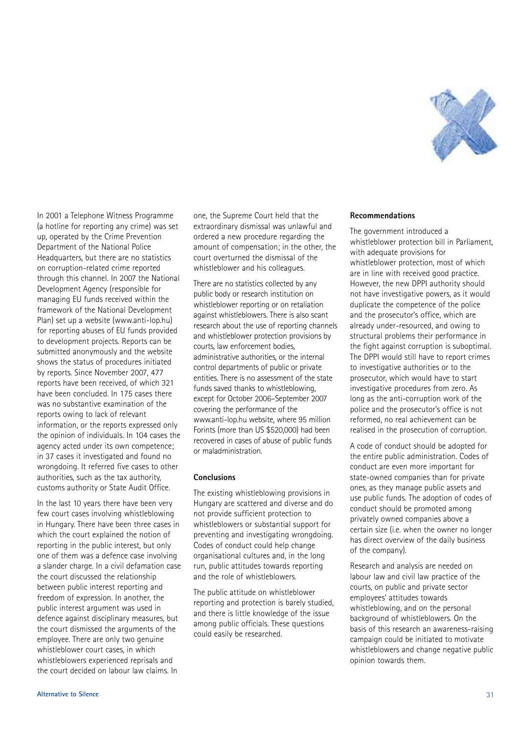In 2001 a Telephone Witness Programme (a hotline for reporting any crime) was set up, operated by the Crime Prevention Department of the National Police Headquarters, but there are no statistics on corruption-related crime reported through this channel. In 2007 the National Development Agency (responsible for managing EU funds received within the framework of the National Development Plan) set up a website (www.anti-lop.hu) for reporting abuses of EU funds provided to development projects. Reports can be submitted anonymously and the website shows the status of procedures initiated by reports. Since November 2007, 477 reports have been received, of which 321 have been concluded. In 175 cases there was no substantive examination of the reports owing to lack of relevant information, or the reports expressed only the opinion of individuals. In 104 cases the agency acted under its own competence; in 37 cases it investigated and found no wrongdoing. It referred five cases to other authorities, such as the tax authority, customs authority or State Audit Office.

In the last 10 years there have been very few court cases involving whistleblowing in Hungary. There have been three cases in which the court explained the notion of reporting in the public interest, but only one of them was a defence case involving a slander charge. In a civil defamation case the court discussed the relationship between public interest reporting and freedom of expression. In another, the public interest argument was used in defence against disciplinary measures, but the court dismissed the arguments of the employee. There are only two genuine whistleblower court cases, in which whistleblowers experienced reprisals and the court decided on labour law claims. In one, the Supreme Court held that the extraordinary dismissal was unlawful and ordered a new procedure regarding the amount of compensation; in the other, the court overturned the dismissal of the whistleblower and his colleagues.

There are no statistics collected by any public body or research institution on whistleblower reporting or on retaliation against whistleblowers. There is also scant research about the use of reporting channels and whistleblower protection provisions by courts, law enforcement bodies, administrative authorities, or the internal control departments of public or private entities. There is no assessment of the state funds saved thanks to whistleblowing, except for October 2006–September 2007 covering the performance of the www.anti-lop.hu website, where 95 million Forints (more than US $520,000) had been recovered in cases of abuse of public funds or maladministration.

## Conclusions

The existing whistleblowing provisions in Hungary are scattered and diverse and do not provide sufficient protection to whistleblowers or substantial support for preventing and investigating wrongdoing. Codes of conduct could help change organisational cultures and, in the long run, public attitudes towards reporting and the role of whistleblowers.

The public attitude on whistleblower reporting and protection is barely studied, and there is little knowledge of the issue among public officials. These questions could easily be researched.

## Recommendations

The government introduced a whistleblower protection bill in Parliament, with adequate provisions for whistleblower protection, most of which are in line with received good practice. However, the new DPPI authority should not have investigative powers, as it would duplicate the competence of the police and the prosecutor's office, which are already under-resourced, and owing to structural problems their performance in the fight against corruption is suboptimal. The DPPI would still have to report crimes to investigative authorities or to the prosecutor, which would have to start investigative procedures from zero. As long as the anti-corruption work of the police and the prosecutor's office is not reformed, no real achievement can be realised in the prosecution of corruption.

A code of conduct should be adopted for the entire public administration. Codes of conduct are even more important for state-owned companies than for private ones, as they manage public assets and use public funds. The adoption of codes of conduct should be promoted among privately owned companies above a certain size (i.e. when the owner no longer has direct overview of the daily business of the company).

Research and analysis are needed on labour law and civil law practice of the courts, on public and private sector employees' attitudes towards whistleblowing, and on the personal background of whistleblowers. On the basis of this research an awareness-raising campaign could be initiated to motivate whistleblowers and change negative public opinion towards them.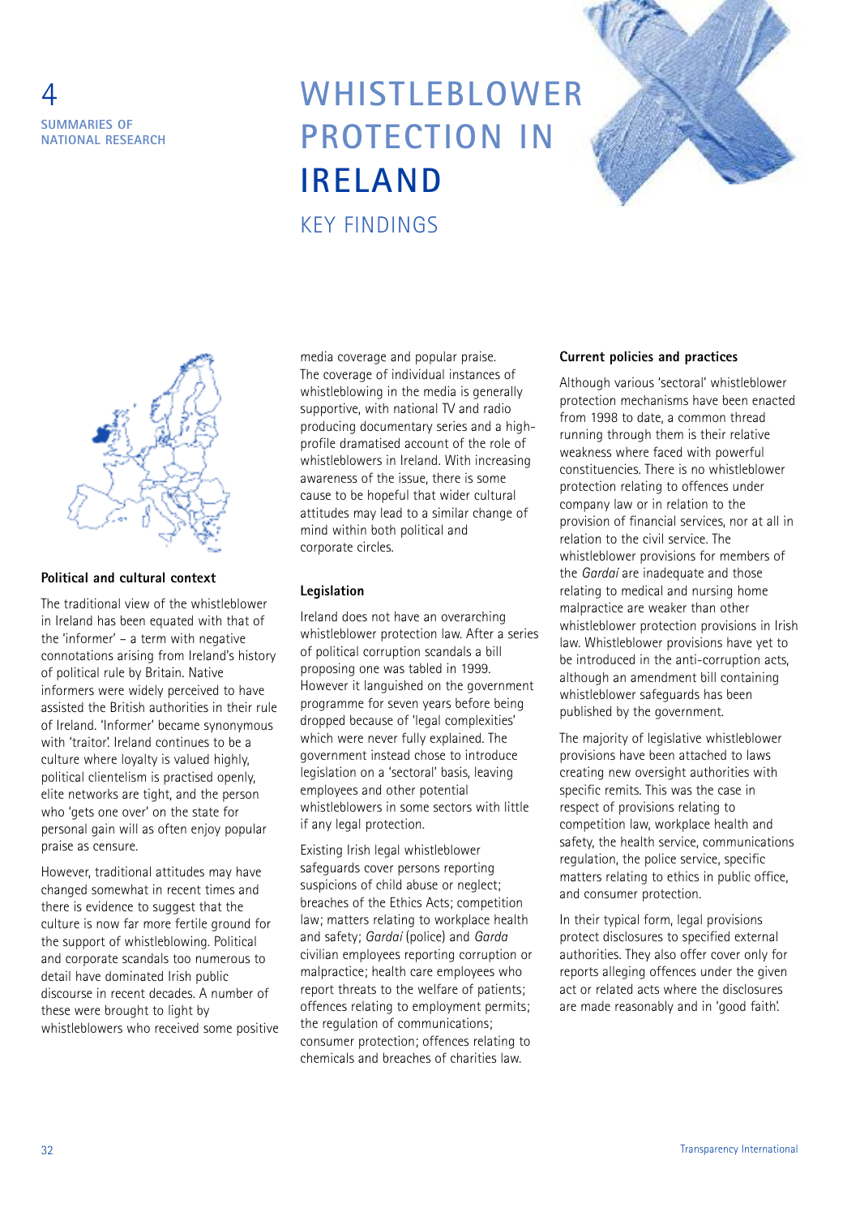4 SUMMARIES OF NATIONAL RESEARCH

# WHISTLEBLOWER PROTECTION IN IRELAND

## KEY FINDINGS

### Political and cultural context

The traditional view of the whistleblower in Ireland has been equated with that of the 'informer' – a term with negative connotations arising from Ireland's history of political rule by Britain. Native informers were widely perceived to have assisted the British authorities in their rule of Ireland. 'Informer' became synonymous with 'traitor'. Ireland continues to be a culture where loyalty is valued highly, political clientelism is practised openly, elite networks are tight, and the person who 'gets one over' on the state for personal gain will as often enjoy popular praise as censure.

However, traditional attitudes may have changed somewhat in recent times and there is evidence to suggest that the culture is now far more fertile ground for the support of whistleblowing. Political and corporate scandals too numerous to detail have dominated Irish public discourse in recent decades. A number of these were brought to light by whistleblowers who received some positive media coverage and popular praise. The coverage of individual instances of whistleblowing in the media is generally supportive, with national TV and radio producing documentary series and a high-profile dramatised account of the role of whistleblowers in Ireland. With increasing awareness of the issue, there is some cause to be hopeful that wider cultural attitudes may lead to a similar change of mind within both political and corporate circles.

### Legislation

Ireland does not have an overarching whistleblower protection law. After a series of political corruption scandals a bill proposing one was tabled in 1999. However it languished on the government programme for seven years before being dropped because of 'legal complexities' which were never fully explained. The government instead chose to introduce legislation on a 'sectoral' basis, leaving employees and other potential whistleblowers in some sectors with little if any legal protection.

Existing Irish legal whistleblower safeguards cover persons reporting suspicions of child abuse or neglect; breaches of the Ethics Acts; competition law; matters relating to workplace health and safety; *Gardaí* (police) and *Garda* civilian employees reporting corruption or malpractice; health care employees who report threats to the welfare of patients; offences relating to employment permits; the regulation of communications; consumer protection; offences relating to chemicals and breaches of charities law.

### Current policies and practices

Although various 'sectoral' whistleblower protection mechanisms have been enacted from 1998 to date, a common thread running through them is their relative weakness where faced with powerful constituencies. There is no whistleblower protection relating to offences under company law or in relation to the provision of financial services, nor at all in relation to the civil service. The whistleblower provisions for members of the *Gardaí* are inadequate and those relating to medical and nursing home malpractice are weaker than other whistleblower protection provisions in Irish law. Whistleblower provisions have yet to be introduced in the anti-corruption acts, although an amendment bill containing whistleblower safeguards has been published by the government.

The majority of legislative whistleblower provisions have been attached to laws creating new oversight authorities with specific remits. This was the case in respect of provisions relating to competition law, workplace health and safety, the health service, communications regulation, the police service, specific matters relating to ethics in public office, and consumer protection.

In their typical form, legal provisions protect disclosures to specified external authorities. They also offer cover only for reports alleging offences under the given act or related acts where the disclosures are made reasonably and in 'good faith'.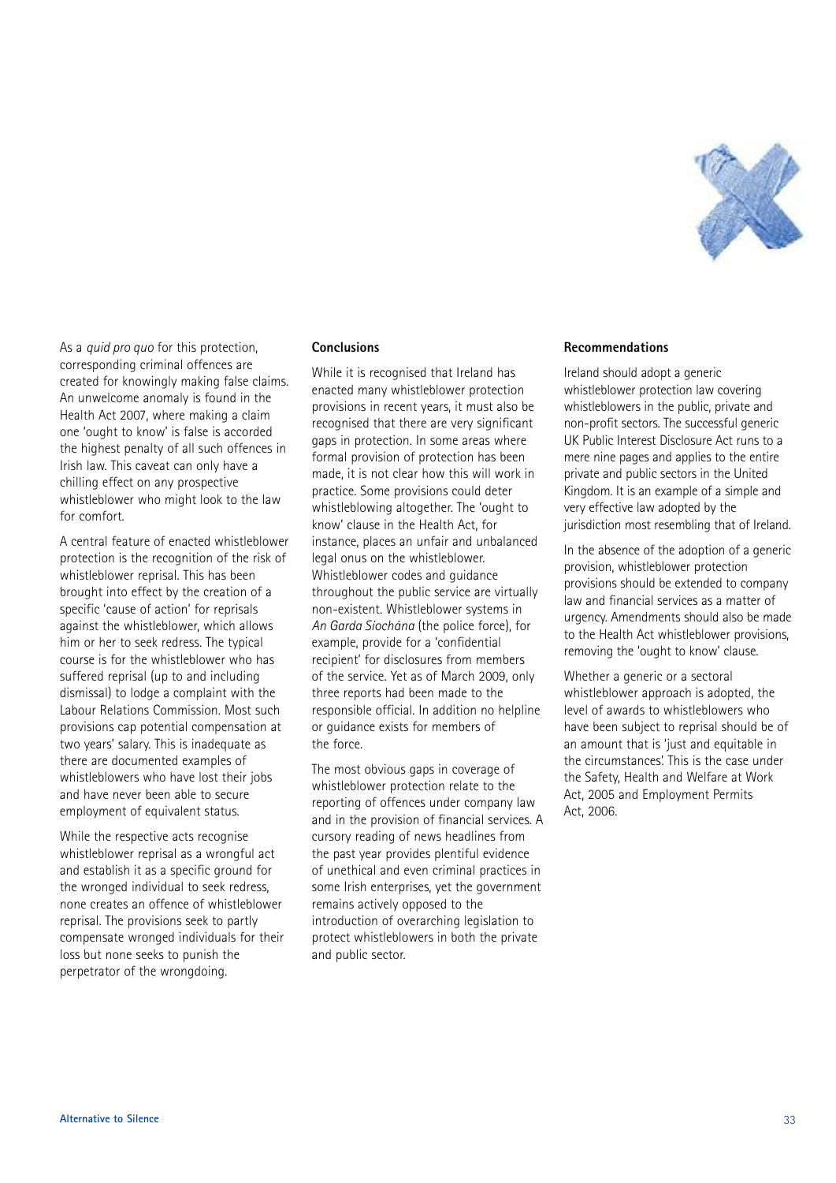As a *quid pro quo* for this protection, corresponding criminal offences are created for knowingly making false claims. An unwelcome anomaly is found in the Health Act 2007, where making a claim one 'ought to know' is false is accorded the highest penalty of all such offences in Irish law. This caveat can only have a chilling effect on any prospective whistleblower who might look to the law for comfort.

A central feature of enacted whistleblower protection is the recognition of the risk of whistleblower reprisal. This has been brought into effect by the creation of a specific 'cause of action' for reprisals against the whistleblower, which allows him or her to seek redress. The typical course is for the whistleblower who has suffered reprisal (up to and including dismissal) to lodge a complaint with the Labour Relations Commission. Most such provisions cap potential compensation at two years' salary. This is inadequate as there are documented examples of whistleblowers who have lost their jobs and have never been able to secure employment of equivalent status.

While the respective acts recognise whistleblower reprisal as a wrongful act and establish it as a specific ground for the wronged individual to seek redress, none creates an offence of whistleblower reprisal. The provisions seek to partly compensate wronged individuals for their loss but none seeks to punish the perpetrator of the wrongdoing.

**Conclusions**

While it is recognised that Ireland has enacted many whistleblower protection provisions in recent years, it must also be recognised that there are very significant gaps in protection. In some areas where formal provision of protection has been made, it is not clear how this will work in practice. Some provisions could deter whistleblowing altogether. The 'ought to know' clause in the Health Act, for instance, places an unfair and unbalanced legal onus on the whistleblower. Whistleblower codes and guidance throughout the public service are virtually non-existent. Whistleblower systems in *An Garda Síochána* (the police force), for example, provide for a 'confidential recipient' for disclosures from members of the service. Yet as of March 2009, only three reports had been made to the responsible official. In addition no helpline or guidance exists for members of the force.

The most obvious gaps in coverage of whistleblower protection relate to the reporting of offences under company law and in the provision of financial services. A cursory reading of news headlines from the past year provides plentiful evidence of unethical and even criminal practices in some Irish enterprises, yet the government remains actively opposed to the introduction of overarching legislation to protect whistleblowers in both the private and public sector.

**Recommendations**

Ireland should adopt a generic whistleblower protection law covering whistleblowers in the public, private and non-profit sectors. The successful generic UK Public Interest Disclosure Act runs to a mere nine pages and applies to the entire private and public sectors in the United Kingdom. It is an example of a simple and very effective law adopted by the jurisdiction most resembling that of Ireland.

In the absence of the adoption of a generic provision, whistleblower protection provisions should be extended to company law and financial services as a matter of urgency. Amendments should also be made to the Health Act whistleblower provisions, removing the 'ought to know' clause.

Whether a generic or a sectoral whistleblower approach is adopted, the level of awards to whistleblowers who have been subject to reprisal should be of an amount that is 'just and equitable in the circumstances'. This is the case under the Safety, Health and Welfare at Work Act, 2005 and Employment Permits Act, 2006.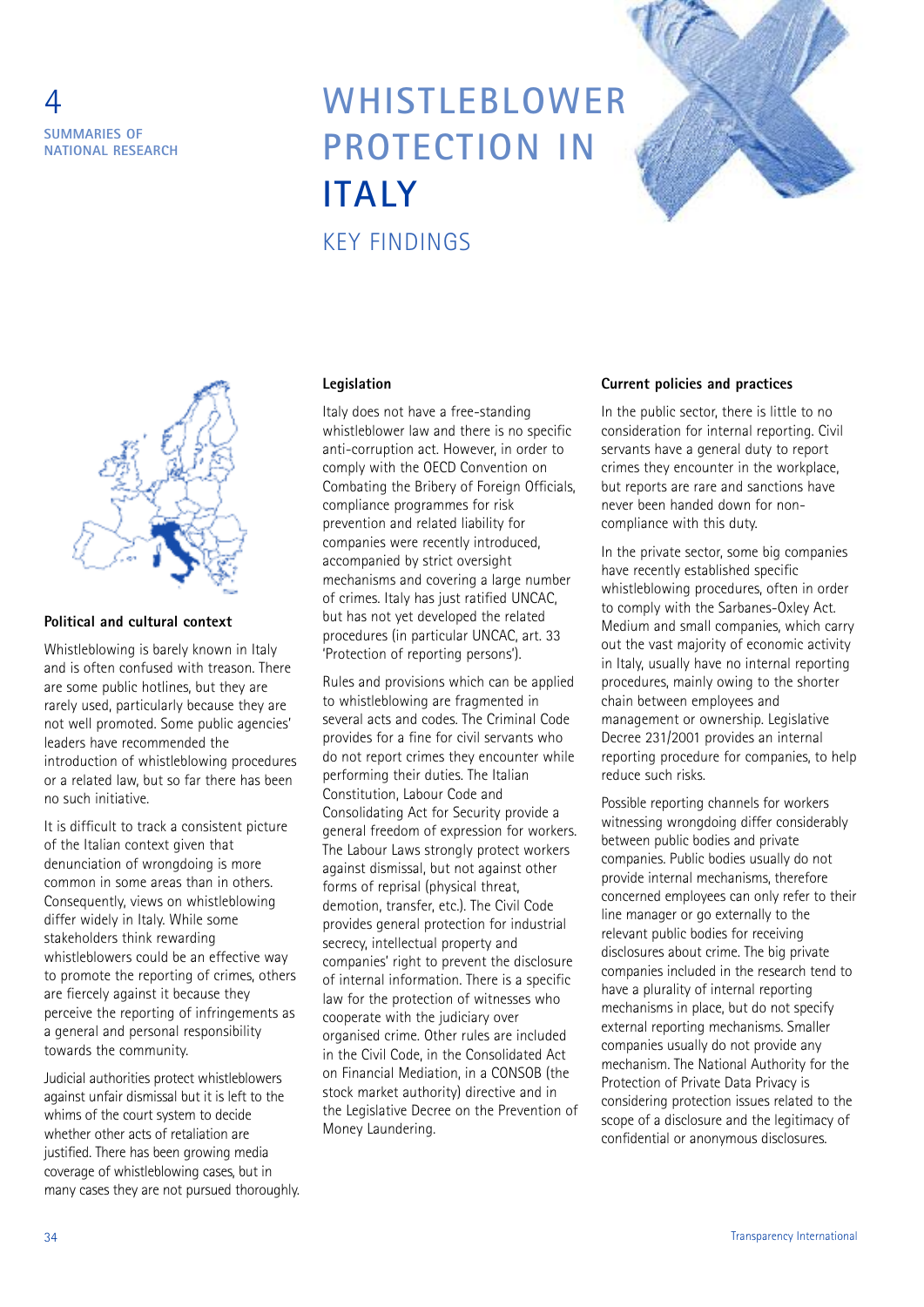4

**SUMMARIES OF NATIONAL RESEARCH**

# WHISTLEBLOWER PROTECTION IN ITALY

## KEY FINDINGS

### Political and cultural context

Whistleblowing is barely known in Italy and is often confused with treason. There are some public hotlines, but they are rarely used, particularly because they are not well promoted. Some public agencies' leaders have recommended the introduction of whistleblowing procedures or a related law, but so far there has been no such initiative.

It is difficult to track a consistent picture of the Italian context given that denunciation of wrongdoing is more common in some areas than in others. Consequently, views on whistleblowing differ widely in Italy. While some stakeholders think rewarding whistleblowers could be an effective way to promote the reporting of crimes, others are fiercely against it because they perceive the reporting of infringements as a general and personal responsibility towards the community.

Judicial authorities protect whistleblowers against unfair dismissal but it is left to the whims of the court system to decide whether other acts of retaliation are justified. There has been growing media coverage of whistleblowing cases, but in many cases they are not pursued thoroughly.

### Legislation

Italy does not have a free-standing whistleblower law and there is no specific anti-corruption act. However, in order to comply with the OECD Convention on Combating the Bribery of Foreign Officials, compliance programmes for risk prevention and related liability for companies were recently introduced, accompanied by strict oversight mechanisms and covering a large number of crimes. Italy has just ratified UNCAC, but has not yet developed the related procedures (in particular UNCAC, art. 33 'Protection of reporting persons').

Rules and provisions which can be applied to whistleblowing are fragmented in several acts and codes. The Criminal Code provides for a fine for civil servants who do not report crimes they encounter while performing their duties. The Italian Constitution, Labour Code and Consolidating Act for Security provide a general freedom of expression for workers. The Labour Laws strongly protect workers against dismissal, but not against other forms of reprisal (physical threat, demotion, transfer, etc.). The Civil Code provides general protection for industrial secrecy, intellectual property and companies' right to prevent the disclosure of internal information. There is a specific law for the protection of witnesses who cooperate with the judiciary over organised crime. Other rules are included in the Civil Code, in the Consolidated Act on Financial Mediation, in a CONSOB (the stock market authority) directive and in the Legislative Decree on the Prevention of Money Laundering.

### Current policies and practices

In the public sector, there is little to no consideration for internal reporting. Civil servants have a general duty to report crimes they encounter in the workplace, but reports are rare and sanctions have never been handed down for non-compliance with this duty.

In the private sector, some big companies have recently established specific whistleblowing procedures, often in order to comply with the Sarbanes-Oxley Act. Medium and small companies, which carry out the vast majority of economic activity in Italy, usually have no internal reporting procedures, mainly owing to the shorter chain between employees and management or ownership. Legislative Decree 231/2001 provides an internal reporting procedure for companies, to help reduce such risks.

Possible reporting channels for workers witnessing wrongdoing differ considerably between public bodies and private companies. Public bodies usually do not provide internal mechanisms, therefore concerned employees can only refer to their line manager or go externally to the relevant public bodies for receiving disclosures about crime. The big private companies included in the research tend to have a plurality of internal reporting mechanisms in place, but do not specify external reporting mechanisms. Smaller companies usually do not provide any mechanism. The National Authority for the Protection of Private Data Privacy is considering protection issues related to the scope of a disclosure and the legitimacy of confidential or anonymous disclosures.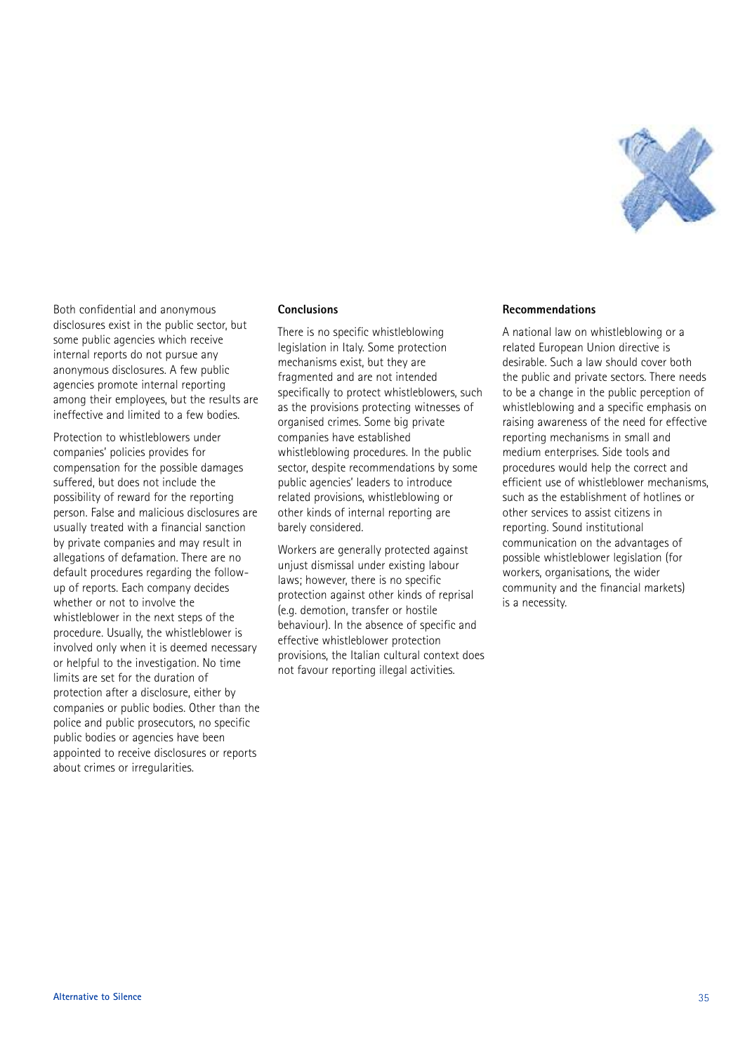Both confidential and anonymous disclosures exist in the public sector, but some public agencies which receive internal reports do not pursue any anonymous disclosures. A few public agencies promote internal reporting among their employees, but the results are ineffective and limited to a few bodies.

Protection to whistleblowers under companies' policies provides for compensation for the possible damages suffered, but does not include the possibility of reward for the reporting person. False and malicious disclosures are usually treated with a financial sanction by private companies and may result in allegations of defamation. There are no default procedures regarding the follow-up of reports. Each company decides whether or not to involve the whistleblower in the next steps of the procedure. Usually, the whistleblower is involved only when it is deemed necessary or helpful to the investigation. No time limits are set for the duration of protection after a disclosure, either by companies or public bodies. Other than the police and public prosecutors, no specific public bodies or agencies have been appointed to receive disclosures or reports about crimes or irregularities.

**Conclusions**

There is no specific whistleblowing legislation in Italy. Some protection mechanisms exist, but they are fragmented and are not intended specifically to protect whistleblowers, such as the provisions protecting witnesses of organised crimes. Some big private companies have established whistleblowing procedures. In the public sector, despite recommendations by some public agencies' leaders to introduce related provisions, whistleblowing or other kinds of internal reporting are barely considered.

Workers are generally protected against unjust dismissal under existing labour laws; however, there is no specific protection against other kinds of reprisal (e.g. demotion, transfer or hostile behaviour). In the absence of specific and effective whistleblower protection provisions, the Italian cultural context does not favour reporting illegal activities.

**Recommendations**

A national law on whistleblowing or a related European Union directive is desirable. Such a law should cover both the public and private sectors. There needs to be a change in the public perception of whistleblowing and a specific emphasis on raising awareness of the need for effective reporting mechanisms in small and medium enterprises. Side tools and procedures would help the correct and efficient use of whistleblower mechanisms, such as the establishment of hotlines or other services to assist citizens in reporting. Sound institutional communication on the advantages of possible whistleblower legislation (for workers, organisations, the wider community and the financial markets) is a necessity.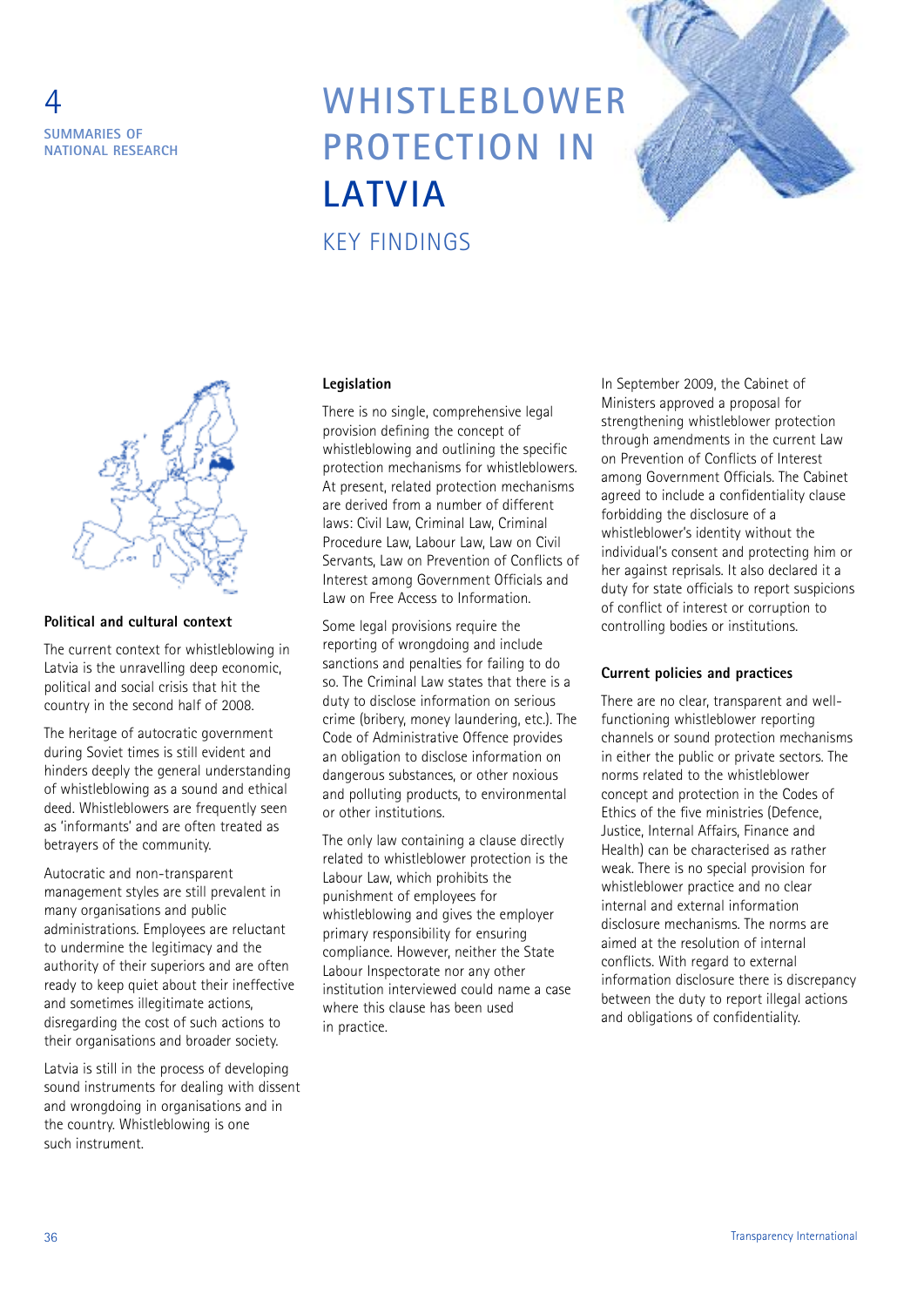4 SUMMARIES OF NATIONAL RESEARCH

# WHISTLEBLOWER PROTECTION IN LATVIA

## KEY FINDINGS

### Political and cultural context

The current context for whistleblowing in Latvia is the unravelling deep economic, political and social crisis that hit the country in the second half of 2008.

The heritage of autocratic government during Soviet times is still evident and hinders deeply the general understanding of whistleblowing as a sound and ethical deed. Whistleblowers are frequently seen as 'informants' and are often treated as betrayers of the community.

Autocratic and non-transparent management styles are still prevalent in many organisations and public administrations. Employees are reluctant to undermine the legitimacy and the authority of their superiors and are often ready to keep quiet about their ineffective and sometimes illegitimate actions, disregarding the cost of such actions to their organisations and broader society.

Latvia is still in the process of developing sound instruments for dealing with dissent and wrongdoing in organisations and in the country. Whistleblowing is one such instrument.

### Legislation

There is no single, comprehensive legal provision defining the concept of whistleblowing and outlining the specific protection mechanisms for whistleblowers. At present, related protection mechanisms are derived from a number of different laws: Civil Law, Criminal Law, Criminal Procedure Law, Labour Law, Law on Civil Servants, Law on Prevention of Conflicts of Interest among Government Officials and Law on Free Access to Information.

Some legal provisions require the reporting of wrongdoing and include sanctions and penalties for failing to do so. The Criminal Law states that there is a duty to disclose information on serious crime (bribery, money laundering, etc.). The Code of Administrative Offence provides an obligation to disclose information on dangerous substances, or other noxious and polluting products, to environmental or other institutions.

The only law containing a clause directly related to whistleblower protection is the Labour Law, which prohibits the punishment of employees for whistleblowing and gives the employer primary responsibility for ensuring compliance. However, neither the State Labour Inspectorate nor any other institution interviewed could name a case where this clause has been used in practice.

In September 2009, the Cabinet of Ministers approved a proposal for strengthening whistleblower protection through amendments in the current Law on Prevention of Conflicts of Interest among Government Officials. The Cabinet agreed to include a confidentiality clause forbidding the disclosure of a whistleblower's identity without the individual's consent and protecting him or her against reprisals. It also declared it a duty for state officials to report suspicions of conflict of interest or corruption to controlling bodies or institutions.

### Current policies and practices

There are no clear, transparent and well-functioning whistleblower reporting channels or sound protection mechanisms in either the public or private sectors. The norms related to the whistleblower concept and protection in the Codes of Ethics of the five ministries (Defence, Justice, Internal Affairs, Finance and Health) can be characterised as rather weak. There is no special provision for whistleblower practice and no clear internal and external information disclosure mechanisms. The norms are aimed at the resolution of internal conflicts. With regard to external information disclosure there is discrepancy between the duty to report illegal actions and obligations of confidentiality.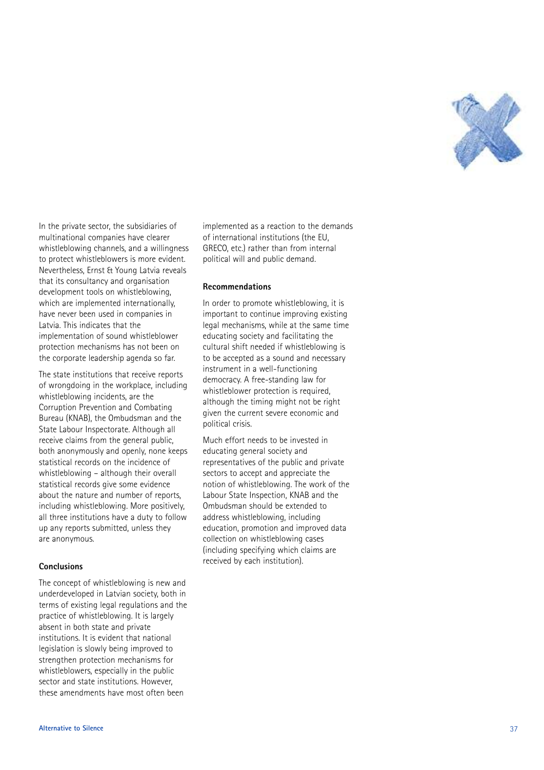In the private sector, the subsidiaries of multinational companies have clearer whistleblowing channels, and a willingness to protect whistleblowers is more evident. Nevertheless, Ernst & Young Latvia reveals that its consultancy and organisation development tools on whistleblowing, which are implemented internationally, have never been used in companies in Latvia. This indicates that the implementation of sound whistleblower protection mechanisms has not been on the corporate leadership agenda so far.

The state institutions that receive reports of wrongdoing in the workplace, including whistleblowing incidents, are the Corruption Prevention and Combating Bureau (KNAB), the Ombudsman and the State Labour Inspectorate. Although all receive claims from the general public, both anonymously and openly, none keeps statistical records on the incidence of whistleblowing – although their overall statistical records give some evidence about the nature and number of reports, including whistleblowing. More positively, all three institutions have a duty to follow up any reports submitted, unless they are anonymous.

### Conclusions

The concept of whistleblowing is new and underdeveloped in Latvian society, both in terms of existing legal regulations and the practice of whistleblowing. It is largely absent in both state and private institutions. It is evident that national legislation is slowly being improved to strengthen protection mechanisms for whistleblowers, especially in the public sector and state institutions. However, these amendments have most often been implemented as a reaction to the demands of international institutions (the EU, GRECO, etc.) rather than from internal political will and public demand.

### Recommendations

In order to promote whistleblowing, it is important to continue improving existing legal mechanisms, while at the same time educating society and facilitating the cultural shift needed if whistleblowing is to be accepted as a sound and necessary instrument in a well-functioning democracy. A free-standing law for whistleblower protection is required, although the timing might not be right given the current severe economic and political crisis.

Much effort needs to be invested in educating general society and representatives of the public and private sectors to accept and appreciate the notion of whistleblowing. The work of the Labour State Inspection, KNAB and the Ombudsman should be extended to address whistleblowing, including education, promotion and improved data collection on whistleblowing cases (including specifying which claims are received by each institution).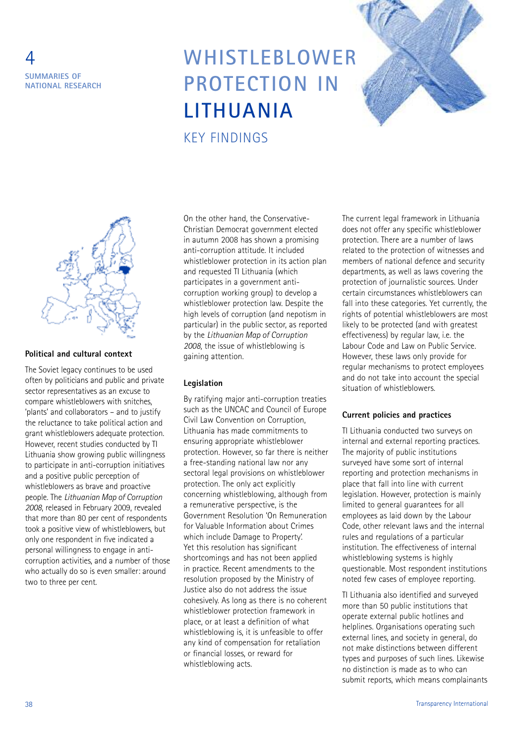4
SUMMARIES OF NATIONAL RESEARCH

# WHISTLEBLOWER PROTECTION IN LITHUANIA

## KEY FINDINGS

### Political and cultural context

The Soviet legacy continues to be used often by politicians and public and private sector representatives as an excuse to compare whistleblowers with snitches, 'plants' and collaborators – and to justify the reluctance to take political action and grant whistleblowers adequate protection. However, recent studies conducted by TI Lithuania show growing public willingness to participate in anti-corruption initiatives and a positive public perception of whistleblowers as brave and proactive people. The *Lithuanian Map of Corruption 2008*, released in February 2009, revealed that more than 80 per cent of respondents took a positive view of whistleblowers, but only one respondent in five indicated a personal willingness to engage in anti-corruption activities, and a number of those who actually do so is even smaller: around two to three per cent.

On the other hand, the Conservative-Christian Democrat government elected in autumn 2008 has shown a promising anti-corruption attitude. It included whistleblower protection in its action plan and requested TI Lithuania (which participates in a government anti-corruption working group) to develop a whistleblower protection law. Despite the high levels of corruption (and nepotism in particular) in the public sector, as reported by the *Lithuanian Map of Corruption 2008*, the issue of whistleblowing is gaining attention.

### Legislation

By ratifying major anti-corruption treaties such as the UNCAC and Council of Europe Civil Law Convention on Corruption, Lithuania has made commitments to ensuring appropriate whistleblower protection. However, so far there is neither a free-standing national law nor any sectoral legal provisions on whistleblower protection. The only act explicitly concerning whistleblowing, although from a remunerative perspective, is the Government Resolution 'On Remuneration for Valuable Information about Crimes which include Damage to Property'. Yet this resolution has significant shortcomings and has not been applied in practice. Recent amendments to the resolution proposed by the Ministry of Justice also do not address the issue cohesively. As long as there is no coherent whistleblower protection framework in place, or at least a definition of what whistleblowing is, it is unfeasible to offer any kind of compensation for retaliation or financial losses, or reward for whistleblowing acts.

The current legal framework in Lithuania does not offer any specific whistleblower protection. There are a number of laws related to the protection of witnesses and members of national defence and security departments, as well as laws covering the protection of journalistic sources. Under certain circumstances whistleblowers can fall into these categories. Yet currently, the rights of potential whistleblowers are most likely to be protected (and with greatest effectiveness) by regular law, i.e. the Labour Code and Law on Public Service. However, these laws only provide for regular mechanisms to protect employees and do not take into account the special situation of whistleblowers.

### Current policies and practices

TI Lithuania conducted two surveys on internal and external reporting practices. The majority of public institutions surveyed have some sort of internal reporting and protection mechanisms in place that fall into line with current legislation. However, protection is mainly limited to general guarantees for all employees as laid down by the Labour Code, other relevant laws and the internal rules and regulations of a particular institution. The effectiveness of internal whistleblowing systems is highly questionable. Most respondent institutions noted few cases of employee reporting.

TI Lithuania also identified and surveyed more than 50 public institutions that operate external public hotlines and helplines. Organisations operating such external lines, and society in general, do not make distinctions between different types and purposes of such lines. Likewise no distinction is made as to who can submit reports, which means complainants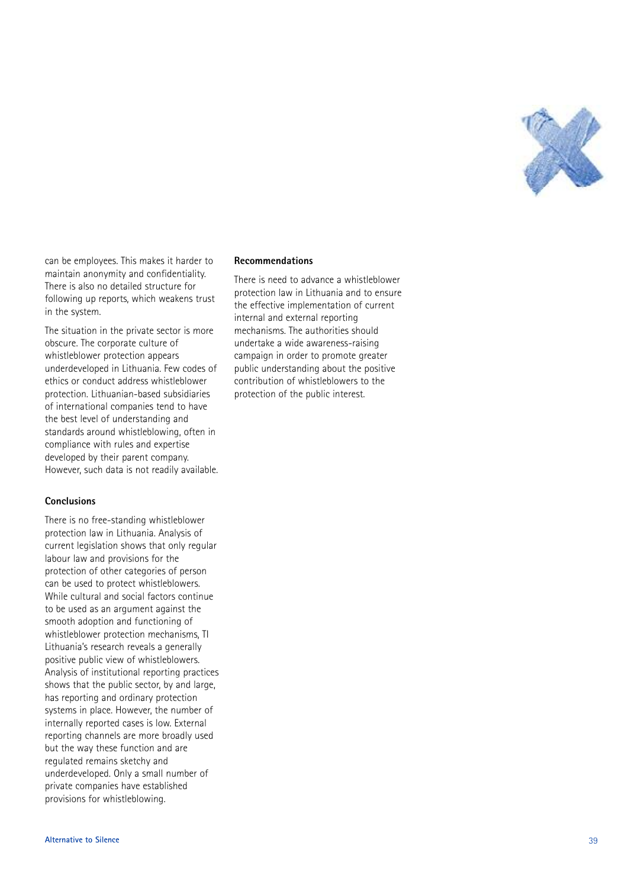can be employees. This makes it harder to maintain anonymity and confidentiality. There is also no detailed structure for following up reports, which weakens trust in the system.

The situation in the private sector is more obscure. The corporate culture of whistleblower protection appears underdeveloped in Lithuania. Few codes of ethics or conduct address whistleblower protection. Lithuanian-based subsidiaries of international companies tend to have the best level of understanding and standards around whistleblowing, often in compliance with rules and expertise developed by their parent company. However, such data is not readily available.

### Conclusions

There is no free-standing whistleblower protection law in Lithuania. Analysis of current legislation shows that only regular labour law and provisions for the protection of other categories of person can be used to protect whistleblowers. While cultural and social factors continue to be used as an argument against the smooth adoption and functioning of whistleblower protection mechanisms, TI Lithuania's research reveals a generally positive public view of whistleblowers. Analysis of institutional reporting practices shows that the public sector, by and large, has reporting and ordinary protection systems in place. However, the number of internally reported cases is low. External reporting channels are more broadly used but the way these function and are regulated remains sketchy and underdeveloped. Only a small number of private companies have established provisions for whistleblowing.

### Recommendations

There is need to advance a whistleblower protection law in Lithuania and to ensure the effective implementation of current internal and external reporting mechanisms. The authorities should undertake a wide awareness-raising campaign in order to promote greater public understanding about the positive contribution of whistleblowers to the protection of the public interest.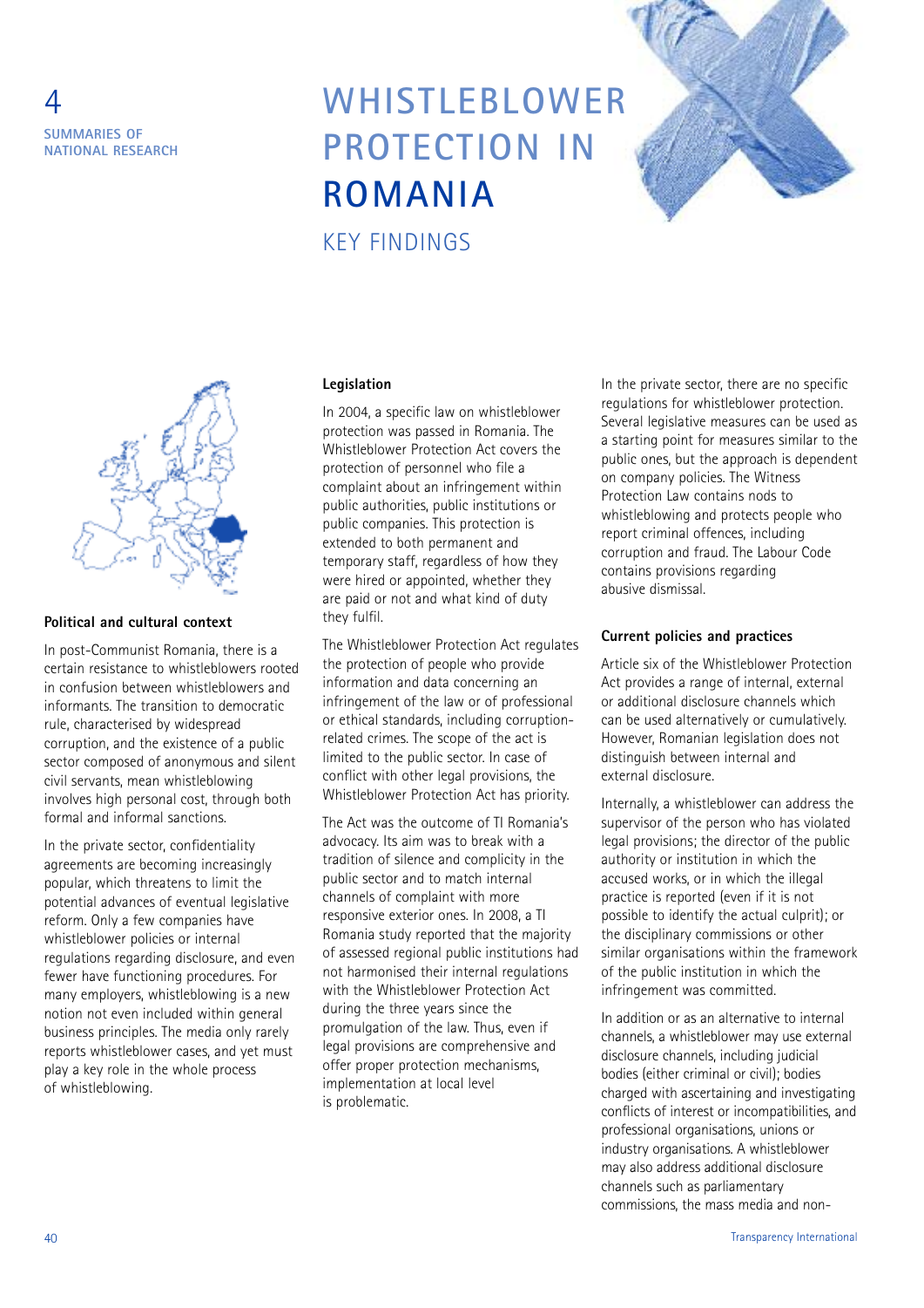4
SUMMARIES OF NATIONAL RESEARCH

# WHISTLEBLOWER PROTECTION IN ROMANIA

## KEY FINDINGS

### Political and cultural context

In post-Communist Romania, there is a certain resistance to whistleblowers rooted in confusion between whistleblowers and informants. The transition to democratic rule, characterised by widespread corruption, and the existence of a public sector composed of anonymous and silent civil servants, mean whistleblowing involves high personal cost, through both formal and informal sanctions.

In the private sector, confidentiality agreements are becoming increasingly popular, which threatens to limit the potential advances of eventual legislative reform. Only a few companies have whistleblower policies or internal regulations regarding disclosure, and even fewer have functioning procedures. For many employers, whistleblowing is a new notion not even included within general business principles. The media only rarely reports whistleblower cases, and yet must play a key role in the whole process of whistleblowing.

### Legislation

In 2004, a specific law on whistleblower protection was passed in Romania. The Whistleblower Protection Act covers the protection of personnel who file a complaint about an infringement within public authorities, public institutions or public companies. This protection is extended to both permanent and temporary staff, regardless of how they were hired or appointed, whether they are paid or not and what kind of duty they fulfil.

The Whistleblower Protection Act regulates the protection of people who provide information and data concerning an infringement of the law or of professional or ethical standards, including corruption-related crimes. The scope of the act is limited to the public sector. In case of conflict with other legal provisions, the Whistleblower Protection Act has priority.

The Act was the outcome of TI Romania's advocacy. Its aim was to break with a tradition of silence and complicity in the public sector and to match internal channels of complaint with more responsive exterior ones. In 2008, a TI Romania study reported that the majority of assessed regional public institutions had not harmonised their internal regulations with the Whistleblower Protection Act during the three years since the promulgation of the law. Thus, even if legal provisions are comprehensive and offer proper protection mechanisms, implementation at local level is problematic.

In the private sector, there are no specific regulations for whistleblower protection. Several legislative measures can be used as a starting point for measures similar to the public ones, but the approach is dependent on company policies. The Witness Protection Law contains nods to whistleblowing and protects people who report criminal offences, including corruption and fraud. The Labour Code contains provisions regarding abusive dismissal.

### Current policies and practices

Article six of the Whistleblower Protection Act provides a range of internal, external or additional disclosure channels which can be used alternatively or cumulatively. However, Romanian legislation does not distinguish between internal and external disclosure.

Internally, a whistleblower can address the supervisor of the person who has violated legal provisions; the director of the public authority or institution in which the accused works, or in which the illegal practice is reported (even if it is not possible to identify the actual culprit); or the disciplinary commissions or other similar organisations within the framework of the public institution in which the infringement was committed.

In addition or as an alternative to internal channels, a whistleblower may use external disclosure channels, including judicial bodies (either criminal or civil); bodies charged with ascertaining and investigating conflicts of interest or incompatibilities, and professional organisations, unions or industry organisations. A whistleblower may also address additional disclosure channels such as parliamentary commissions, the mass media and non-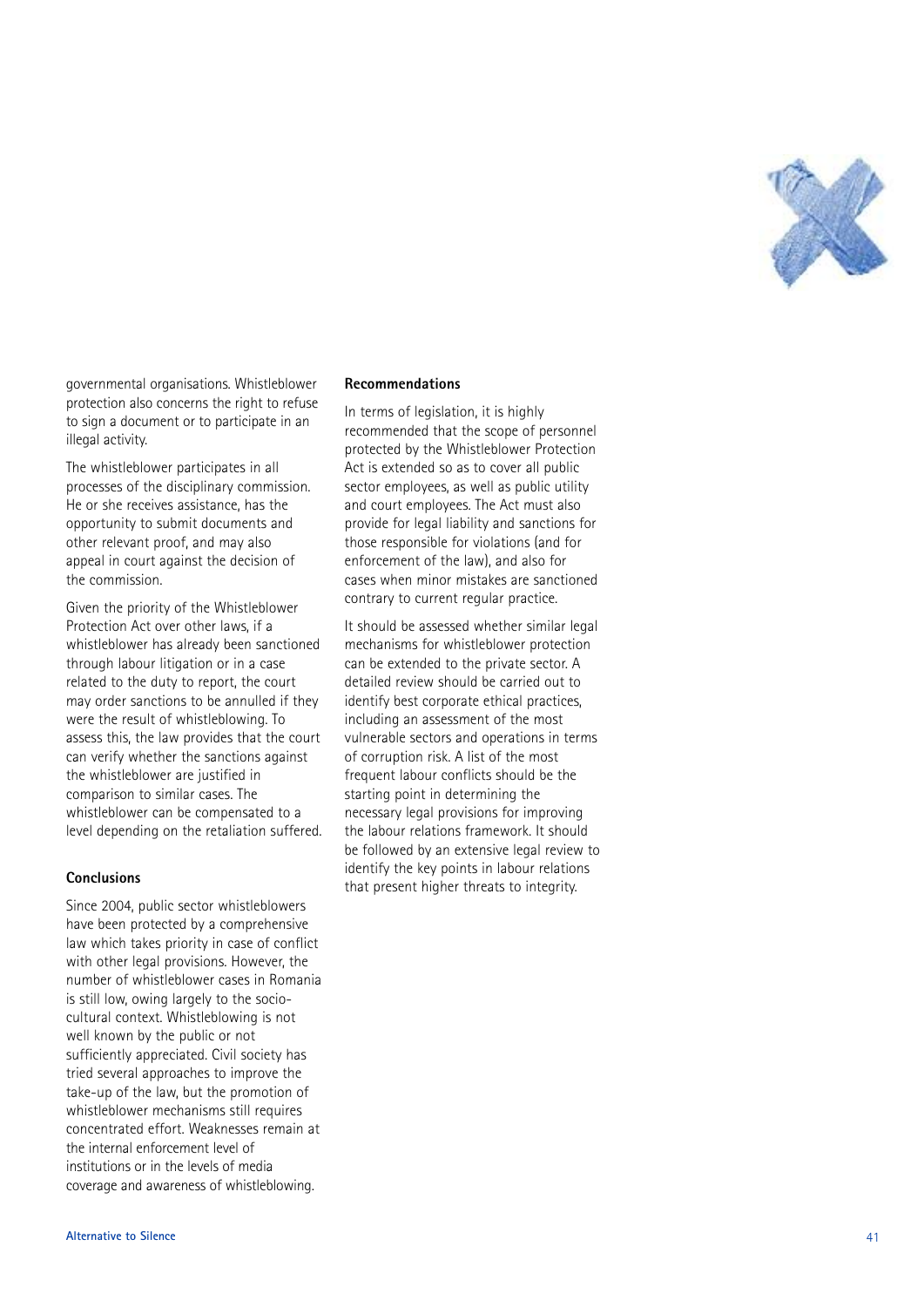governmental organisations. Whistleblower protection also concerns the right to refuse to sign a document or to participate in an illegal activity.

The whistleblower participates in all processes of the disciplinary commission. He or she receives assistance, has the opportunity to submit documents and other relevant proof, and may also appeal in court against the decision of the commission.

Given the priority of the Whistleblower Protection Act over other laws, if a whistleblower has already been sanctioned through labour litigation or in a case related to the duty to report, the court may order sanctions to be annulled if they were the result of whistleblowing. To assess this, the law provides that the court can verify whether the sanctions against the whistleblower are justified in comparison to similar cases. The whistleblower can be compensated to a level depending on the retaliation suffered.

### Conclusions

Since 2004, public sector whistleblowers have been protected by a comprehensive law which takes priority in case of conflict with other legal provisions. However, the number of whistleblower cases in Romania is still low, owing largely to the socio-cultural context. Whistleblowing is not well known by the public or not sufficiently appreciated. Civil society has tried several approaches to improve the take-up of the law, but the promotion of whistleblower mechanisms still requires concentrated effort. Weaknesses remain at the internal enforcement level of institutions or in the levels of media coverage and awareness of whistleblowing.

### Recommendations

In terms of legislation, it is highly recommended that the scope of personnel protected by the Whistleblower Protection Act is extended so as to cover all public sector employees, as well as public utility and court employees. The Act must also provide for legal liability and sanctions for those responsible for violations (and for enforcement of the law), and also for cases when minor mistakes are sanctioned contrary to current regular practice.

It should be assessed whether similar legal mechanisms for whistleblower protection can be extended to the private sector. A detailed review should be carried out to identify best corporate ethical practices, including an assessment of the most vulnerable sectors and operations in terms of corruption risk. A list of the most frequent labour conflicts should be the starting point in determining the necessary legal provisions for improving the labour relations framework. It should be followed by an extensive legal review to identify the key points in labour relations that present higher threats to integrity.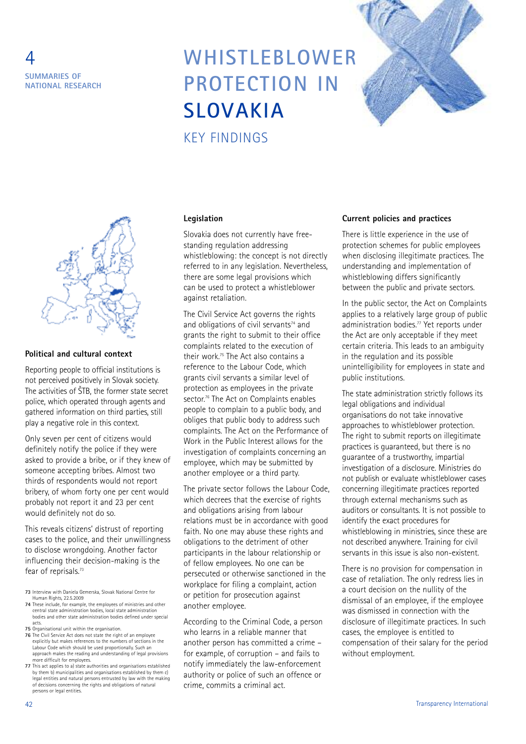4

SUMMARIES OF NATIONAL RESEARCH

# WHISTLEBLOWER PROTECTION IN SLOVAKIA

## KEY FINDINGS

### Political and cultural context

Reporting people to official institutions is not perceived positively in Slovak society. The activities of ŠTB, the former state secret police, which operated through agents and gathered information on third parties, still play a negative role in this context.

Only seven per cent of citizens would definitely notify the police if they were asked to provide a bribe, or if they knew of someone accepting bribes. Almost two thirds of respondents would not report bribery, of whom forty one per cent would probably not report it and 23 per cent would definitely not do so.

This reveals citizens' distrust of reporting cases to the police, and their unwillingness to disclose wrongdoing. Another factor influencing their decision-making is the fear of reprisals.[73]

### Legislation

Slovakia does not currently have free-standing regulation addressing whistleblowing: the concept is not directly referred to in any legislation. Nevertheless, there are some legal provisions which can be used to protect a whistleblower against retaliation.

The Civil Service Act governs the rights and obligations of civil servants[74] and grants the right to submit to their office complaints related to the execution of their work.[75] The Act also contains a reference to the Labour Code, which grants civil servants a similar level of protection as employees in the private sector.[76] The Act on Complaints enables people to complain to a public body, and obliges that public body to address such complaints. The Act on the Performance of Work in the Public Interest allows for the investigation of complaints concerning an employee, which may be submitted by another employee or a third party.

The private sector follows the Labour Code, which decrees that the exercise of rights and obligations arising from labour relations must be in accordance with good faith. No one may abuse these rights and obligations to the detriment of other participants in the labour relationship or of fellow employees. No one can be persecuted or otherwise sanctioned in the workplace for filing a complaint, action or petition for prosecution against another employee.

According to the Criminal Code, a person who learns in a reliable manner that another person has committed a crime – for example, of corruption – and fails to notify immediately the law-enforcement authority or police of such an offence or crime, commits a criminal act.

### Current policies and practices

There is little experience in the use of protection schemes for public employees when disclosing illegitimate practices. The understanding and implementation of whistleblowing differs significantly between the public and private sectors.

In the public sector, the Act on Complaints applies to a relatively large group of public administration bodies.[77] Yet reports under the Act are only acceptable if they meet certain criteria. This leads to an ambiguity in the regulation and its possible unintelligibility for employees in state and public institutions.

The state administration strictly follows its legal obligations and individual organisations do not take innovative approaches to whistleblower protection. The right to submit reports on illegitimate practices is guaranteed, but there is no guarantee of a trustworthy, impartial investigation of a disclosure. Ministries do not publish or evaluate whistleblower cases concerning illegitimate practices reported through external mechanisms such as auditors or consultants. It is not possible to identify the exact procedures for whistleblowing in ministries, since these are not described anywhere. Training for civil servants in this issue is also non-existent.

There is no provision for compensation in case of retaliation. The only redress lies in a court decision on the nullity of the dismissal of an employee, if the employee was dismissed in connection with the disclosure of illegitimate practices. In such cases, the employee is entitled to compensation of their salary for the period without employment.

---

73 Interview with Daniela Gemerska, Slovak National Centre for Human Rights, 22.5.2009

74 These include, for example, the employees of ministries and other central state administration bodies, local state administration bodies and other state administration bodies defined under special acts.

75 Organisational unit within the organisation.

76 The Civil Service Act does not state the right of an employee explicitly but makes references to the numbers of sections in the Labour Code which should be used proportionally. Such an approach makes the reading and understanding of legal provisions more difficult for employees.

77 This act applies to a) state authorities and organisations established by them b) municipalities and organisations established by them c) legal entities and natural persons entrusted by law with the making of decisions concerning the rights and obligations of natural persons or legal entities.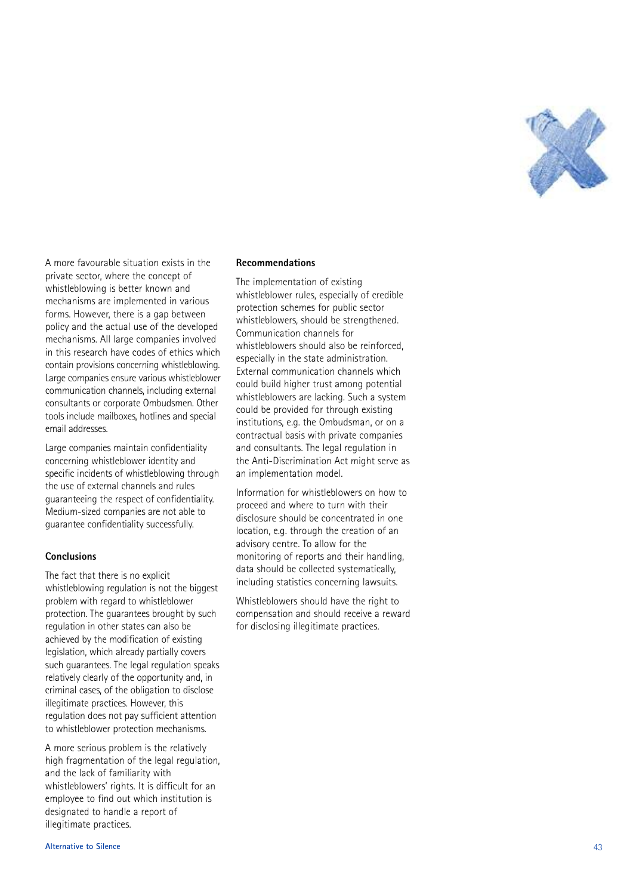A more favourable situation exists in the private sector, where the concept of whistleblowing is better known and mechanisms are implemented in various forms. However, there is a gap between policy and the actual use of the developed mechanisms. All large companies involved in this research have codes of ethics which contain provisions concerning whistleblowing. Large companies ensure various whistleblower communication channels, including external consultants or corporate Ombudsmen. Other tools include mailboxes, hotlines and special email addresses.

Large companies maintain confidentiality concerning whistleblower identity and specific incidents of whistleblowing through the use of external channels and rules guaranteeing the respect of confidentiality. Medium-sized companies are not able to guarantee confidentiality successfully.

#### Conclusions

The fact that there is no explicit whistleblowing regulation is not the biggest problem with regard to whistleblower protection. The guarantees brought by such regulation in other states can also be achieved by the modification of existing legislation, which already partially covers such guarantees. The legal regulation speaks relatively clearly of the opportunity and, in criminal cases, of the obligation to disclose illegitimate practices. However, this regulation does not pay sufficient attention to whistleblower protection mechanisms.

A more serious problem is the relatively high fragmentation of the legal regulation, and the lack of familiarity with whistleblowers' rights. It is difficult for an employee to find out which institution is designated to handle a report of illegitimate practices.

#### Recommendations

The implementation of existing whistleblower rules, especially of credible protection schemes for public sector whistleblowers, should be strengthened. Communication channels for whistleblowers should also be reinforced, especially in the state administration. External communication channels which could build higher trust among potential whistleblowers are lacking. Such a system could be provided for through existing institutions, e.g. the Ombudsman, or on a contractual basis with private companies and consultants. The legal regulation in the Anti-Discrimination Act might serve as an implementation model.

Information for whistleblowers on how to proceed and where to turn with their disclosure should be concentrated in one location, e.g. through the creation of an advisory centre. To allow for the monitoring of reports and their handling, data should be collected systematically, including statistics concerning lawsuits.

Whistleblowers should have the right to compensation and should receive a reward for disclosing illegitimate practices.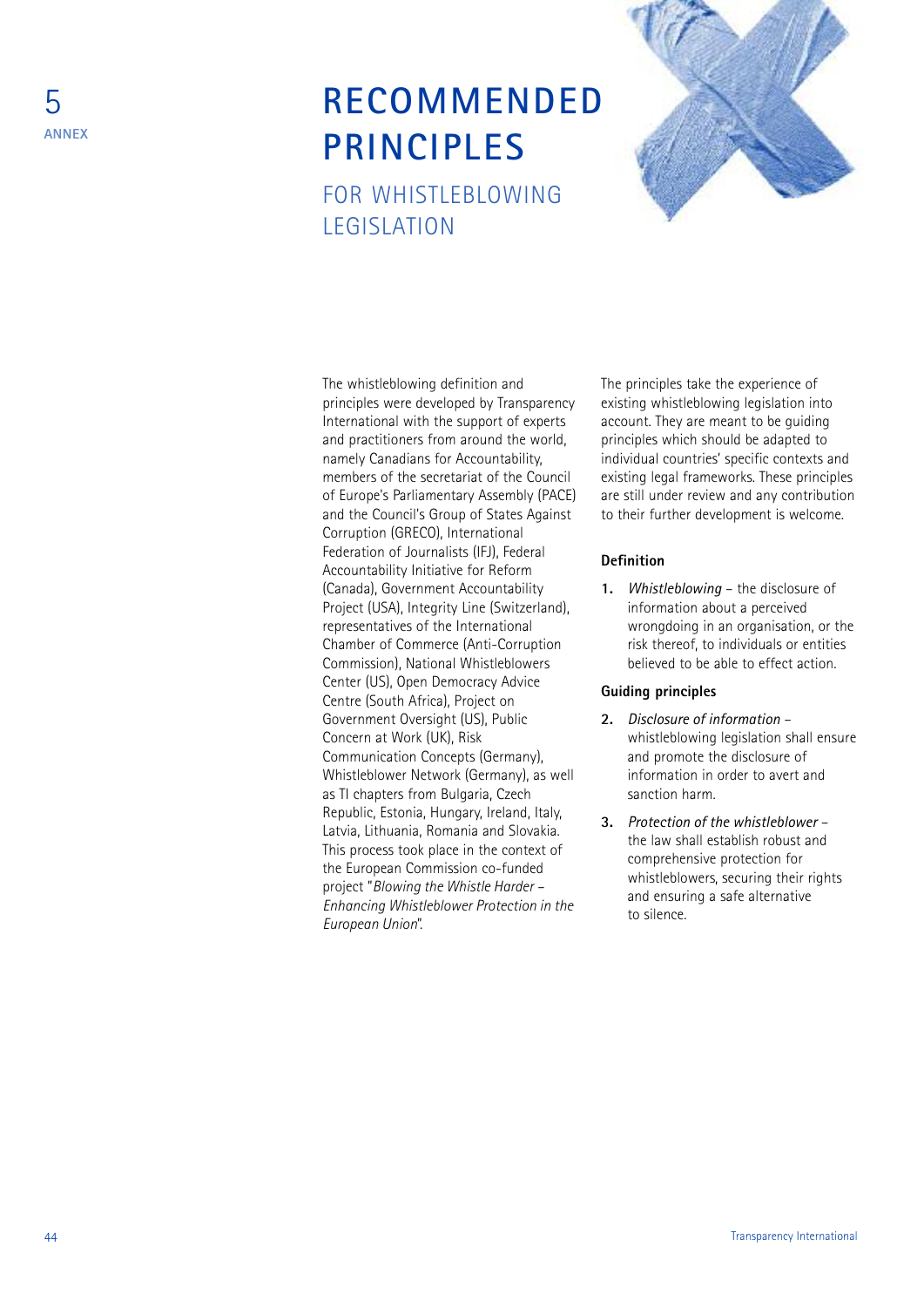5
ANNEX

# RECOMMENDED PRINCIPLES

## FOR WHISTLEBLOWING LEGISLATION

The whistleblowing definition and principles were developed by Transparency International with the support of experts and practitioners from around the world, namely Canadians for Accountability, members of the secretariat of the Council of Europe's Parliamentary Assembly (PACE) and the Council's Group of States Against Corruption (GRECO), International Federation of Journalists (IFJ), Federal Accountability Initiative for Reform (Canada), Government Accountability Project (USA), Integrity Line (Switzerland), representatives of the International Chamber of Commerce (Anti-Corruption Commission), National Whistleblowers Center (US), Open Democracy Advice Centre (South Africa), Project on Government Oversight (US), Public Concern at Work (UK), Risk Communication Concepts (Germany), Whistleblower Network (Germany), as well as TI chapters from Bulgaria, Czech Republic, Estonia, Hungary, Ireland, Italy, Latvia, Lithuania, Romania and Slovakia. This process took place in the context of the European Commission co-funded project "*Blowing the Whistle Harder – Enhancing Whistleblower Protection in the European Union*".

The principles take the experience of existing whistleblowing legislation into account. They are meant to be guiding principles which should be adapted to individual countries' specific contexts and existing legal frameworks. These principles are still under review and any contribution to their further development is welcome.

**Definition**

1. *Whistleblowing* – the disclosure of information about a perceived wrongdoing in an organisation, or the risk thereof, to individuals or entities believed to be able to effect action.

**Guiding principles**

2. *Disclosure of information* – whistleblowing legislation shall ensure and promote the disclosure of information in order to avert and sanction harm.

3. *Protection of the whistleblower* – the law shall establish robust and comprehensive protection for whistleblowers, securing their rights and ensuring a safe alternative to silence.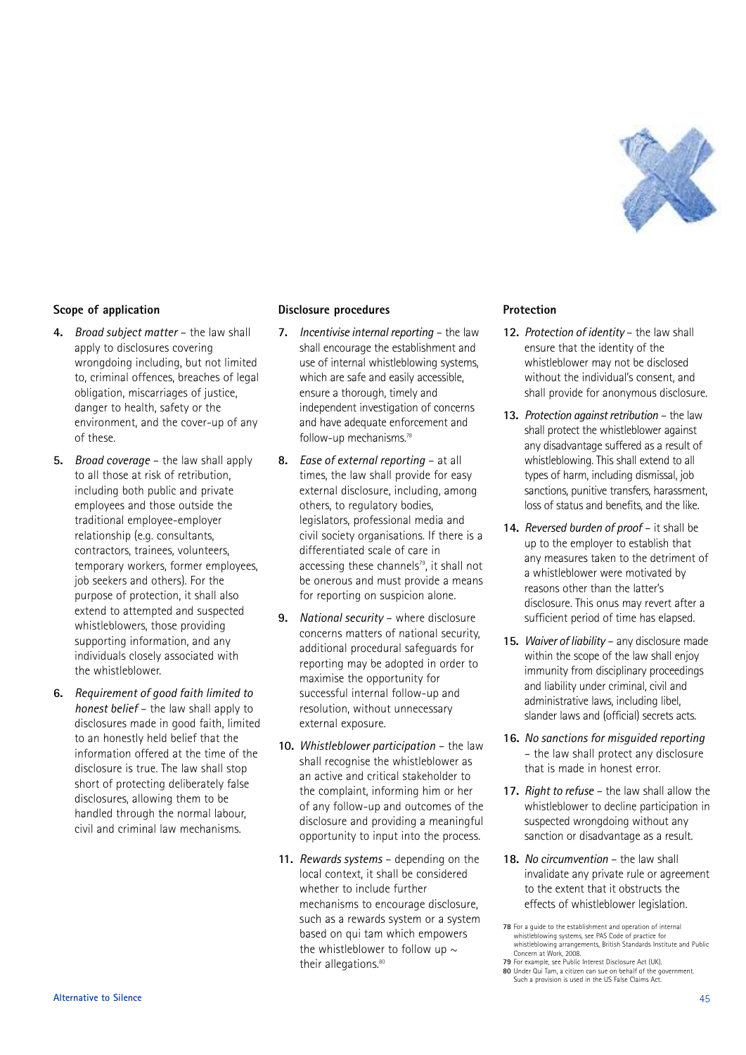### Scope of application

4. *Broad subject matter* – the law shall apply to disclosures covering wrongdoing including, but not limited to, criminal offences, breaches of legal obligation, miscarriages of justice, danger to health, safety or the environment, and the cover-up of any of these.

5. *Broad coverage* – the law shall apply to all those at risk of retribution, including both public and private employees and those outside the traditional employee-employer relationship (e.g. consultants, contractors, trainees, volunteers, temporary workers, former employees, job seekers and others). For the purpose of protection, it shall also extend to attempted and suspected whistleblowers, those providing supporting information, and any individuals closely associated with the whistleblower.

6. *Requirement of good faith limited to honest belief* – the law shall apply to disclosures made in good faith, limited to an honestly held belief that the information offered at the time of the disclosure is true. The law shall stop short of protecting deliberately false disclosures, allowing them to be handled through the normal labour, civil and criminal law mechanisms.

### Disclosure procedures

7. *Incentivise internal reporting* – the law shall encourage the establishment and use of internal whistleblowing systems, which are safe and easily accessible, ensure a thorough, timely and independent investigation of concerns and have adequate enforcement and follow-up mechanisms.[78]

8. *Ease of external reporting* – at all times, the law shall provide for easy external disclosure, including, among others, to regulatory bodies, legislators, professional media and civil society organisations. If there is a differentiated scale of care in accessing these channels[79], it shall not be onerous and must provide a means for reporting on suspicion alone.

9. *National security* – where disclosure concerns matters of national security, additional procedural safeguards for reporting may be adopted in order to maximise the opportunity for successful internal follow-up and resolution, without unnecessary external exposure.

10. *Whistleblower participation* – the law shall recognise the whistleblower as an active and critical stakeholder to the complaint, informing him or her of any follow-up and outcomes of the disclosure and providing a meaningful opportunity to input into the process.

11. *Rewards systems* – depending on the local context, it shall be considered whether to include further mechanisms to encourage disclosure, such as a rewards system or a system based on qui tam which empowers the whistleblower to follow up ~ their allegations.[80]

### Protection

12. *Protection of identity* – the law shall ensure that the identity of the whistleblower may not be disclosed without the individual's consent, and shall provide for anonymous disclosure.

13. *Protection against retribution* – the law shall protect the whistleblower against any disadvantage suffered as a result of whistleblowing. This shall extend to all types of harm, including dismissal, job sanctions, punitive transfers, harassment, loss of status and benefits, and the like.

14. *Reversed burden of proof* – it shall be up to the employer to establish that any measures taken to the detriment of a whistleblower were motivated by reasons other than the latter's disclosure. This onus may revert after a sufficient period of time has elapsed.

15. *Waiver of liability* – any disclosure made within the scope of the law shall enjoy immunity from disciplinary proceedings and liability under criminal, civil and administrative laws, including libel, slander laws and (official) secrets acts.

16. *No sanctions for misguided reporting* – the law shall protect any disclosure that is made in honest error.

17. *Right to refuse* – the law shall allow the whistleblower to decline participation in suspected wrongdoing without any sanction or disadvantage as a result.

18. *No circumvention* – the law shall invalidate any private rule or agreement to the extent that it obstructs the effects of whistleblower legislation.

**78** For a guide to the establishment and operation of internal whistleblowing systems, see PAS Code of practice for whistleblowing arrangements, British Standards Institute and Public Concern at Work, 2008.

**79** For example, see Public Interest Disclosure Act (UK).

**80** Under Qui Tam, a citizen can sue on behalf of the government. Such a provision is used in the US False Claims Act.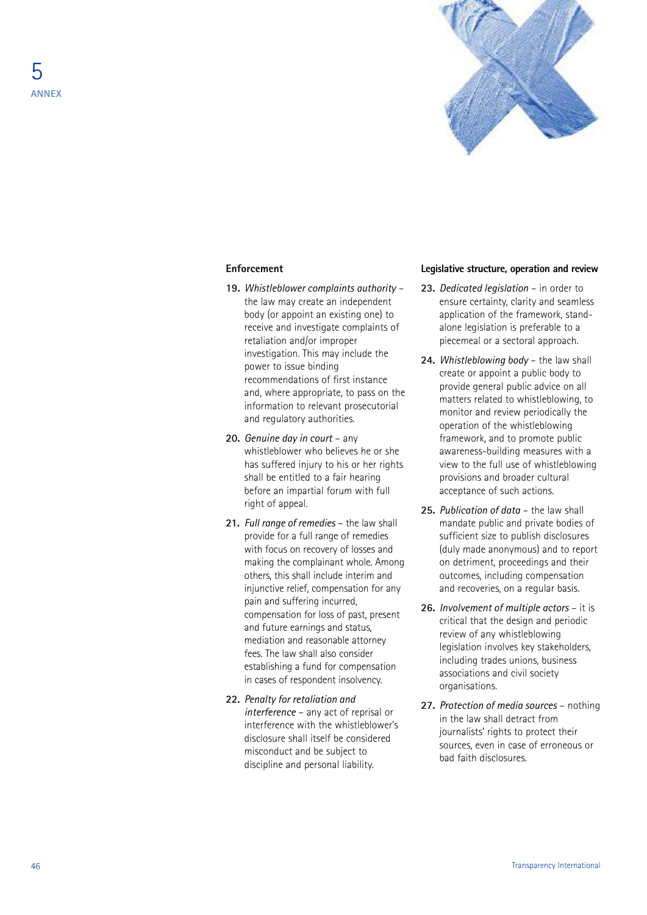## Enforcement

19. *Whistleblower complaints authority* – the law may create an independent body (or appoint an existing one) to receive and investigate complaints of retaliation and/or improper investigation. This may include the power to issue binding recommendations of first instance and, where appropriate, to pass on the information to relevant prosecutorial and regulatory authorities.

20. *Genuine day in court* – any whistleblower who believes he or she has suffered injury to his or her rights shall be entitled to a fair hearing before an impartial forum with full right of appeal.

21. *Full range of remedies* – the law shall provide for a full range of remedies with focus on recovery of losses and making the complainant whole. Among others, this shall include interim and injunctive relief, compensation for any pain and suffering incurred, compensation for loss of past, present and future earnings and status, mediation and reasonable attorney fees. The law shall also consider establishing a fund for compensation in cases of respondent insolvency.

22. *Penalty for retaliation and interference* – any act of reprisal or interference with the whistleblower's disclosure shall itself be considered misconduct and be subject to discipline and personal liability.

## Legislative structure, operation and review

23. *Dedicated legislation* – in order to ensure certainty, clarity and seamless application of the framework, stand-alone legislation is preferable to a piecemeal or a sectoral approach.

24. *Whistleblowing body* – the law shall create or appoint a public body to provide general public advice on all matters related to whistleblowing, to monitor and review periodically the operation of the whistleblowing framework, and to promote public awareness-building measures with a view to the full use of whistleblowing provisions and broader cultural acceptance of such actions.

25. *Publication of data* – the law shall mandate public and private bodies of sufficient size to publish disclosures (duly made anonymous) and to report on detriment, proceedings and their outcomes, including compensation and recoveries, on a regular basis.

26. *Involvement of multiple actors* – it is critical that the design and periodic review of any whistleblowing legislation involves key stakeholders, including trades unions, business associations and civil society organisations.

27. *Protection of media sources* – nothing in the law shall detract from journalists' rights to protect their sources, even in case of erroneous or bad faith disclosures.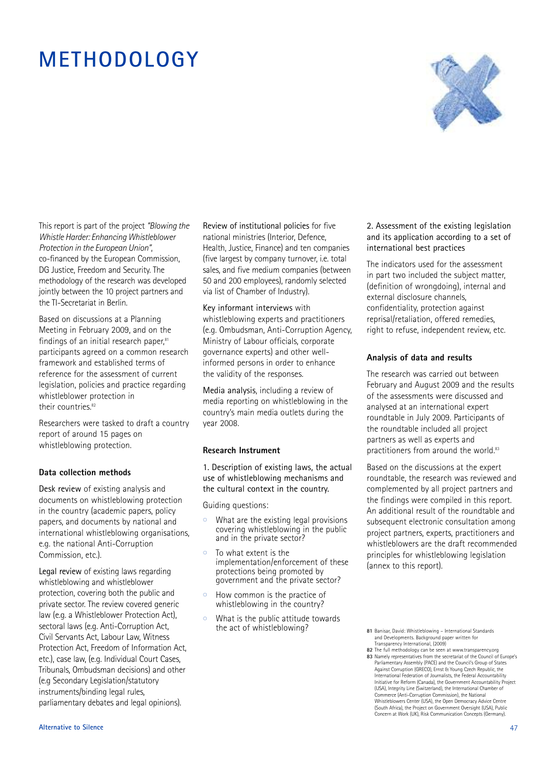# METHODOLOGY

This report is part of the project *"Blowing the Whistle Harder: Enhancing Whistleblower Protection in the European Union"*, co-financed by the European Commission, DG Justice, Freedom and Security. The methodology of the research was developed jointly between the 10 project partners and the TI-Secretariat in Berlin.

Based on discussions at a Planning Meeting in February 2009, and on the findings of an initial research paper,[81] participants agreed on a common research framework and established terms of reference for the assessment of current legislation, policies and practice regarding whistleblower protection in their countries.[82]

Researchers were tasked to draft a country report of around 15 pages on whistleblowing protection.

### Data collection methods

Desk review of existing analysis and documents on whistleblowing protection in the country (academic papers, policy papers, and documents by national and international whistleblowing organisations, e.g. the national Anti-Corruption Commission, etc.).

Legal review of existing laws regarding whistleblowing and whistleblower protection, covering both the public and private sector. The review covered generic law (e.g. a Whistleblower Protection Act), sectoral laws (e.g. Anti-Corruption Act, Civil Servants Act, Labour Law, Witness Protection Act, Freedom of Information Act, etc.), case law, (e.g. Individual Court Cases, Tribunals, Ombudsman decisions) and other (e.g Secondary Legislation/statutory instruments/binding legal rules, parliamentary debates and legal opinions).

Review of institutional policies for five national ministries (Interior, Defence, Health, Justice, Finance) and ten companies (five largest by company turnover, i.e. total sales, and five medium companies (between 50 and 200 employees), randomly selected via list of Chamber of Industry).

Key informant interviews with whistleblowing experts and practitioners (e.g. Ombudsman, Anti-Corruption Agency, Ministry of Labour officials, corporate governance experts) and other well-informed persons in order to enhance the validity of the responses.

Media analysis, including a review of media reporting on whistleblowing in the country's main media outlets during the year 2008.

### Research Instrument

1. Description of existing laws, the actual use of whistleblowing mechanisms and the cultural context in the country.

Guiding questions:

- What are the existing legal provisions covering whistleblowing in the public and in the private sector?
- To what extent is the implementation/enforcement of these protections being promoted by government and the private sector?
- How common is the practice of whistleblowing in the country?
- What is the public attitude towards the act of whistleblowing?

2. Assessment of the existing legislation and its application according to a set of international best practices

The indicators used for the assessment in part two included the subject matter, (definition of wrongdoing), internal and external disclosure channels, confidentiality, protection against reprisal/retaliation, offered remedies, right to refuse, independent review, etc.

### Analysis of data and results

The research was carried out between February and August 2009 and the results of the assessments were discussed and analysed at an international expert roundtable in July 2009. Participants of the roundtable included all project partners as well as experts and practitioners from around the world.[83]

Based on the discussions at the expert roundtable, the research was reviewed and complemented by all project partners and the findings were compiled in this report. An additional result of the roundtable and subsequent electronic consultation among project partners, experts, practitioners and whistleblowers are the draft recommended principles for whistleblowing legislation (annex to this report).

---

81 Banisar, David: Whistleblowing – International Standards and Developments. Background paper written for Transparency International, (2009)

82 The full methodology can be seen at www.transparency.org

83 Namely representatives from the secretariat of the Council of Europe's Parliamentary Assembly (PACE) and the Council's Group of States Against Corruption (GRECO), Ernst & Young Czech Republic, the International Federation of Journalists, the Federal Accountability Initiative for Reform (Canada), the Government Accountability Project (USA), Integrity Line (Switzerland), the International Chamber of Commerce (Anti-Corruption Commission), the National Whistleblowers Center (USA), the Open Democracy Advice Centre (South Africa), the Project on Government Oversight (USA), Public Concern at Work (UK), Risk Communication Concepts (Germany).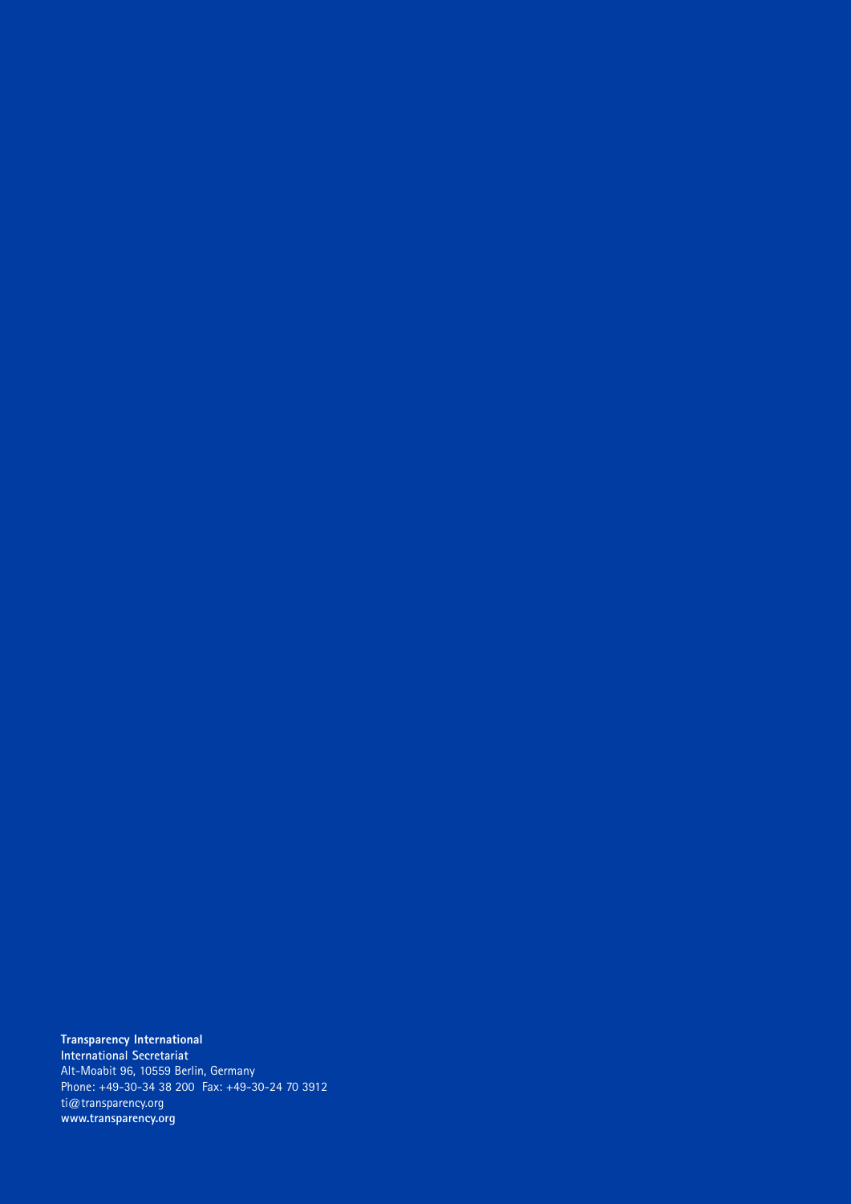**Transparency International**
**International Secretariat**
Alt-Moabit 96, 10559 Berlin, Germany
Phone: +49-30-34 38 200 Fax: +49-30-24 70 3912
ti@transparency.org
**www.transparency.org**